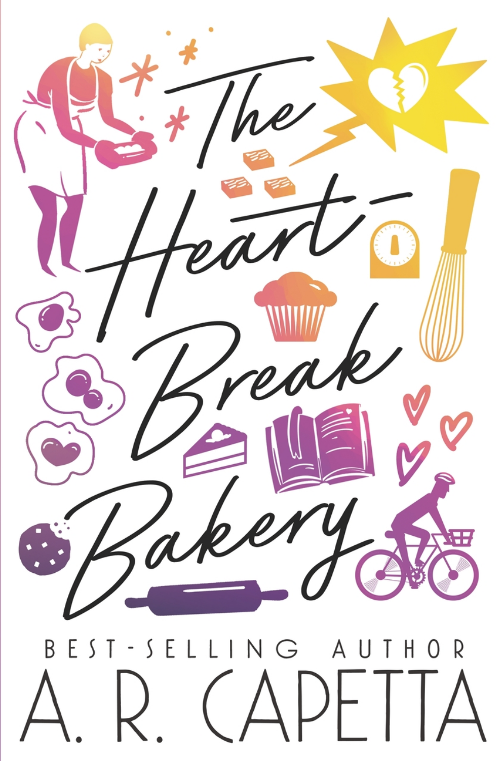# The Heart-Break Bakery

BEST-SELLING AUTHOR

A. R. CAPETTA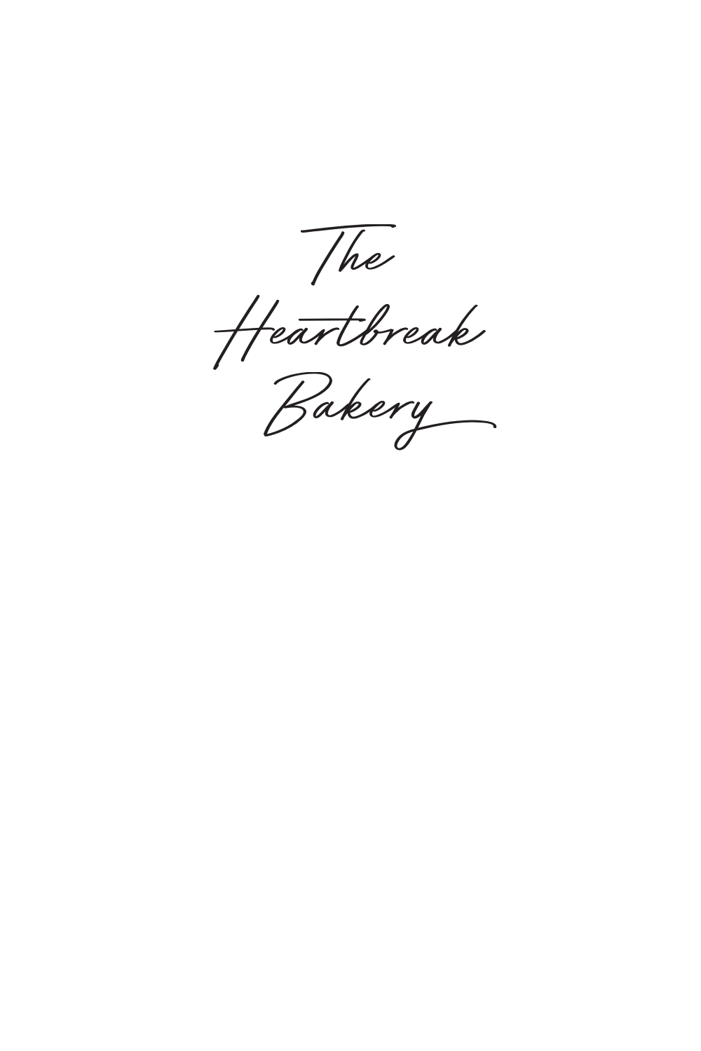# The Heartbreak Bakery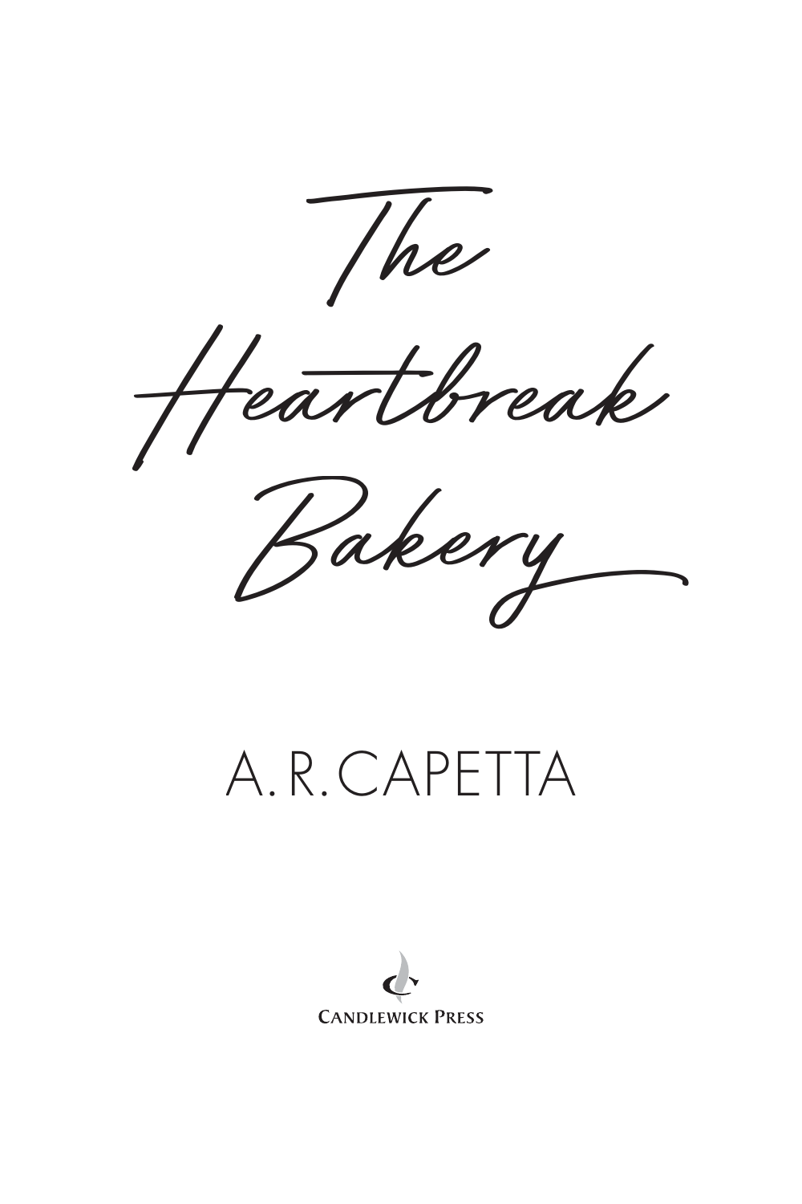# The Heartbreak Bakery

A. R. CAPETTA

CANDLEWICK PRESS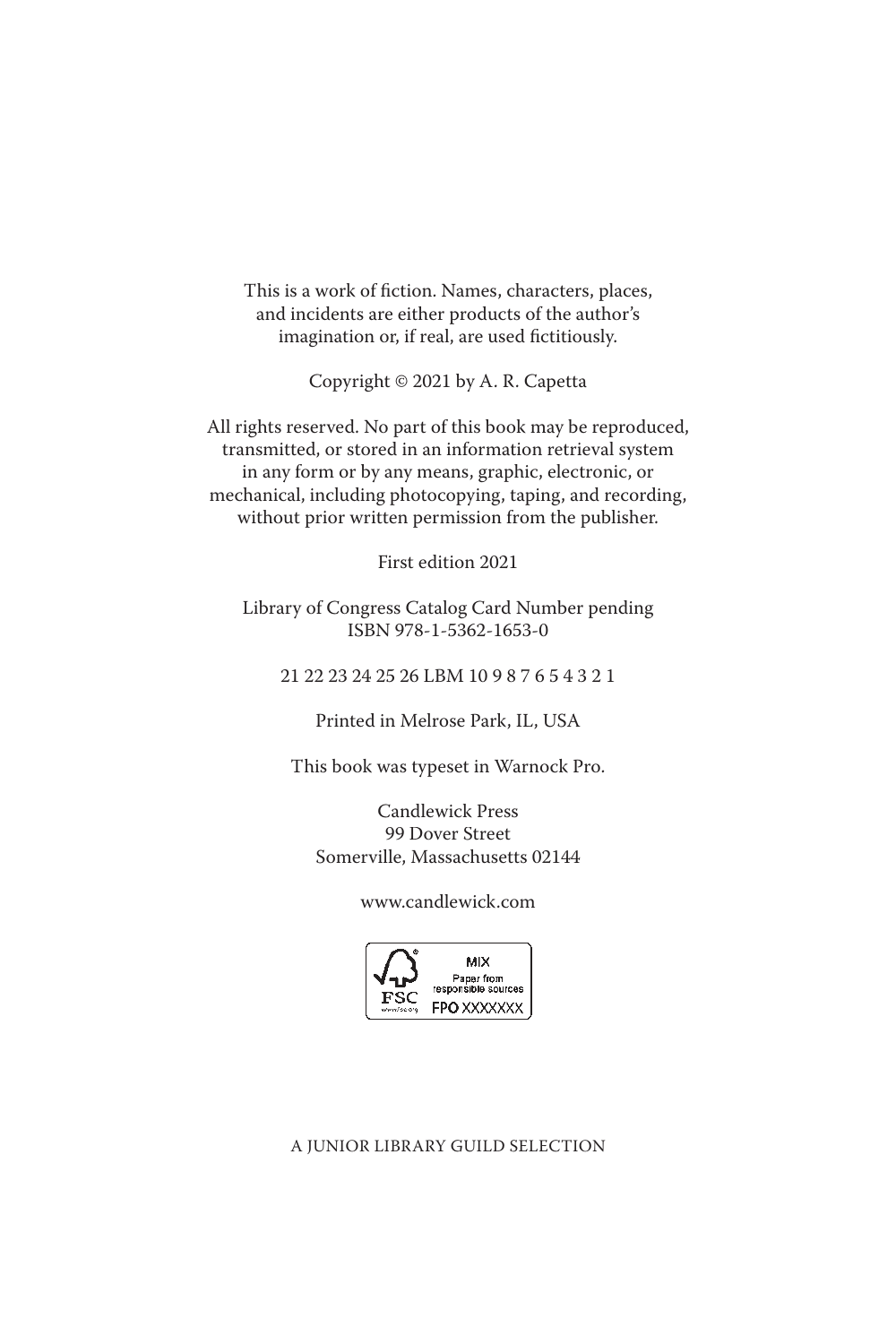This is a work of fiction. Names, characters, places, and incidents are either products of the author's imagination or, if real, are used fictitiously.

Copyright © 2021 by A. R. Capetta

All rights reserved. No part of this book may be reproduced, transmitted, or stored in an information retrieval system in any form or by any means, graphic, electronic, or mechanical, including photocopying, taping, and recording, without prior written permission from the publisher.

First edition 2021

Library of Congress Catalog Card Number pending
ISBN 978-1-5362-1653-0

21 22 23 24 25 26 LBM 10 9 8 7 6 5 4 3 2 1

Printed in Melrose Park, IL, USA

This book was typeset in Warnock Pro.

Candlewick Press
99 Dover Street
Somerville, Massachusetts 02144

www.candlewick.com

FSC www.fsc.org MIX Paper from responsible sources FPO XXXXXXX

A JUNIOR LIBRARY GUILD SELECTION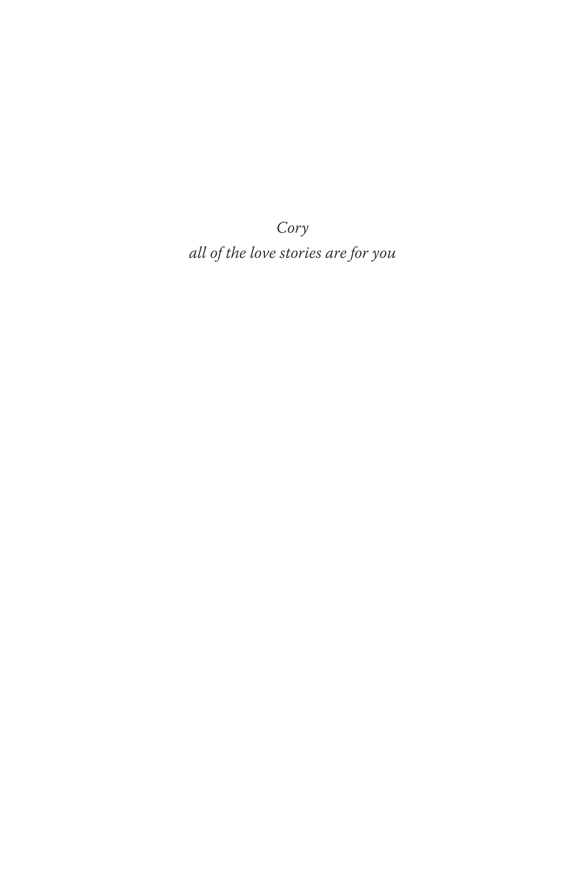*Cory*

*all of the love stories are for you*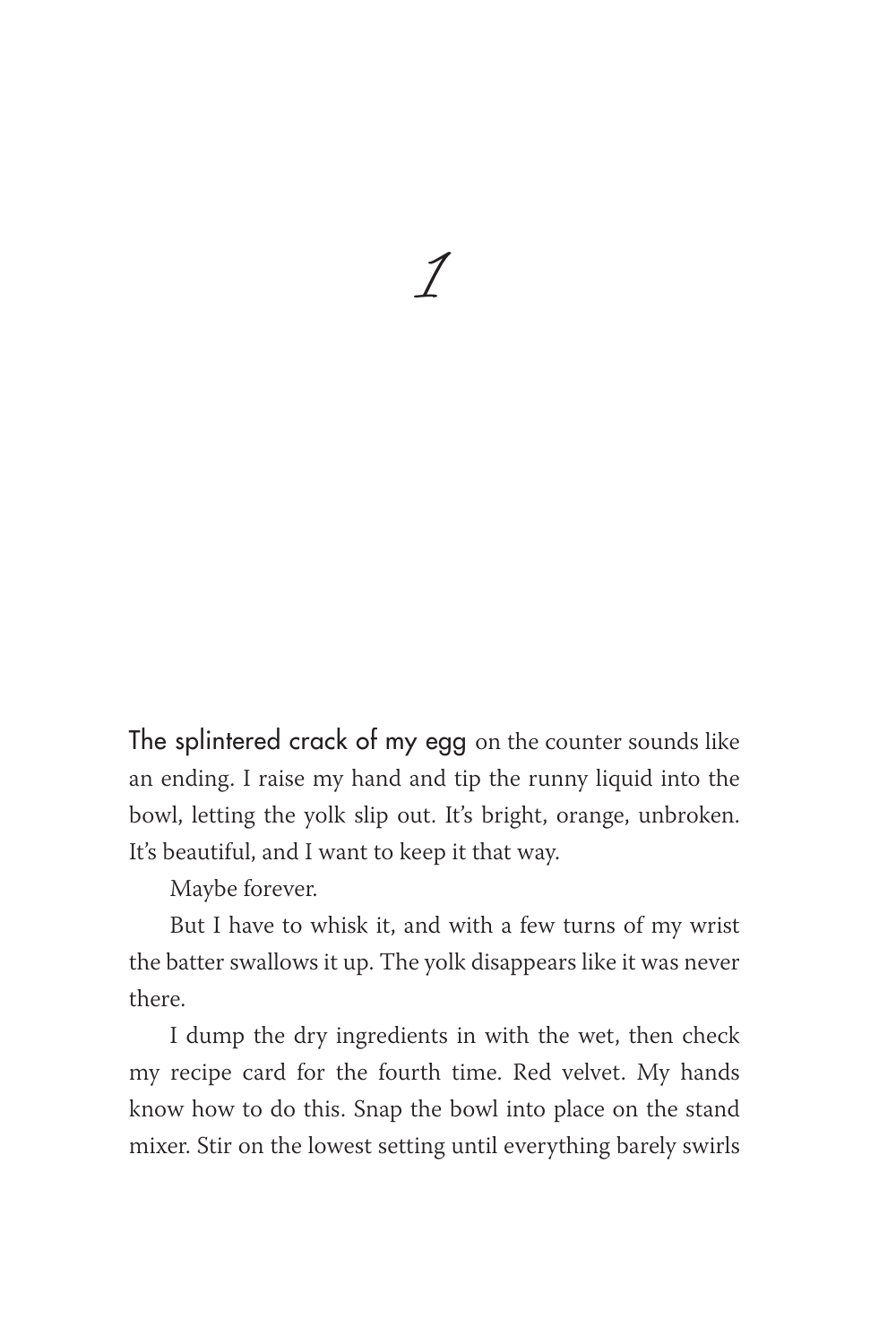# 1

The splintered crack of my egg on the counter sounds like an ending. I raise my hand and tip the runny liquid into the bowl, letting the yolk slip out. It's bright, orange, unbroken. It's beautiful, and I want to keep it that way.

Maybe forever.

But I have to whisk it, and with a few turns of my wrist the batter swallows it up. The yolk disappears like it was never there.

I dump the dry ingredients in with the wet, then check my recipe card for the fourth time. Red velvet. My hands know how to do this. Snap the bowl into place on the stand mixer. Stir on the lowest setting until everything barely swirls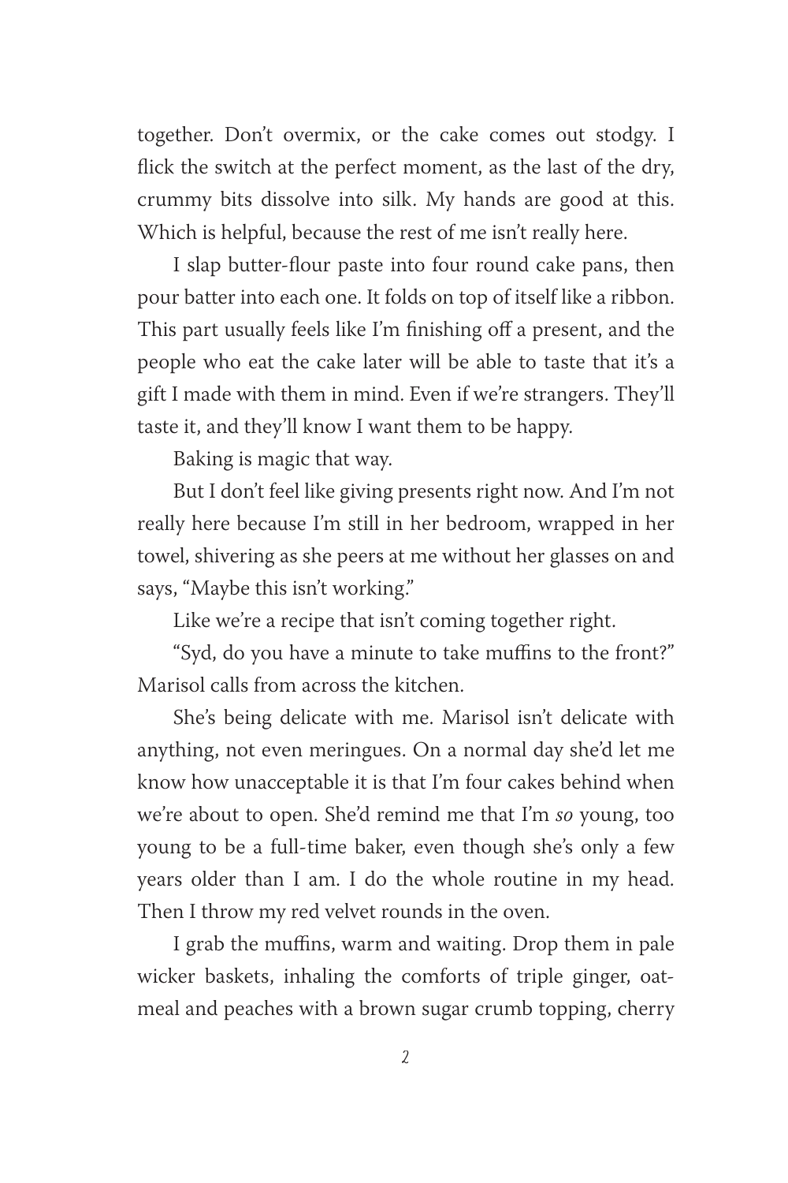together. Don't overmix, or the cake comes out stodgy. I flick the switch at the perfect moment, as the last of the dry, crummy bits dissolve into silk. My hands are good at this. Which is helpful, because the rest of me isn't really here.

I slap butter-flour paste into four round cake pans, then pour batter into each one. It folds on top of itself like a ribbon. This part usually feels like I'm finishing off a present, and the people who eat the cake later will be able to taste that it's a gift I made with them in mind. Even if we're strangers. They'll taste it, and they'll know I want them to be happy.

Baking is magic that way.

But I don't feel like giving presents right now. And I'm not really here because I'm still in her bedroom, wrapped in her towel, shivering as she peers at me without her glasses on and says, "Maybe this isn't working."

Like we're a recipe that isn't coming together right.

"Syd, do you have a minute to take muffins to the front?" Marisol calls from across the kitchen.

She's being delicate with me. Marisol isn't delicate with anything, not even meringues. On a normal day she'd let me know how unacceptable it is that I'm four cakes behind when we're about to open. She'd remind me that I'm *so* young, too young to be a full-time baker, even though she's only a few years older than I am. I do the whole routine in my head. Then I throw my red velvet rounds in the oven.

I grab the muffins, warm and waiting. Drop them in pale wicker baskets, inhaling the comforts of triple ginger, oatmeal and peaches with a brown sugar crumb topping, cherry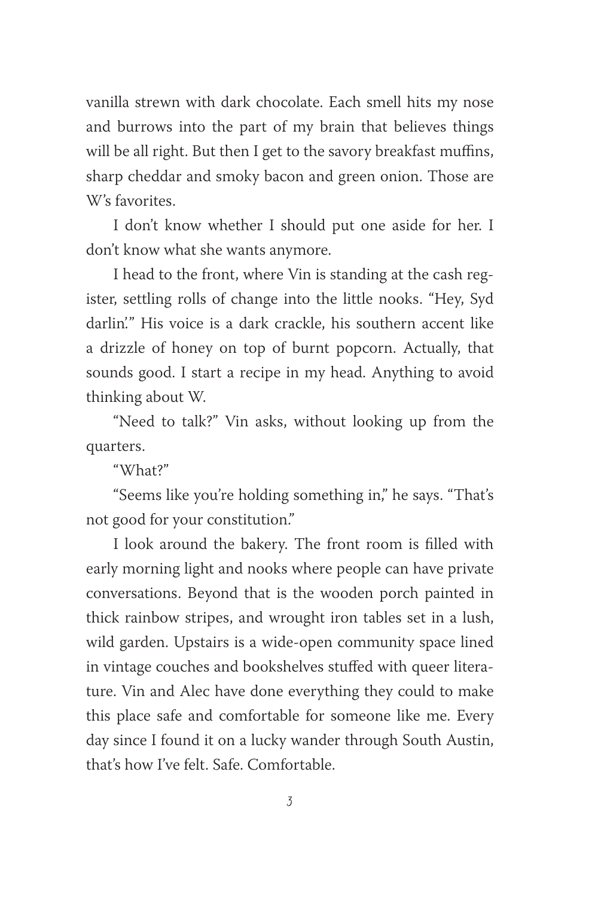vanilla strewn with dark chocolate. Each smell hits my nose and burrows into the part of my brain that believes things will be all right. But then I get to the savory breakfast muffins, sharp cheddar and smoky bacon and green onion. Those are W's favorites.

I don't know whether I should put one aside for her. I don't know what she wants anymore.

I head to the front, where Vin is standing at the cash register, settling rolls of change into the little nooks. "Hey, Syd darlin'." His voice is a dark crackle, his southern accent like a drizzle of honey on top of burnt popcorn. Actually, that sounds good. I start a recipe in my head. Anything to avoid thinking about W.

"Need to talk?" Vin asks, without looking up from the quarters.

"What?"

"Seems like you're holding something in," he says. "That's not good for your constitution."

I look around the bakery. The front room is filled with early morning light and nooks where people can have private conversations. Beyond that is the wooden porch painted in thick rainbow stripes, and wrought iron tables set in a lush, wild garden. Upstairs is a wide-open community space lined in vintage couches and bookshelves stuffed with queer literature. Vin and Alec have done everything they could to make this place safe and comfortable for someone like me. Every day since I found it on a lucky wander through South Austin, that's how I've felt. Safe. Comfortable.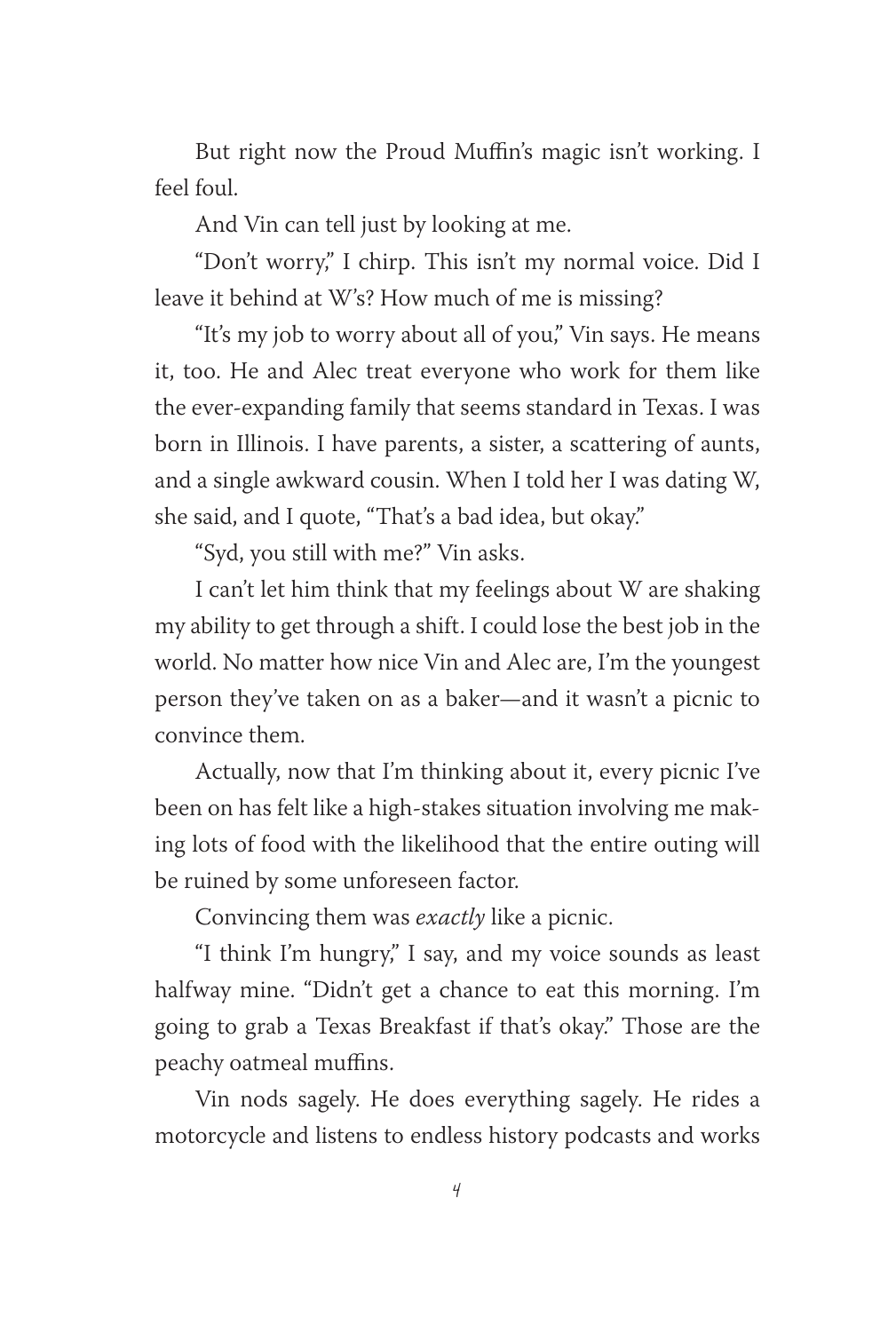But right now the Proud Muffin's magic isn't working. I feel foul.

And Vin can tell just by looking at me.

"Don't worry," I chirp. This isn't my normal voice. Did I leave it behind at W's? How much of me is missing?

"It's my job to worry about all of you," Vin says. He means it, too. He and Alec treat everyone who work for them like the ever-expanding family that seems standard in Texas. I was born in Illinois. I have parents, a sister, a scattering of aunts, and a single awkward cousin. When I told her I was dating W, she said, and I quote, "That's a bad idea, but okay."

"Syd, you still with me?" Vin asks.

I can't let him think that my feelings about W are shaking my ability to get through a shift. I could lose the best job in the world. No matter how nice Vin and Alec are, I'm the youngest person they've taken on as a baker—and it wasn't a picnic to convince them.

Actually, now that I'm thinking about it, every picnic I've been on has felt like a high-stakes situation involving me making lots of food with the likelihood that the entire outing will be ruined by some unforeseen factor.

Convincing them was *exactly* like a picnic.

"I think I'm hungry," I say, and my voice sounds as least halfway mine. "Didn't get a chance to eat this morning. I'm going to grab a Texas Breakfast if that's okay." Those are the peachy oatmeal muffins.

Vin nods sagely. He does everything sagely. He rides a motorcycle and listens to endless history podcasts and works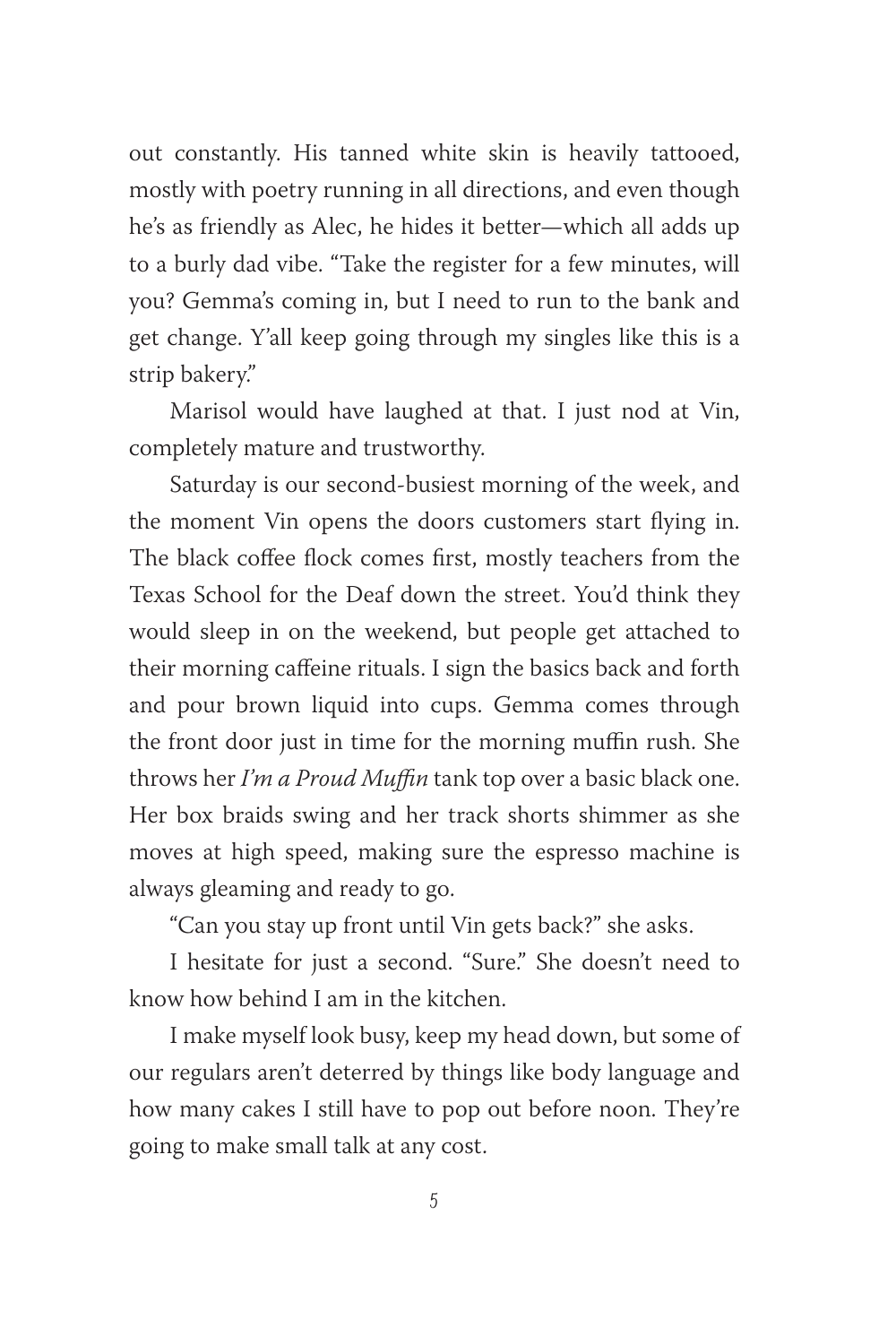out constantly. His tanned white skin is heavily tattooed, mostly with poetry running in all directions, and even though he's as friendly as Alec, he hides it better—which all adds up to a burly dad vibe. "Take the register for a few minutes, will you? Gemma's coming in, but I need to run to the bank and get change. Y'all keep going through my singles like this is a strip bakery."

Marisol would have laughed at that. I just nod at Vin, completely mature and trustworthy.

Saturday is our second-busiest morning of the week, and the moment Vin opens the doors customers start flying in. The black coffee flock comes first, mostly teachers from the Texas School for the Deaf down the street. You'd think they would sleep in on the weekend, but people get attached to their morning caffeine rituals. I sign the basics back and forth and pour brown liquid into cups. Gemma comes through the front door just in time for the morning muffin rush. She throws her *I'm a Proud Muffin* tank top over a basic black one. Her box braids swing and her track shorts shimmer as she moves at high speed, making sure the espresso machine is always gleaming and ready to go.

"Can you stay up front until Vin gets back?" she asks.

I hesitate for just a second. "Sure." She doesn't need to know how behind I am in the kitchen.

I make myself look busy, keep my head down, but some of our regulars aren't deterred by things like body language and how many cakes I still have to pop out before noon. They're going to make small talk at any cost.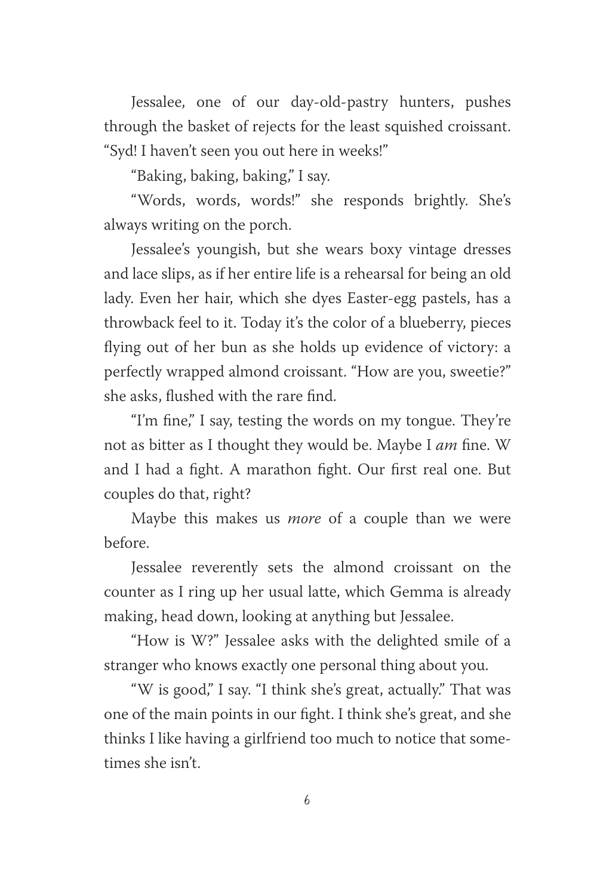Jessalee, one of our day-old-pastry hunters, pushes through the basket of rejects for the least squished croissant. "Syd! I haven't seen you out here in weeks!"

"Baking, baking, baking," I say.

"Words, words, words!" she responds brightly. She's always writing on the porch.

Jessalee's youngish, but she wears boxy vintage dresses and lace slips, as if her entire life is a rehearsal for being an old lady. Even her hair, which she dyes Easter-egg pastels, has a throwback feel to it. Today it's the color of a blueberry, pieces flying out of her bun as she holds up evidence of victory: a perfectly wrapped almond croissant. "How are you, sweetie?" she asks, flushed with the rare find.

"I'm fine," I say, testing the words on my tongue. They're not as bitter as I thought they would be. Maybe I *am* fine. W and I had a fight. A marathon fight. Our first real one. But couples do that, right?

Maybe this makes us *more* of a couple than we were before.

Jessalee reverently sets the almond croissant on the counter as I ring up her usual latte, which Gemma is already making, head down, looking at anything but Jessalee.

"How is W?" Jessalee asks with the delighted smile of a stranger who knows exactly one personal thing about you.

"W is good," I say. "I think she's great, actually." That was one of the main points in our fight. I think she's great, and she thinks I like having a girlfriend too much to notice that sometimes she isn't.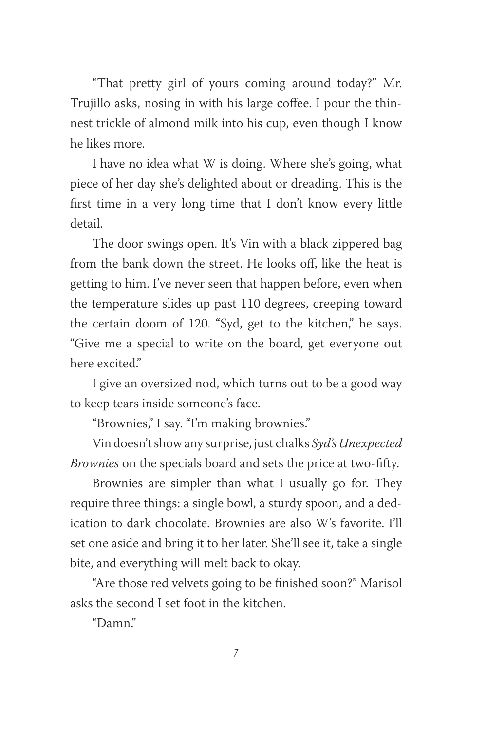"That pretty girl of yours coming around today?" Mr. Trujillo asks, nosing in with his large coffee. I pour the thinnest trickle of almond milk into his cup, even though I know he likes more.

I have no idea what W is doing. Where she's going, what piece of her day she's delighted about or dreading. This is the first time in a very long time that I don't know every little detail.

The door swings open. It's Vin with a black zippered bag from the bank down the street. He looks off, like the heat is getting to him. I've never seen that happen before, even when the temperature slides up past 110 degrees, creeping toward the certain doom of 120. "Syd, get to the kitchen," he says. "Give me a special to write on the board, get everyone out here excited."

I give an oversized nod, which turns out to be a good way to keep tears inside someone's face.

"Brownies," I say. "I'm making brownies."

Vin doesn't show any surprise, just chalks *Syd's Unexpected Brownies* on the specials board and sets the price at two-fifty.

Brownies are simpler than what I usually go for. They require three things: a single bowl, a sturdy spoon, and a dedication to dark chocolate. Brownies are also W's favorite. I'll set one aside and bring it to her later. She'll see it, take a single bite, and everything will melt back to okay.

"Are those red velvets going to be finished soon?" Marisol asks the second I set foot in the kitchen.

"Damn."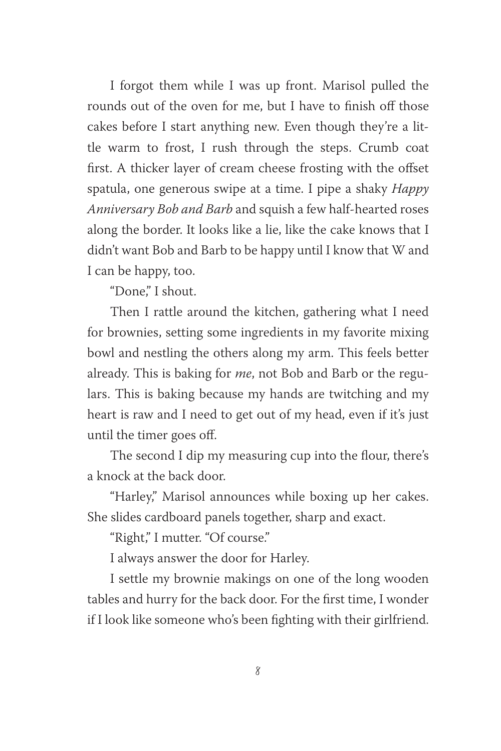I forgot them while I was up front. Marisol pulled the rounds out of the oven for me, but I have to finish off those cakes before I start anything new. Even though they're a little warm to frost, I rush through the steps. Crumb coat first. A thicker layer of cream cheese frosting with the offset spatula, one generous swipe at a time. I pipe a shaky *Happy Anniversary Bob and Barb* and squish a few half-hearted roses along the border. It looks like a lie, like the cake knows that I didn't want Bob and Barb to be happy until I know that W and I can be happy, too.

"Done," I shout.

Then I rattle around the kitchen, gathering what I need for brownies, setting some ingredients in my favorite mixing bowl and nestling the others along my arm. This feels better already. This is baking for *me*, not Bob and Barb or the regulars. This is baking because my hands are twitching and my heart is raw and I need to get out of my head, even if it's just until the timer goes off.

The second I dip my measuring cup into the flour, there's a knock at the back door.

"Harley," Marisol announces while boxing up her cakes. She slides cardboard panels together, sharp and exact.

"Right," I mutter. "Of course."

I always answer the door for Harley.

I settle my brownie makings on one of the long wooden tables and hurry for the back door. For the first time, I wonder if I look like someone who's been fighting with their girlfriend.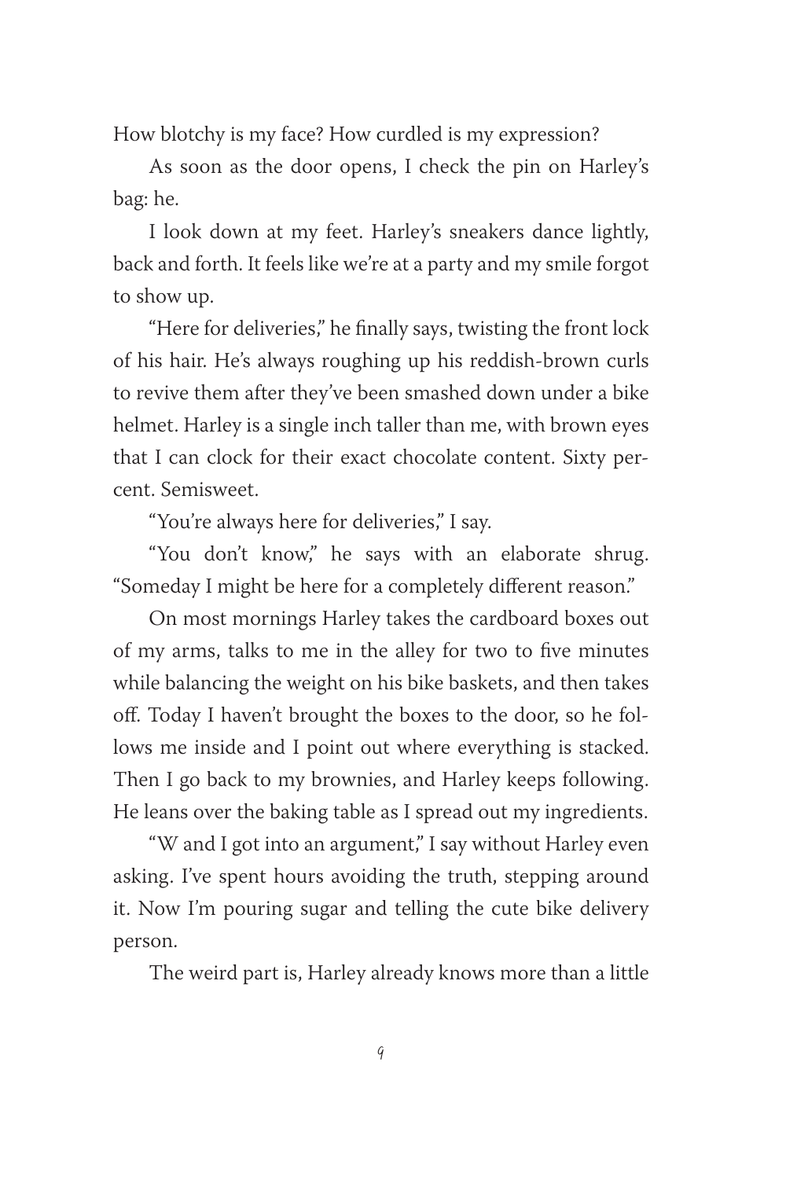How blotchy is my face? How curdled is my expression?

As soon as the door opens, I check the pin on Harley's bag: he.

I look down at my feet. Harley's sneakers dance lightly, back and forth. It feels like we're at a party and my smile forgot to show up.

"Here for deliveries," he finally says, twisting the front lock of his hair. He's always roughing up his reddish-brown curls to revive them after they've been smashed down under a bike helmet. Harley is a single inch taller than me, with brown eyes that I can clock for their exact chocolate content. Sixty percent. Semisweet.

"You're always here for deliveries," I say.

"You don't know," he says with an elaborate shrug. "Someday I might be here for a completely different reason."

On most mornings Harley takes the cardboard boxes out of my arms, talks to me in the alley for two to five minutes while balancing the weight on his bike baskets, and then takes off. Today I haven't brought the boxes to the door, so he follows me inside and I point out where everything is stacked. Then I go back to my brownies, and Harley keeps following. He leans over the baking table as I spread out my ingredients.

"W and I got into an argument," I say without Harley even asking. I've spent hours avoiding the truth, stepping around it. Now I'm pouring sugar and telling the cute bike delivery person.

The weird part is, Harley already knows more than a little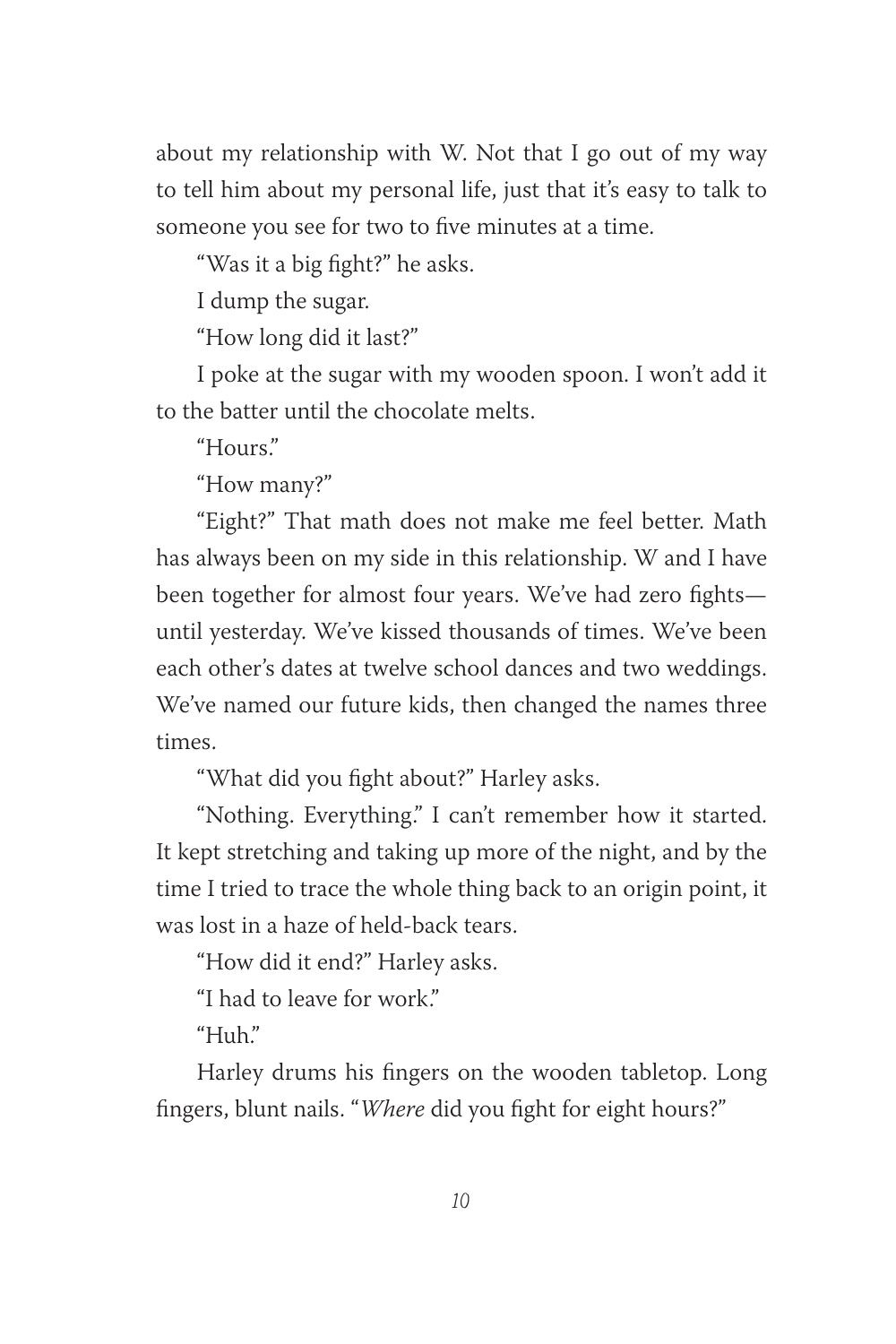about my relationship with W. Not that I go out of my way to tell him about my personal life, just that it's easy to talk to someone you see for two to five minutes at a time.

"Was it a big fight?" he asks.

I dump the sugar.

"How long did it last?"

I poke at the sugar with my wooden spoon. I won't add it to the batter until the chocolate melts.

"Hours."

"How many?"

"Eight?" That math does not make me feel better. Math has always been on my side in this relationship. W and I have been together for almost four years. We've had zero fights—until yesterday. We've kissed thousands of times. We've been each other's dates at twelve school dances and two weddings. We've named our future kids, then changed the names three times.

"What did you fight about?" Harley asks.

"Nothing. Everything." I can't remember how it started. It kept stretching and taking up more of the night, and by the time I tried to trace the whole thing back to an origin point, it was lost in a haze of held-back tears.

"How did it end?" Harley asks.

"I had to leave for work."

"Huh."

Harley drums his fingers on the wooden tabletop. Long fingers, blunt nails. "*Where* did you fight for eight hours?"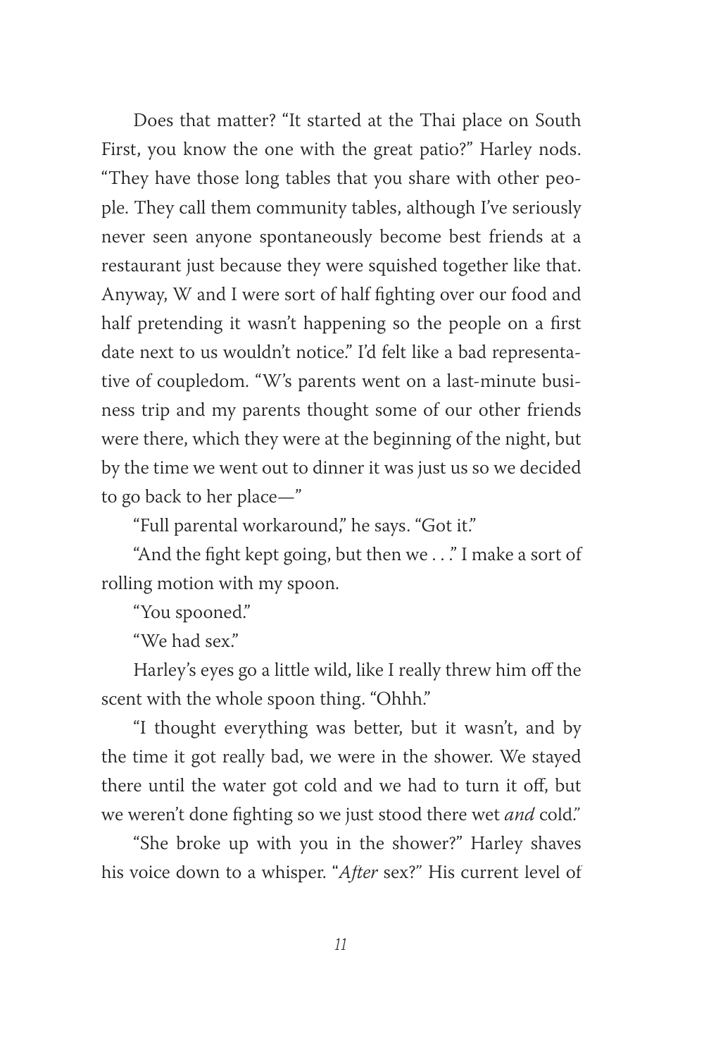Does that matter? "It started at the Thai place on South First, you know the one with the great patio?" Harley nods. "They have those long tables that you share with other people. They call them community tables, although I've seriously never seen anyone spontaneously become best friends at a restaurant just because they were squished together like that. Anyway, W and I were sort of half fighting over our food and half pretending it wasn't happening so the people on a first date next to us wouldn't notice." I'd felt like a bad representative of coupledom. "W's parents went on a last-minute business trip and my parents thought some of our other friends were there, which they were at the beginning of the night, but by the time we went out to dinner it was just us so we decided to go back to her place—"

"Full parental workaround," he says. "Got it."

"And the fight kept going, but then we . . ." I make a sort of rolling motion with my spoon.

"You spooned."

"We had sex."

Harley's eyes go a little wild, like I really threw him off the scent with the whole spoon thing. "Ohhh."

"I thought everything was better, but it wasn't, and by the time it got really bad, we were in the shower. We stayed there until the water got cold and we had to turn it off, but we weren't done fighting so we just stood there wet *and* cold."

"She broke up with you in the shower?" Harley shaves his voice down to a whisper. "*After* sex?" His current level of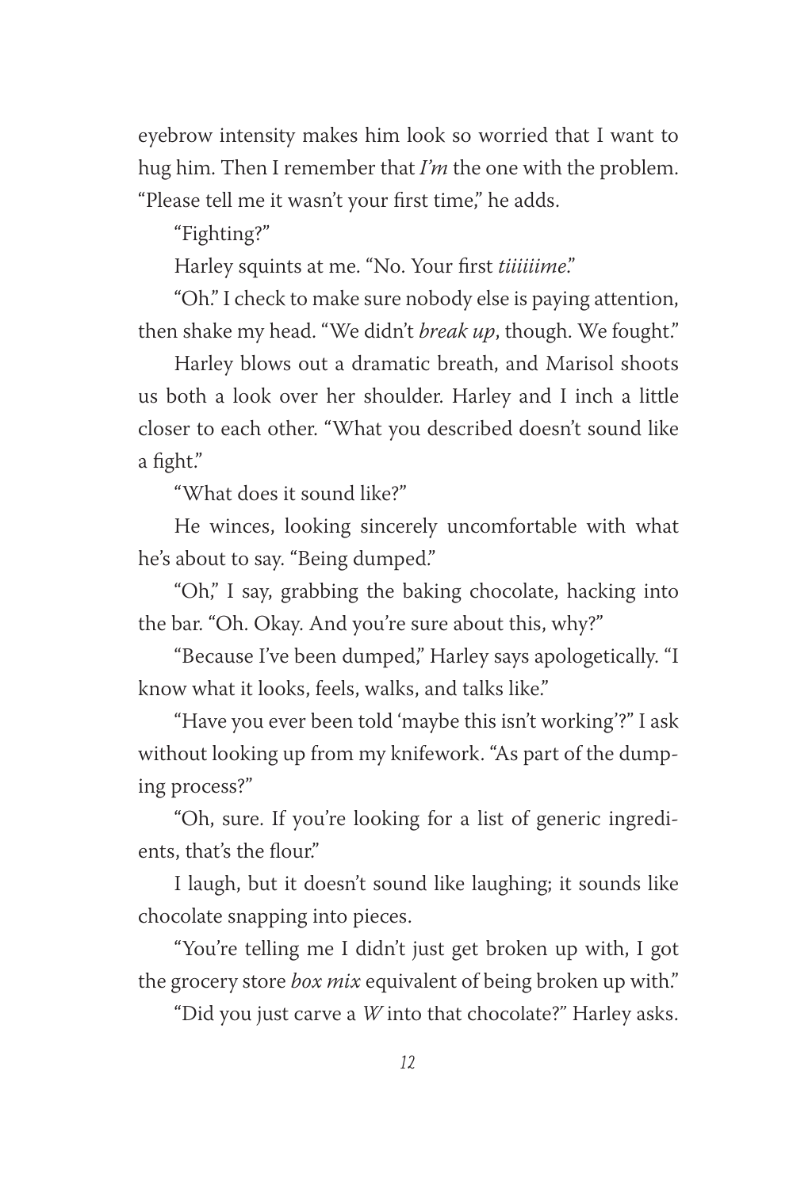eyebrow intensity makes him look so worried that I want to hug him. Then I remember that *I'm* the one with the problem. "Please tell me it wasn't your first time," he adds.

"Fighting?"

Harley squints at me. "No. Your first *tiiiiiime*."

"Oh." I check to make sure nobody else is paying attention, then shake my head. "We didn't *break up*, though. We fought."

Harley blows out a dramatic breath, and Marisol shoots us both a look over her shoulder. Harley and I inch a little closer to each other. "What you described doesn't sound like a fight."

"What does it sound like?"

He winces, looking sincerely uncomfortable with what he's about to say. "Being dumped."

"Oh," I say, grabbing the baking chocolate, hacking into the bar. "Oh. Okay. And you're sure about this, why?"

"Because I've been dumped," Harley says apologetically. "I know what it looks, feels, walks, and talks like."

"Have you ever been told 'maybe this isn't working'?" I ask without looking up from my knifework. "As part of the dumping process?"

"Oh, sure. If you're looking for a list of generic ingredients, that's the flour."

I laugh, but it doesn't sound like laughing; it sounds like chocolate snapping into pieces.

"You're telling me I didn't just get broken up with, I got the grocery store *box mix* equivalent of being broken up with."

"Did you just carve a *W* into that chocolate?" Harley asks.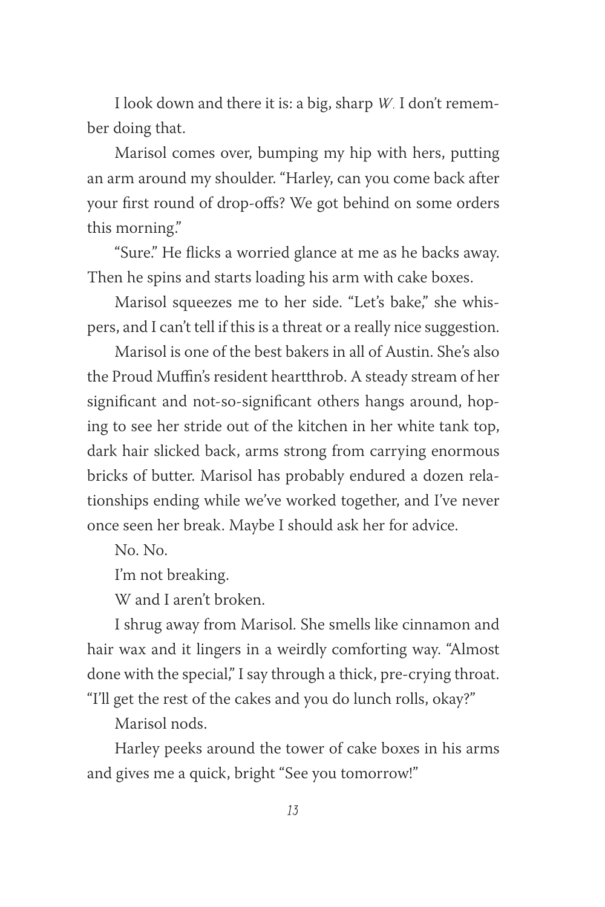I look down and there it is: a big, sharp *W*. I don't remember doing that.

Marisol comes over, bumping my hip with hers, putting an arm around my shoulder. "Harley, can you come back after your first round of drop-offs? We got behind on some orders this morning."

"Sure." He flicks a worried glance at me as he backs away. Then he spins and starts loading his arm with cake boxes.

Marisol squeezes me to her side. "Let's bake," she whispers, and I can't tell if this is a threat or a really nice suggestion.

Marisol is one of the best bakers in all of Austin. She's also the Proud Muffin's resident heartthrob. A steady stream of her significant and not-so-significant others hangs around, hoping to see her stride out of the kitchen in her white tank top, dark hair slicked back, arms strong from carrying enormous bricks of butter. Marisol has probably endured a dozen relationships ending while we've worked together, and I've never once seen her break. Maybe I should ask her for advice.

No. No.

I'm not breaking.

W and I aren't broken.

I shrug away from Marisol. She smells like cinnamon and hair wax and it lingers in a weirdly comforting way. "Almost done with the special," I say through a thick, pre-crying throat. "I'll get the rest of the cakes and you do lunch rolls, okay?"

Marisol nods.

Harley peeks around the tower of cake boxes in his arms and gives me a quick, bright "See you tomorrow!"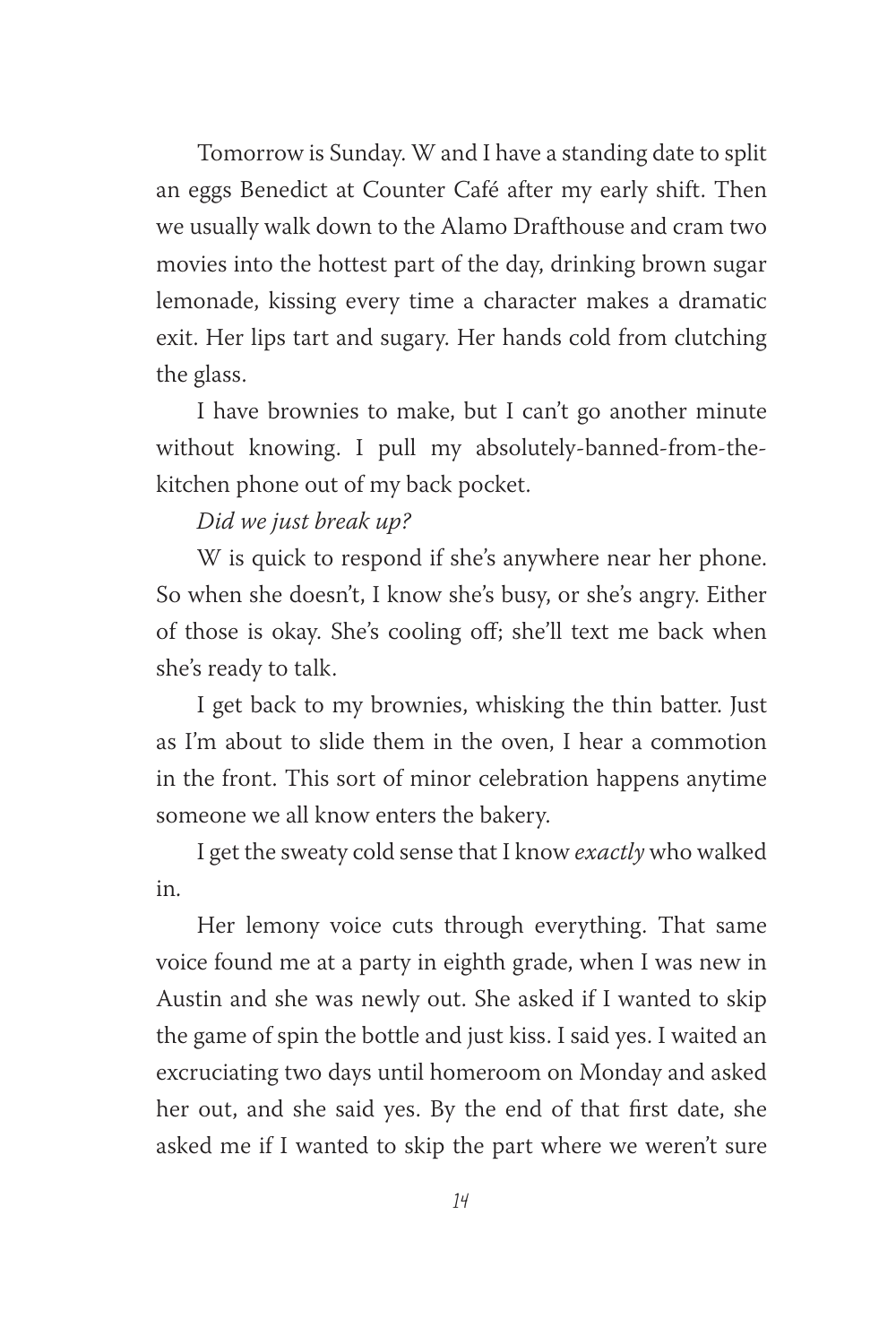Tomorrow is Sunday. W and I have a standing date to split an eggs Benedict at Counter Café after my early shift. Then we usually walk down to the Alamo Drafthouse and cram two movies into the hottest part of the day, drinking brown sugar lemonade, kissing every time a character makes a dramatic exit. Her lips tart and sugary. Her hands cold from clutching the glass.

I have brownies to make, but I can't go another minute without knowing. I pull my absolutely-banned-from-the-kitchen phone out of my back pocket.

*Did we just break up?*

W is quick to respond if she's anywhere near her phone. So when she doesn't, I know she's busy, or she's angry. Either of those is okay. She's cooling off; she'll text me back when she's ready to talk.

I get back to my brownies, whisking the thin batter. Just as I'm about to slide them in the oven, I hear a commotion in the front. This sort of minor celebration happens anytime someone we all know enters the bakery.

I get the sweaty cold sense that I know *exactly* who walked in.

Her lemony voice cuts through everything. That same voice found me at a party in eighth grade, when I was new in Austin and she was newly out. She asked if I wanted to skip the game of spin the bottle and just kiss. I said yes. I waited an excruciating two days until homeroom on Monday and asked her out, and she said yes. By the end of that first date, she asked me if I wanted to skip the part where we weren't sure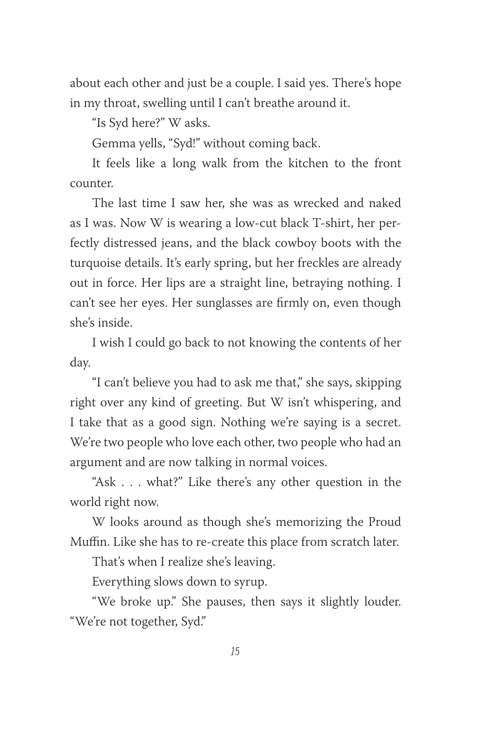about each other and just be a couple. I said yes. There's hope in my throat, swelling until I can't breathe around it.

"Is Syd here?" W asks.

Gemma yells, "Syd!" without coming back.

It feels like a long walk from the kitchen to the front counter.

The last time I saw her, she was as wrecked and naked as I was. Now W is wearing a low-cut black T-shirt, her perfectly distressed jeans, and the black cowboy boots with the turquoise details. It's early spring, but her freckles are already out in force. Her lips are a straight line, betraying nothing. I can't see her eyes. Her sunglasses are firmly on, even though she's inside.

I wish I could go back to not knowing the contents of her day.

"I can't believe you had to ask me that," she says, skipping right over any kind of greeting. But W isn't whispering, and I take that as a good sign. Nothing we're saying is a secret. We're two people who love each other, two people who had an argument and are now talking in normal voices.

"Ask . . . what?" Like there's any other question in the world right now.

W looks around as though she's memorizing the Proud Muffin. Like she has to re-create this place from scratch later.

That's when I realize she's leaving.

Everything slows down to syrup.

"We broke up." She pauses, then says it slightly louder. "We're not together, Syd."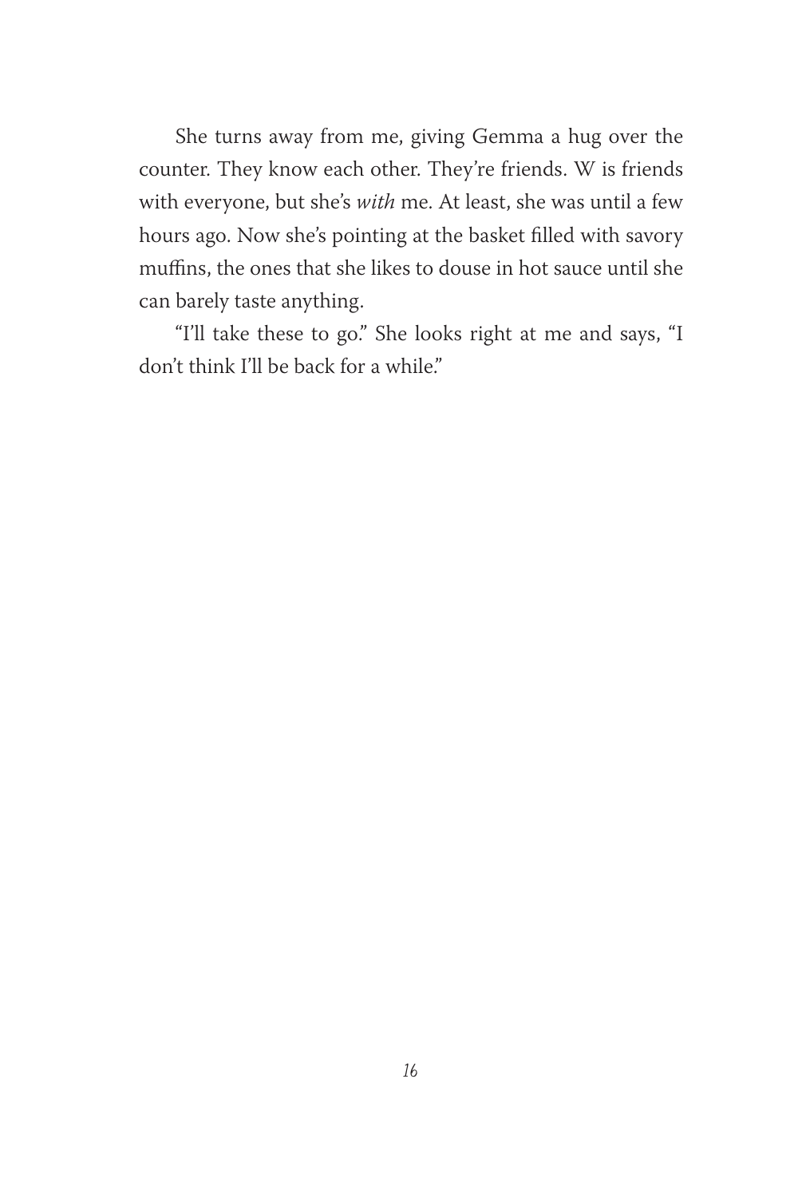She turns away from me, giving Gemma a hug over the counter. They know each other. They're friends. W is friends with everyone, but she's *with* me. At least, she was until a few hours ago. Now she's pointing at the basket filled with savory muffins, the ones that she likes to douse in hot sauce until she can barely taste anything.

"I'll take these to go." She looks right at me and says, "I don't think I'll be back for a while."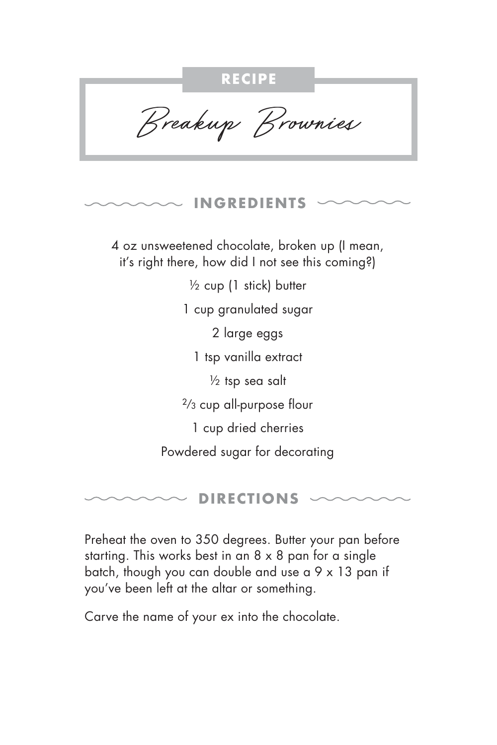**RECIPE**

# *Breakup Brownies*

## INGREDIENTS

4 oz unsweetened chocolate, broken up (I mean, it's right there, how did I not see this coming?)

½ cup (1 stick) butter

1 cup granulated sugar

2 large eggs

1 tsp vanilla extract

½ tsp sea salt

⅔ cup all-purpose flour

1 cup dried cherries

Powdered sugar for decorating

## DIRECTIONS

Preheat the oven to 350 degrees. Butter your pan before starting. This works best in an 8 x 8 pan for a single batch, though you can double and use a 9 x 13 pan if you've been left at the altar or something.

Carve the name of your ex into the chocolate.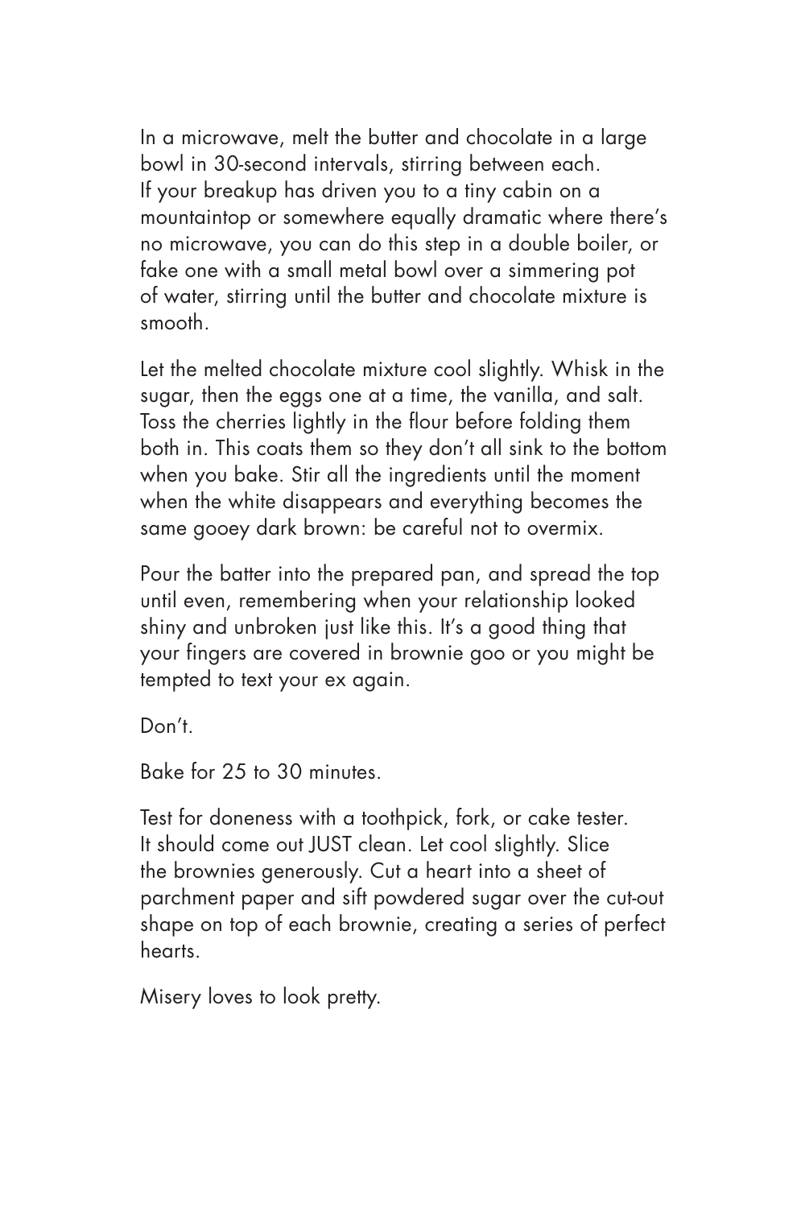In a microwave, melt the butter and chocolate in a large bowl in 30-second intervals, stirring between each. If your breakup has driven you to a tiny cabin on a mountaintop or somewhere equally dramatic where there's no microwave, you can do this step in a double boiler, or fake one with a small metal bowl over a simmering pot of water, stirring until the butter and chocolate mixture is smooth.

Let the melted chocolate mixture cool slightly. Whisk in the sugar, then the eggs one at a time, the vanilla, and salt. Toss the cherries lightly in the flour before folding them both in. This coats them so they don't all sink to the bottom when you bake. Stir all the ingredients until the moment when the white disappears and everything becomes the same gooey dark brown: be careful not to overmix.

Pour the batter into the prepared pan, and spread the top until even, remembering when your relationship looked shiny and unbroken just like this. It's a good thing that your fingers are covered in brownie goo or you might be tempted to text your ex again.

Don't.

Bake for 25 to 30 minutes.

Test for doneness with a toothpick, fork, or cake tester. It should come out JUST clean. Let cool slightly. Slice the brownies generously. Cut a heart into a sheet of parchment paper and sift powdered sugar over the cut-out shape on top of each brownie, creating a series of perfect hearts.

Misery loves to look pretty.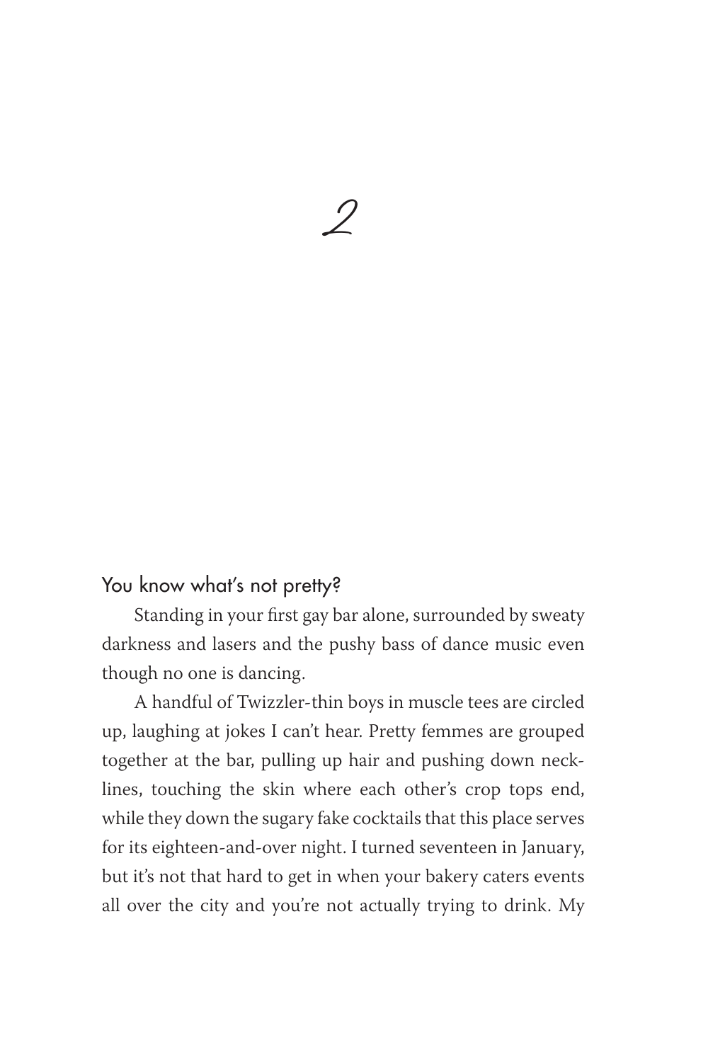# 2

You know what's not pretty?

Standing in your first gay bar alone, surrounded by sweaty darkness and lasers and the pushy bass of dance music even though no one is dancing.

A handful of Twizzler-thin boys in muscle tees are circled up, laughing at jokes I can't hear. Pretty femmes are grouped together at the bar, pulling up hair and pushing down necklines, touching the skin where each other's crop tops end, while they down the sugary fake cocktails that this place serves for its eighteen-and-over night. I turned seventeen in January, but it's not that hard to get in when your bakery caters events all over the city and you're not actually trying to drink. My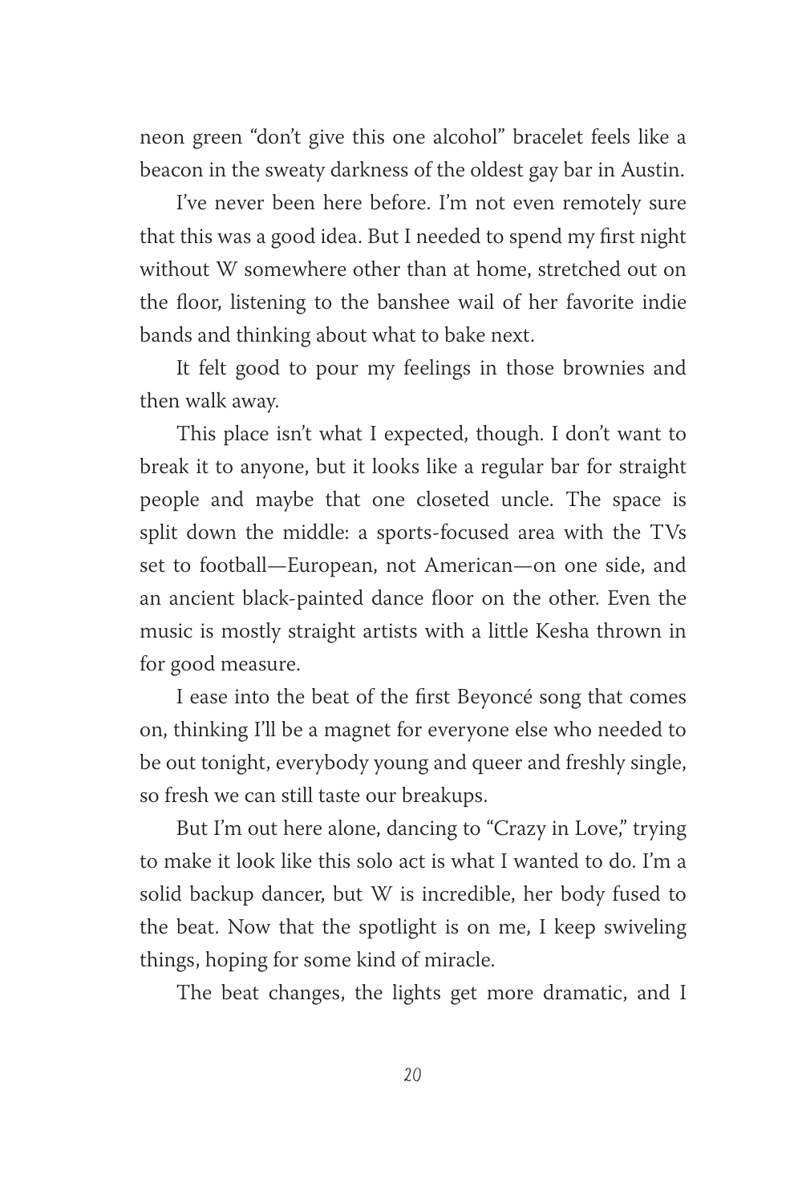neon green "don't give this one alcohol" bracelet feels like a beacon in the sweaty darkness of the oldest gay bar in Austin.

I've never been here before. I'm not even remotely sure that this was a good idea. But I needed to spend my first night without W somewhere other than at home, stretched out on the floor, listening to the banshee wail of her favorite indie bands and thinking about what to bake next.

It felt good to pour my feelings in those brownies and then walk away.

This place isn't what I expected, though. I don't want to break it to anyone, but it looks like a regular bar for straight people and maybe that one closeted uncle. The space is split down the middle: a sports-focused area with the TVs set to football—European, not American—on one side, and an ancient black-painted dance floor on the other. Even the music is mostly straight artists with a little Kesha thrown in for good measure.

I ease into the beat of the first Beyoncé song that comes on, thinking I'll be a magnet for everyone else who needed to be out tonight, everybody young and queer and freshly single, so fresh we can still taste our breakups.

But I'm out here alone, dancing to "Crazy in Love," trying to make it look like this solo act is what I wanted to do. I'm a solid backup dancer, but W is incredible, her body fused to the beat. Now that the spotlight is on me, I keep swiveling things, hoping for some kind of miracle.

The beat changes, the lights get more dramatic, and I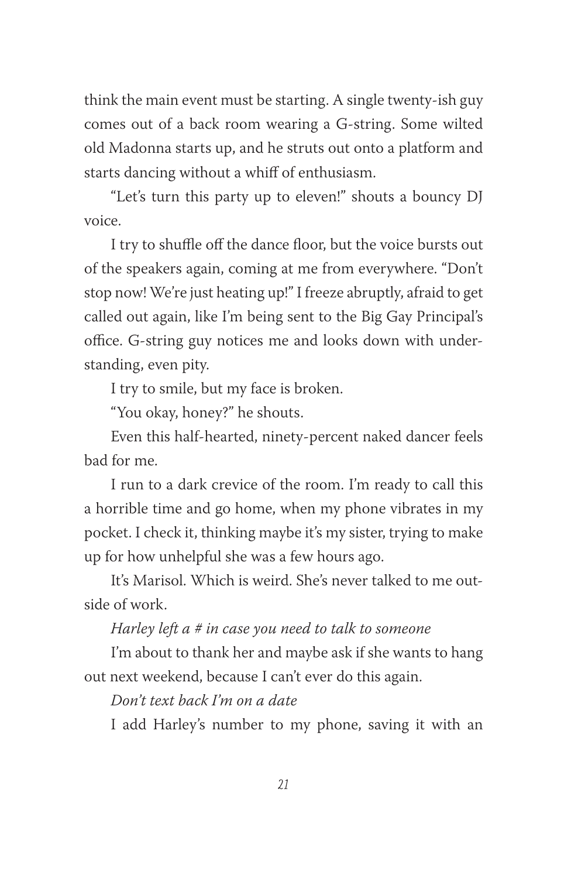think the main event must be starting. A single twenty-ish guy comes out of a back room wearing a G-string. Some wilted old Madonna starts up, and he struts out onto a platform and starts dancing without a whiff of enthusiasm.

"Let's turn this party up to eleven!" shouts a bouncy DJ voice.

I try to shuffle off the dance floor, but the voice bursts out of the speakers again, coming at me from everywhere. "Don't stop now! We're just heating up!" I freeze abruptly, afraid to get called out again, like I'm being sent to the Big Gay Principal's office. G-string guy notices me and looks down with understanding, even pity.

I try to smile, but my face is broken.

"You okay, honey?" he shouts.

Even this half-hearted, ninety-percent naked dancer feels bad for me.

I run to a dark crevice of the room. I'm ready to call this a horrible time and go home, when my phone vibrates in my pocket. I check it, thinking maybe it's my sister, trying to make up for how unhelpful she was a few hours ago.

It's Marisol. Which is weird. She's never talked to me outside of work.

*Harley left a # in case you need to talk to someone*

I'm about to thank her and maybe ask if she wants to hang out next weekend, because I can't ever do this again.

*Don't text back I'm on a date*

I add Harley's number to my phone, saving it with an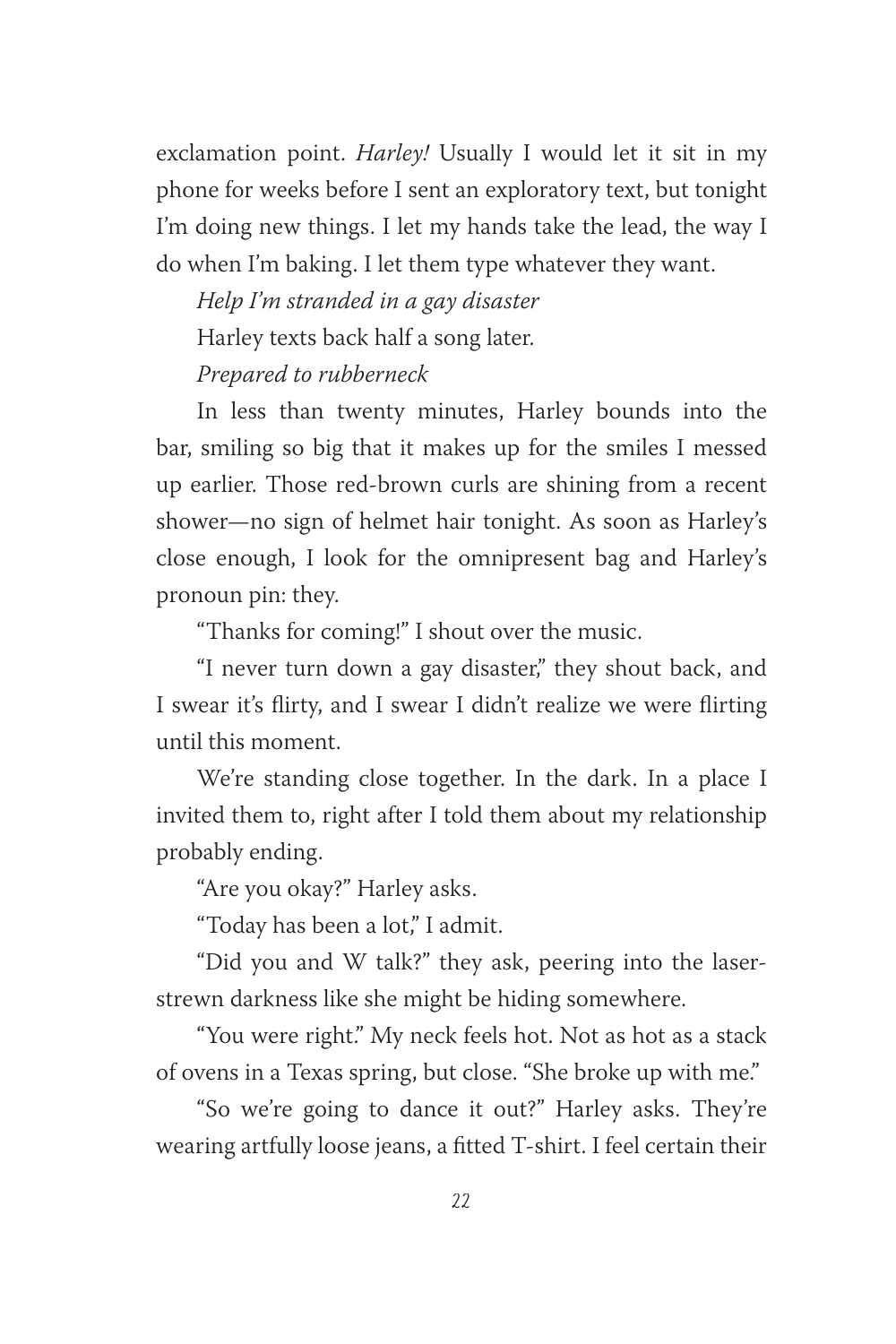exclamation point. *Harley!* Usually I would let it sit in my phone for weeks before I sent an exploratory text, but tonight I'm doing new things. I let my hands take the lead, the way I do when I'm baking. I let them type whatever they want.

*Help I'm stranded in a gay disaster*

Harley texts back half a song later.

*Prepared to rubberneck*

In less than twenty minutes, Harley bounds into the bar, smiling so big that it makes up for the smiles I messed up earlier. Those red-brown curls are shining from a recent shower—no sign of helmet hair tonight. As soon as Harley's close enough, I look for the omnipresent bag and Harley's pronoun pin: they.

"Thanks for coming!" I shout over the music.

"I never turn down a gay disaster," they shout back, and I swear it's flirty, and I swear I didn't realize we were flirting until this moment.

We're standing close together. In the dark. In a place I invited them to, right after I told them about my relationship probably ending.

"Are you okay?" Harley asks.

"Today has been a lot," I admit.

"Did you and W talk?" they ask, peering into the laser-strewn darkness like she might be hiding somewhere.

"You were right." My neck feels hot. Not as hot as a stack of ovens in a Texas spring, but close. "She broke up with me."

"So we're going to dance it out?" Harley asks. They're wearing artfully loose jeans, a fitted T-shirt. I feel certain their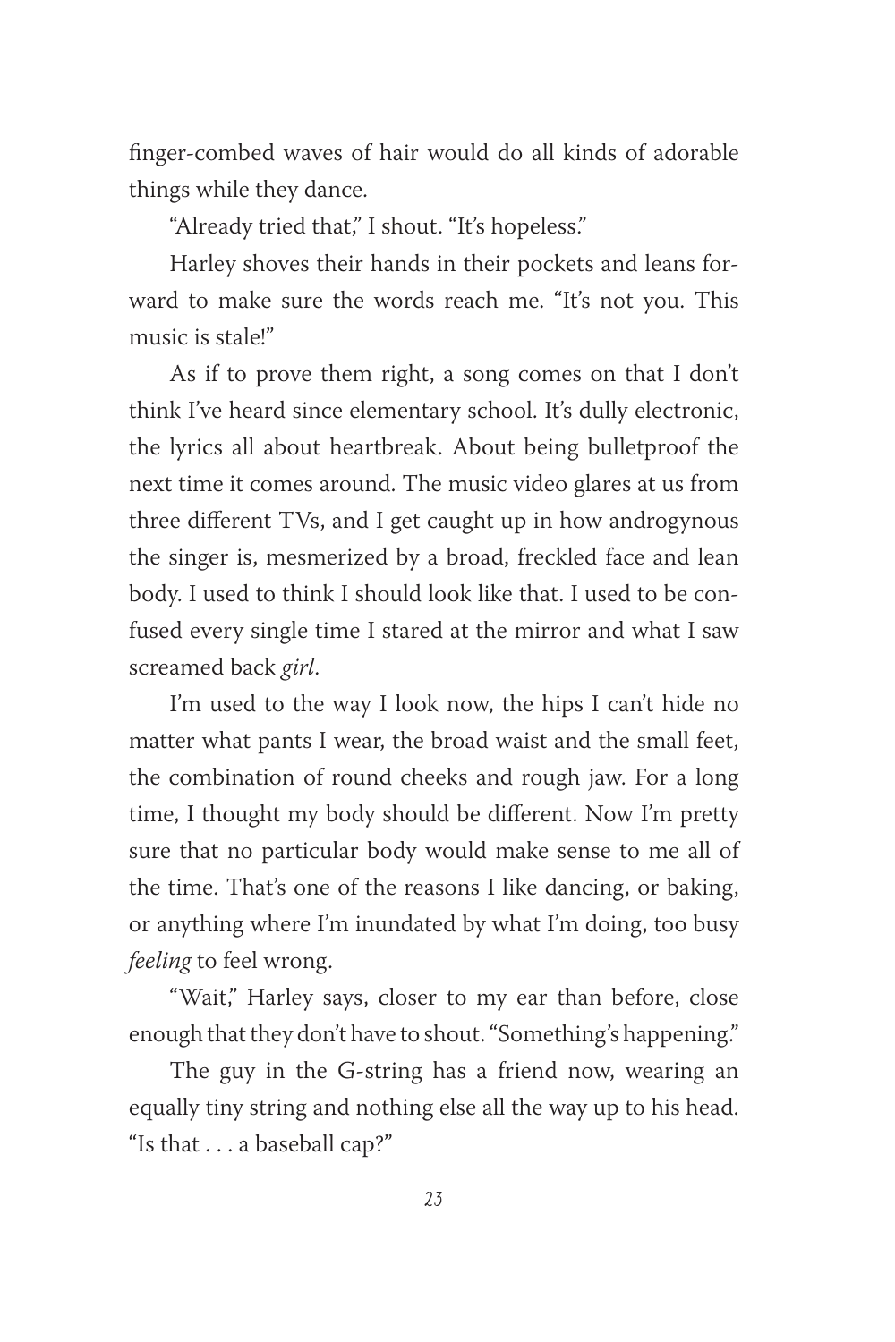finger-combed waves of hair would do all kinds of adorable things while they dance.

"Already tried that," I shout. "It's hopeless."

Harley shoves their hands in their pockets and leans forward to make sure the words reach me. "It's not you. This music is stale!"

As if to prove them right, a song comes on that I don't think I've heard since elementary school. It's dully electronic, the lyrics all about heartbreak. About being bulletproof the next time it comes around. The music video glares at us from three different TVs, and I get caught up in how androgynous the singer is, mesmerized by a broad, freckled face and lean body. I used to think I should look like that. I used to be confused every single time I stared at the mirror and what I saw screamed back *girl*.

I'm used to the way I look now, the hips I can't hide no matter what pants I wear, the broad waist and the small feet, the combination of round cheeks and rough jaw. For a long time, I thought my body should be different. Now I'm pretty sure that no particular body would make sense to me all of the time. That's one of the reasons I like dancing, or baking, or anything where I'm inundated by what I'm doing, too busy *feeling* to feel wrong.

"Wait," Harley says, closer to my ear than before, close enough that they don't have to shout. "Something's happening."

The guy in the G-string has a friend now, wearing an equally tiny string and nothing else all the way up to his head. "Is that . . . a baseball cap?"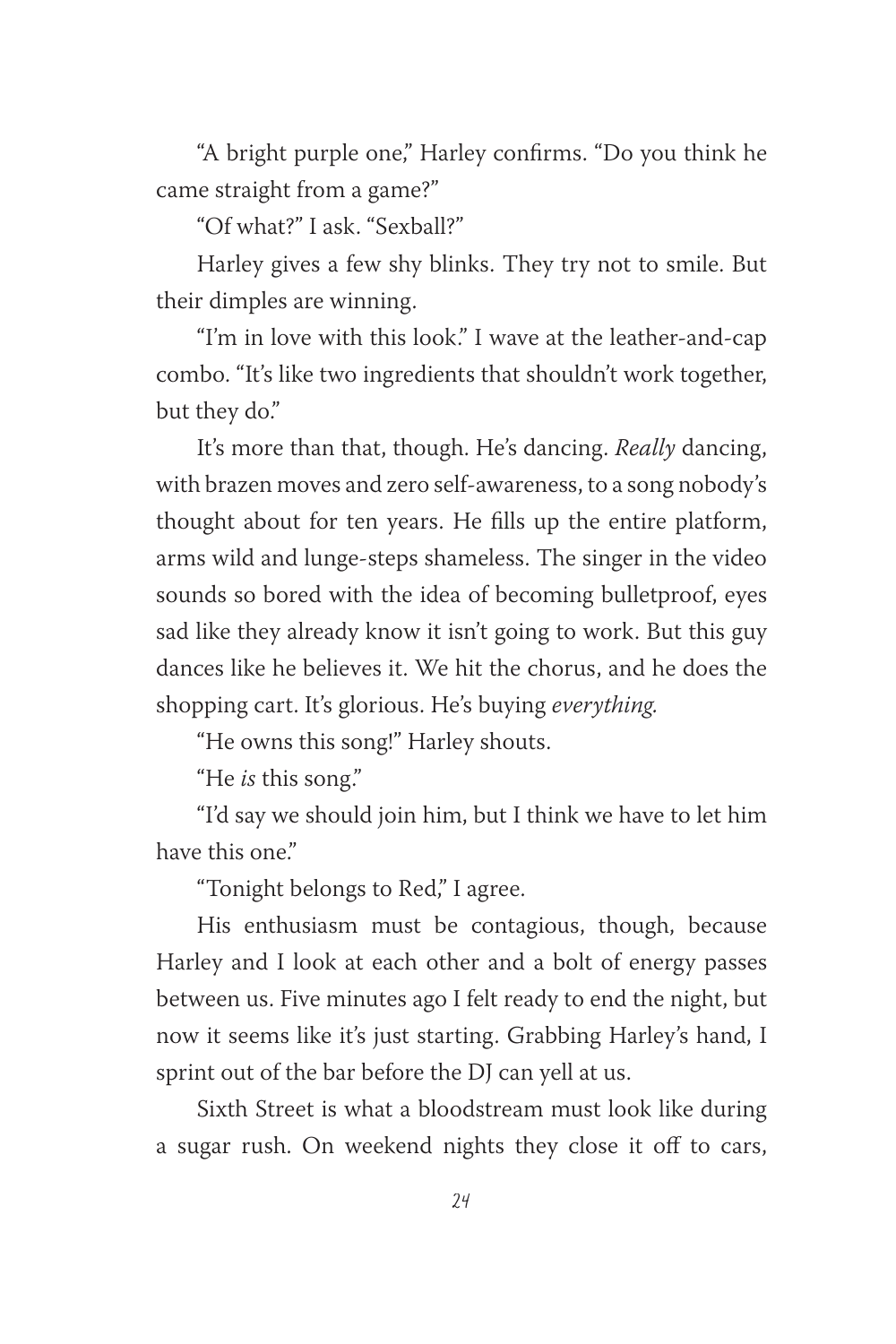"A bright purple one," Harley confirms. "Do you think he came straight from a game?"

"Of what?" I ask. "Sexball?"

Harley gives a few shy blinks. They try not to smile. But their dimples are winning.

"I'm in love with this look." I wave at the leather-and-cap combo. "It's like two ingredients that shouldn't work together, but they do."

It's more than that, though. He's dancing. *Really* dancing, with brazen moves and zero self-awareness, to a song nobody's thought about for ten years. He fills up the entire platform, arms wild and lunge-steps shameless. The singer in the video sounds so bored with the idea of becoming bulletproof, eyes sad like they already know it isn't going to work. But this guy dances like he believes it. We hit the chorus, and he does the shopping cart. It's glorious. He's buying *everything.*

"He owns this song!" Harley shouts.

"He *is* this song."

"I'd say we should join him, but I think we have to let him have this one."

"Tonight belongs to Red," I agree.

His enthusiasm must be contagious, though, because Harley and I look at each other and a bolt of energy passes between us. Five minutes ago I felt ready to end the night, but now it seems like it's just starting. Grabbing Harley's hand, I sprint out of the bar before the DJ can yell at us.

Sixth Street is what a bloodstream must look like during a sugar rush. On weekend nights they close it off to cars,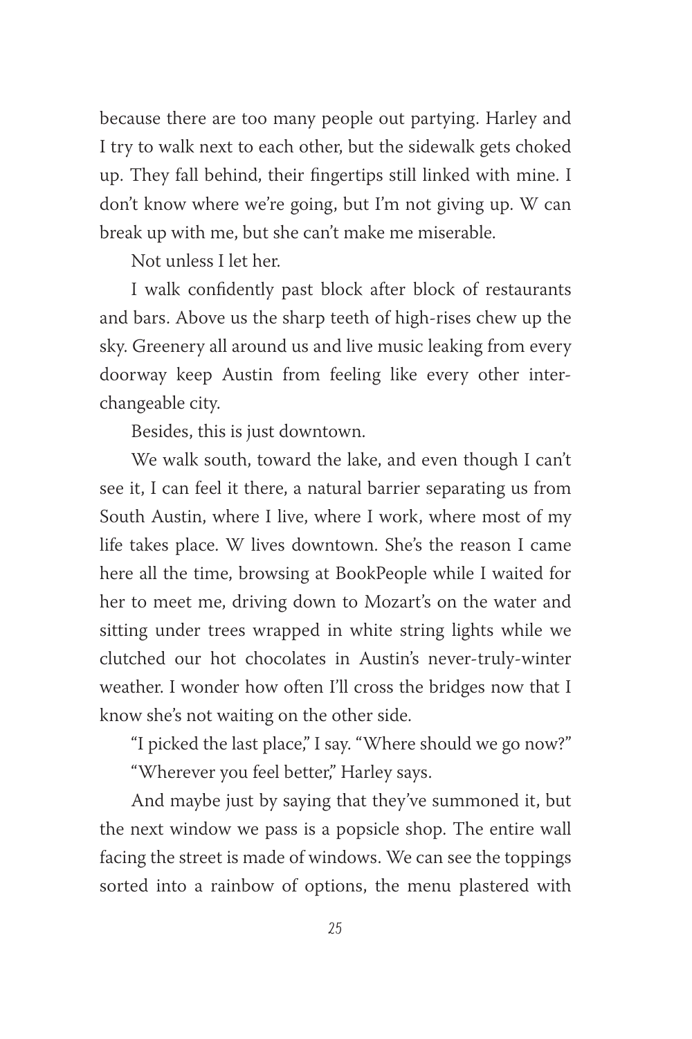because there are too many people out partying. Harley and I try to walk next to each other, but the sidewalk gets choked up. They fall behind, their fingertips still linked with mine. I don't know where we're going, but I'm not giving up. W can break up with me, but she can't make me miserable.

Not unless I let her.

I walk confidently past block after block of restaurants and bars. Above us the sharp teeth of high-rises chew up the sky. Greenery all around us and live music leaking from every doorway keep Austin from feeling like every other interchangeable city.

Besides, this is just downtown.

We walk south, toward the lake, and even though I can't see it, I can feel it there, a natural barrier separating us from South Austin, where I live, where I work, where most of my life takes place. W lives downtown. She's the reason I came here all the time, browsing at BookPeople while I waited for her to meet me, driving down to Mozart's on the water and sitting under trees wrapped in white string lights while we clutched our hot chocolates in Austin's never-truly-winter weather. I wonder how often I'll cross the bridges now that I know she's not waiting on the other side.

"I picked the last place," I say. "Where should we go now?"

"Wherever you feel better," Harley says.

And maybe just by saying that they've summoned it, but the next window we pass is a popsicle shop. The entire wall facing the street is made of windows. We can see the toppings sorted into a rainbow of options, the menu plastered with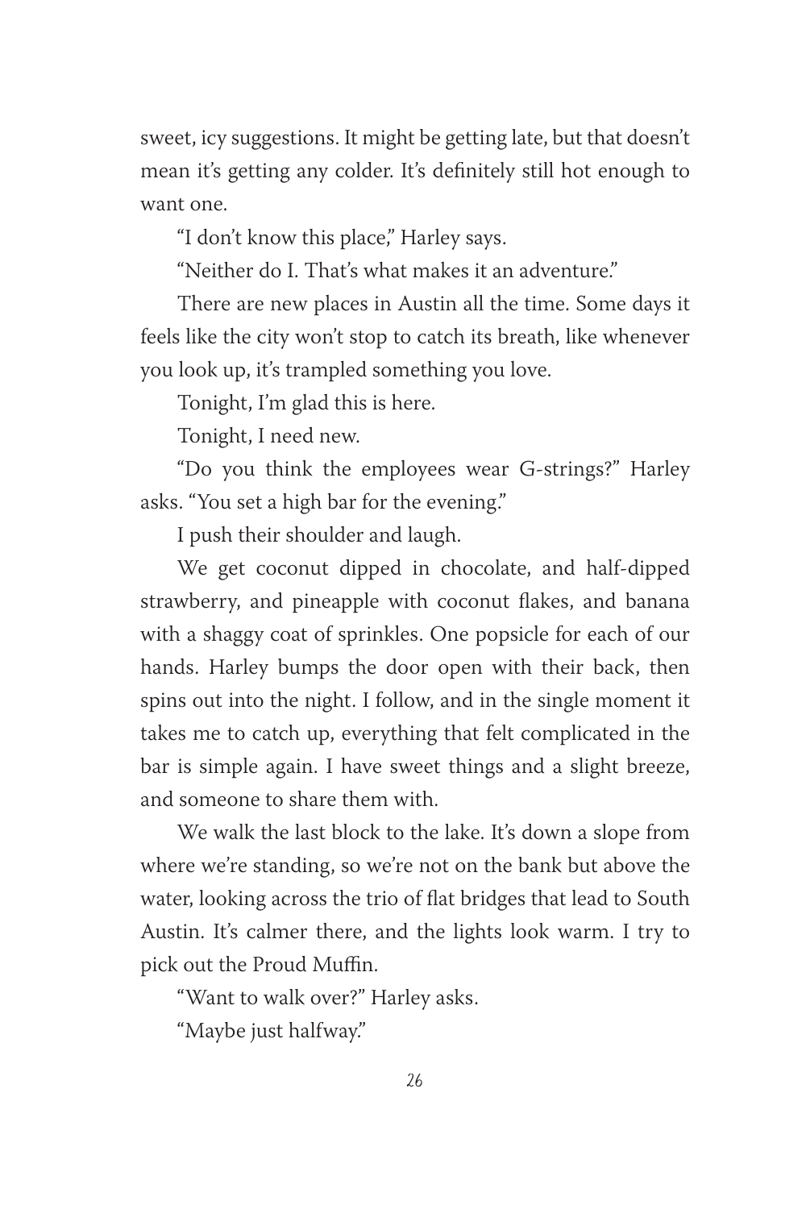sweet, icy suggestions. It might be getting late, but that doesn't mean it's getting any colder. It's definitely still hot enough to want one.

"I don't know this place," Harley says.

"Neither do I. That's what makes it an adventure."

There are new places in Austin all the time. Some days it feels like the city won't stop to catch its breath, like whenever you look up, it's trampled something you love.

Tonight, I'm glad this is here.

Tonight, I need new.

"Do you think the employees wear G-strings?" Harley asks. "You set a high bar for the evening."

I push their shoulder and laugh.

We get coconut dipped in chocolate, and half-dipped strawberry, and pineapple with coconut flakes, and banana with a shaggy coat of sprinkles. One popsicle for each of our hands. Harley bumps the door open with their back, then spins out into the night. I follow, and in the single moment it takes me to catch up, everything that felt complicated in the bar is simple again. I have sweet things and a slight breeze, and someone to share them with.

We walk the last block to the lake. It's down a slope from where we're standing, so we're not on the bank but above the water, looking across the trio of flat bridges that lead to South Austin. It's calmer there, and the lights look warm. I try to pick out the Proud Muffin.

"Want to walk over?" Harley asks.

"Maybe just halfway."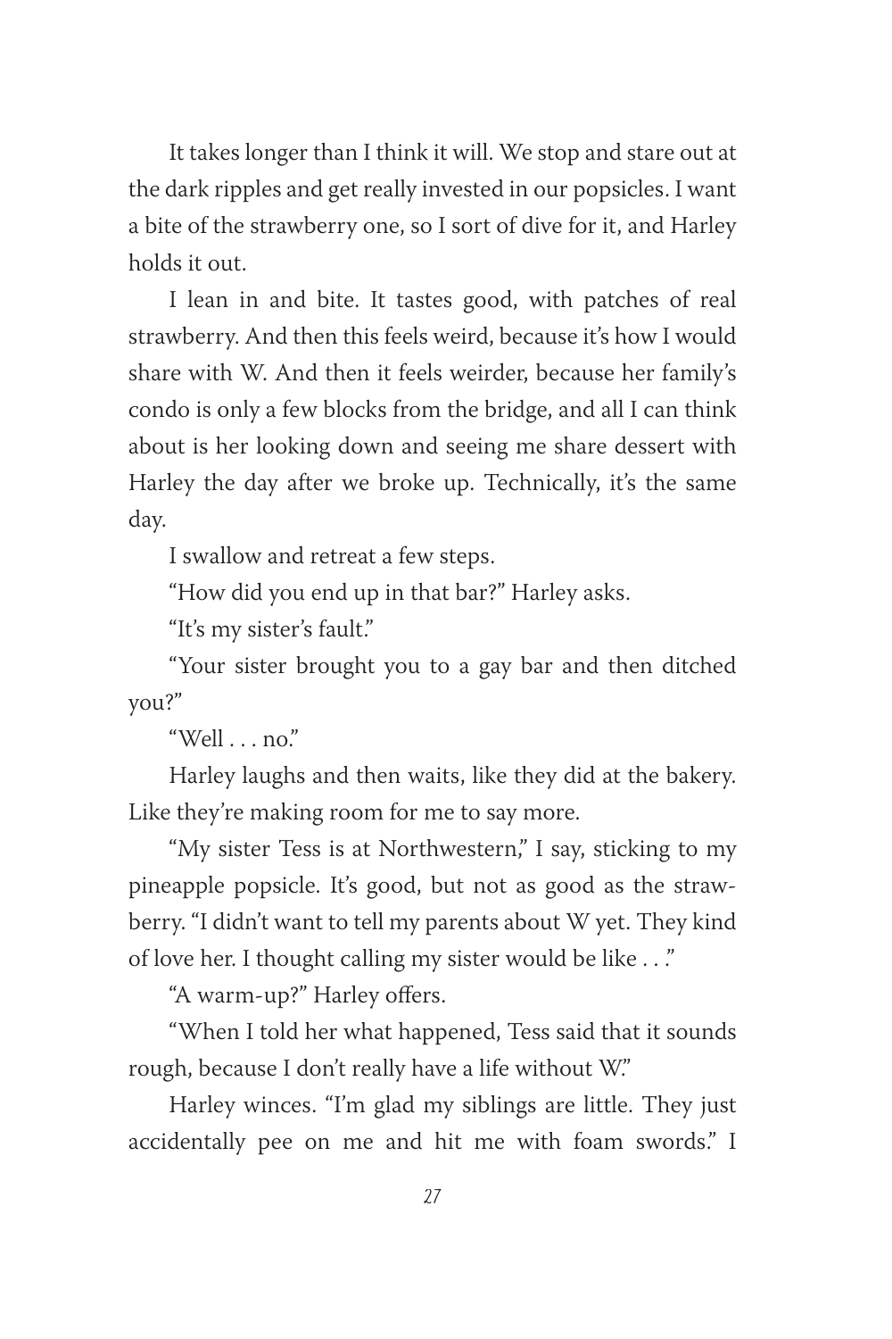It takes longer than I think it will. We stop and stare out at the dark ripples and get really invested in our popsicles. I want a bite of the strawberry one, so I sort of dive for it, and Harley holds it out.

I lean in and bite. It tastes good, with patches of real strawberry. And then this feels weird, because it's how I would share with W. And then it feels weirder, because her family's condo is only a few blocks from the bridge, and all I can think about is her looking down and seeing me share dessert with Harley the day after we broke up. Technically, it's the same day.

I swallow and retreat a few steps.

"How did you end up in that bar?" Harley asks.

"It's my sister's fault."

"Your sister brought you to a gay bar and then ditched you?"

"Well . . . no."

Harley laughs and then waits, like they did at the bakery. Like they're making room for me to say more.

"My sister Tess is at Northwestern," I say, sticking to my pineapple popsicle. It's good, but not as good as the strawberry. "I didn't want to tell my parents about W yet. They kind of love her. I thought calling my sister would be like . . ."

"A warm-up?" Harley offers.

"When I told her what happened, Tess said that it sounds rough, because I don't really have a life without W."

Harley winces. "I'm glad my siblings are little. They just accidentally pee on me and hit me with foam swords." I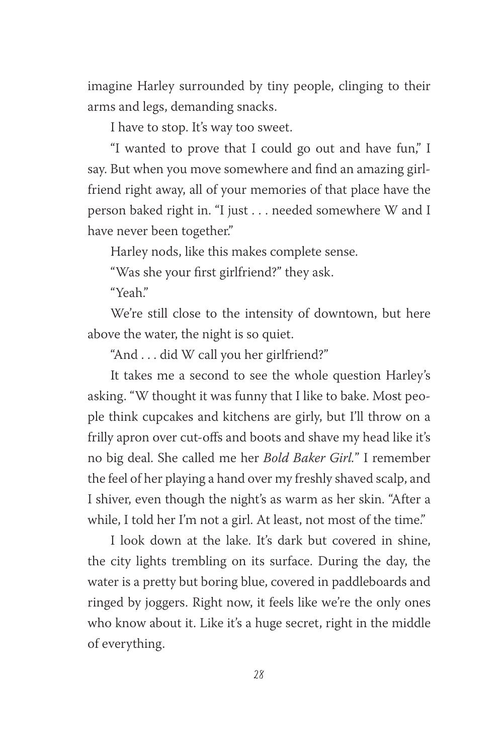imagine Harley surrounded by tiny people, clinging to their arms and legs, demanding snacks.

I have to stop. It's way too sweet.

"I wanted to prove that I could go out and have fun," I say. But when you move somewhere and find an amazing girlfriend right away, all of your memories of that place have the person baked right in. "I just . . . needed somewhere W and I have never been together."

Harley nods, like this makes complete sense.

"Was she your first girlfriend?" they ask.

"Yeah."

We're still close to the intensity of downtown, but here above the water, the night is so quiet.

"And . . . did W call you her girlfriend?"

It takes me a second to see the whole question Harley's asking. "W thought it was funny that I like to bake. Most people think cupcakes and kitchens are girly, but I'll throw on a frilly apron over cut-offs and boots and shave my head like it's no big deal. She called me her *Bold Baker Girl.*" I remember the feel of her playing a hand over my freshly shaved scalp, and I shiver, even though the night's as warm as her skin. "After a while, I told her I'm not a girl. At least, not most of the time."

I look down at the lake. It's dark but covered in shine, the city lights trembling on its surface. During the day, the water is a pretty but boring blue, covered in paddleboards and ringed by joggers. Right now, it feels like we're the only ones who know about it. Like it's a huge secret, right in the middle of everything.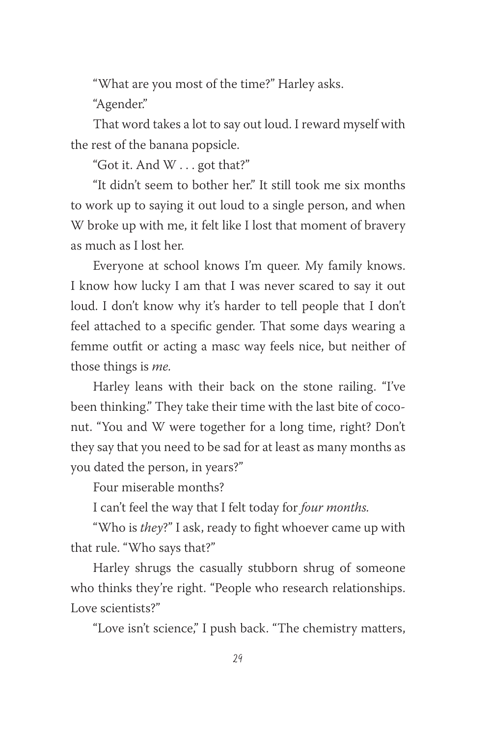"What are you most of the time?" Harley asks.

"Agender."

That word takes a lot to say out loud. I reward myself with the rest of the banana popsicle.

"Got it. And W . . . got that?"

"It didn't seem to bother her." It still took me six months to work up to saying it out loud to a single person, and when W broke up with me, it felt like I lost that moment of bravery as much as I lost her.

Everyone at school knows I'm queer. My family knows. I know how lucky I am that I was never scared to say it out loud. I don't know why it's harder to tell people that I don't feel attached to a specific gender. That some days wearing a femme outfit or acting a masc way feels nice, but neither of those things is *me.*

Harley leans with their back on the stone railing. "I've been thinking." They take their time with the last bite of coconut. "You and W were together for a long time, right? Don't they say that you need to be sad for at least as many months as you dated the person, in years?"

Four miserable months?

I can't feel the way that I felt today for *four months.*

"Who is *they*?" I ask, ready to fight whoever came up with that rule. "Who says that?"

Harley shrugs the casually stubborn shrug of someone who thinks they're right. "People who research relationships. Love scientists?"

"Love isn't science," I push back. "The chemistry matters,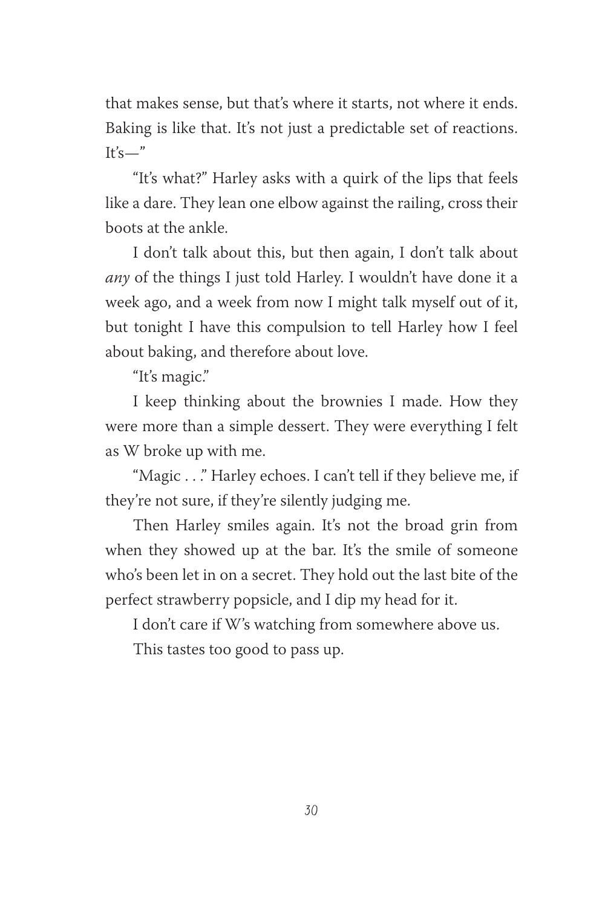that makes sense, but that's where it starts, not where it ends. Baking is like that. It's not just a predictable set of reactions. It's—"

"It's what?" Harley asks with a quirk of the lips that feels like a dare. They lean one elbow against the railing, cross their boots at the ankle.

I don't talk about this, but then again, I don't talk about *any* of the things I just told Harley. I wouldn't have done it a week ago, and a week from now I might talk myself out of it, but tonight I have this compulsion to tell Harley how I feel about baking, and therefore about love.

"It's magic."

I keep thinking about the brownies I made. How they were more than a simple dessert. They were everything I felt as W broke up with me.

"Magic . . ." Harley echoes. I can't tell if they believe me, if they're not sure, if they're silently judging me.

Then Harley smiles again. It's not the broad grin from when they showed up at the bar. It's the smile of someone who's been let in on a secret. They hold out the last bite of the perfect strawberry popsicle, and I dip my head for it.

I don't care if W's watching from somewhere above us.

This tastes too good to pass up.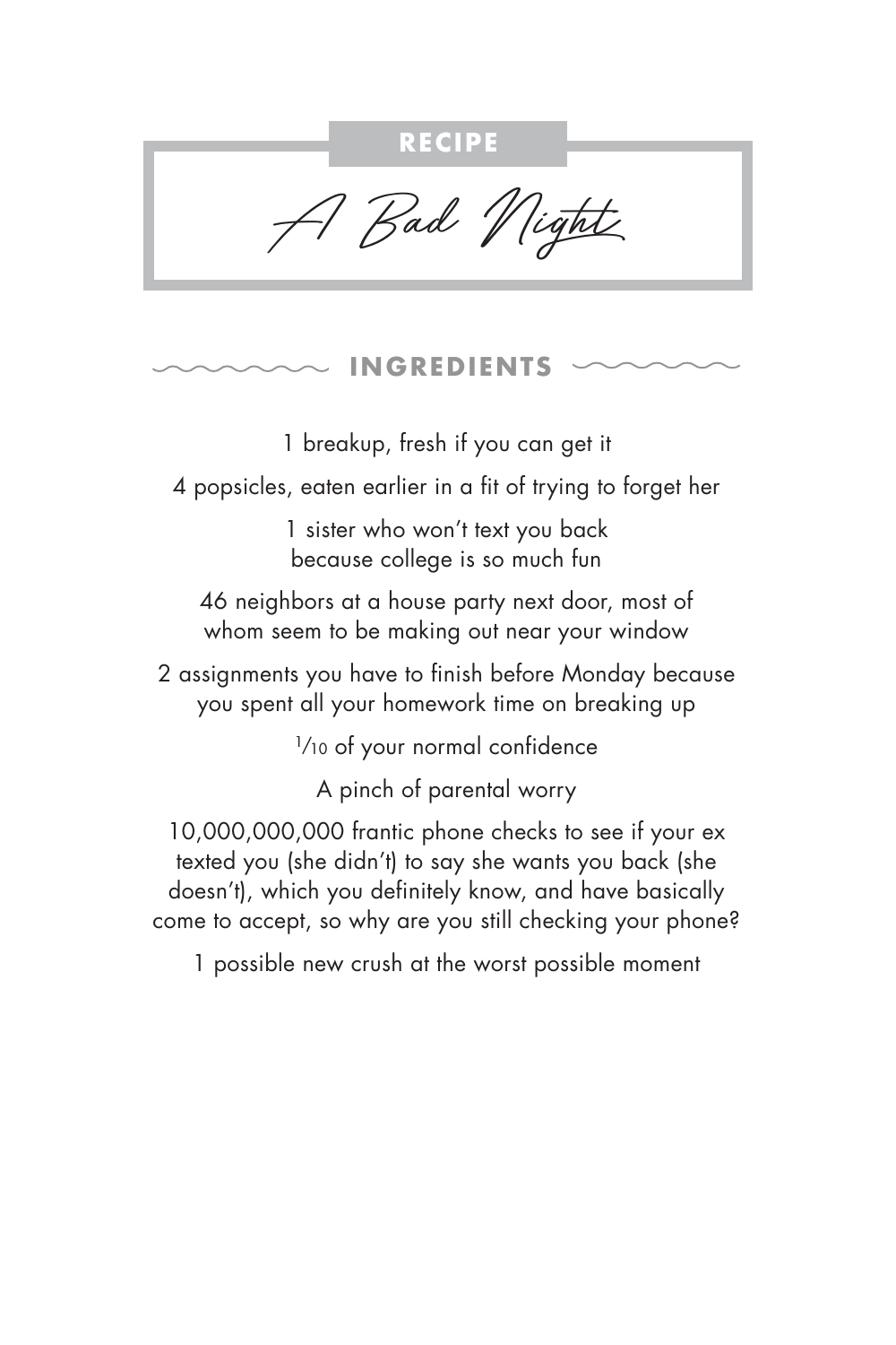**RECIPE**

# *A Bad Night*

## INGREDIENTS

1 breakup, fresh if you can get it

4 popsicles, eaten earlier in a fit of trying to forget her

1 sister who won't text you back because college is so much fun

46 neighbors at a house party next door, most of whom seem to be making out near your window

2 assignments you have to finish before Monday because you spent all your homework time on breaking up

$^1/_{10}$ of your normal confidence

A pinch of parental worry

10,000,000,000 frantic phone checks to see if your ex texted you (she didn't) to say she wants you back (she doesn't), which you definitely know, and have basically come to accept, so why are you still checking your phone?

1 possible new crush at the worst possible moment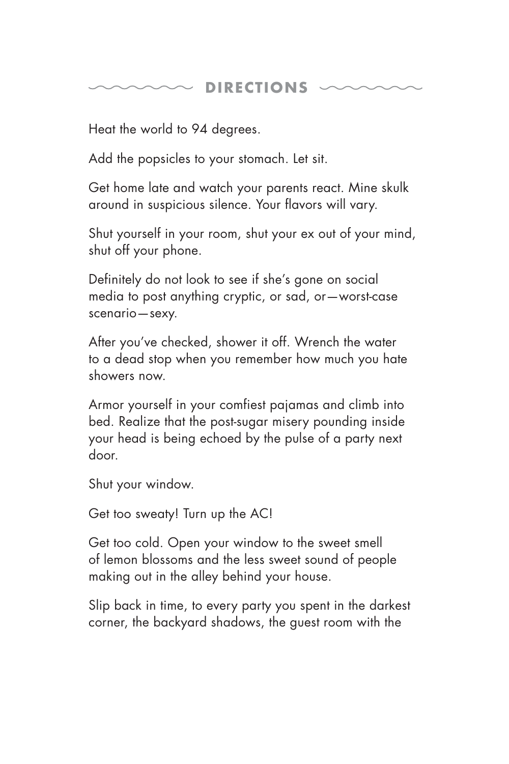## DIRECTIONS

Heat the world to 94 degrees.

Add the popsicles to your stomach. Let sit.

Get home late and watch your parents react. Mine skulk around in suspicious silence. Your flavors will vary.

Shut yourself in your room, shut your ex out of your mind, shut off your phone.

Definitely do not look to see if she's gone on social media to post anything cryptic, or sad, or—worst-case scenario—sexy.

After you've checked, shower it off. Wrench the water to a dead stop when you remember how much you hate showers now.

Armor yourself in your comfiest pajamas and climb into bed. Realize that the post-sugar misery pounding inside your head is being echoed by the pulse of a party next door.

Shut your window.

Get too sweaty! Turn up the AC!

Get too cold. Open your window to the sweet smell of lemon blossoms and the less sweet sound of people making out in the alley behind your house.

Slip back in time, to every party you spent in the darkest corner, the backyard shadows, the guest room with the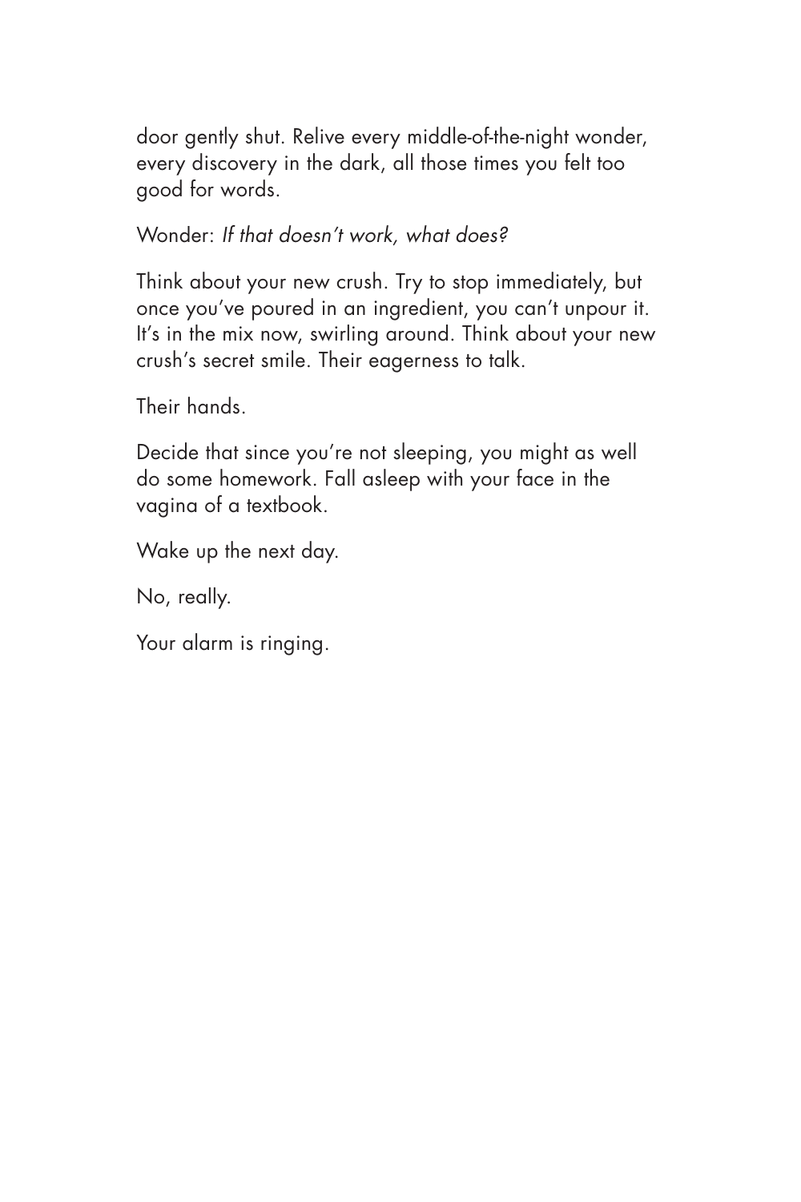door gently shut. Relive every middle-of-the-night wonder, every discovery in the dark, all those times you felt too good for words.

Wonder: *If that doesn't work, what does?*

Think about your new crush. Try to stop immediately, but once you've poured in an ingredient, you can't unpour it. It's in the mix now, swirling around. Think about your new crush's secret smile. Their eagerness to talk.

Their hands.

Decide that since you're not sleeping, you might as well do some homework. Fall asleep with your face in the vagina of a textbook.

Wake up the next day.

No, really.

Your alarm is ringing.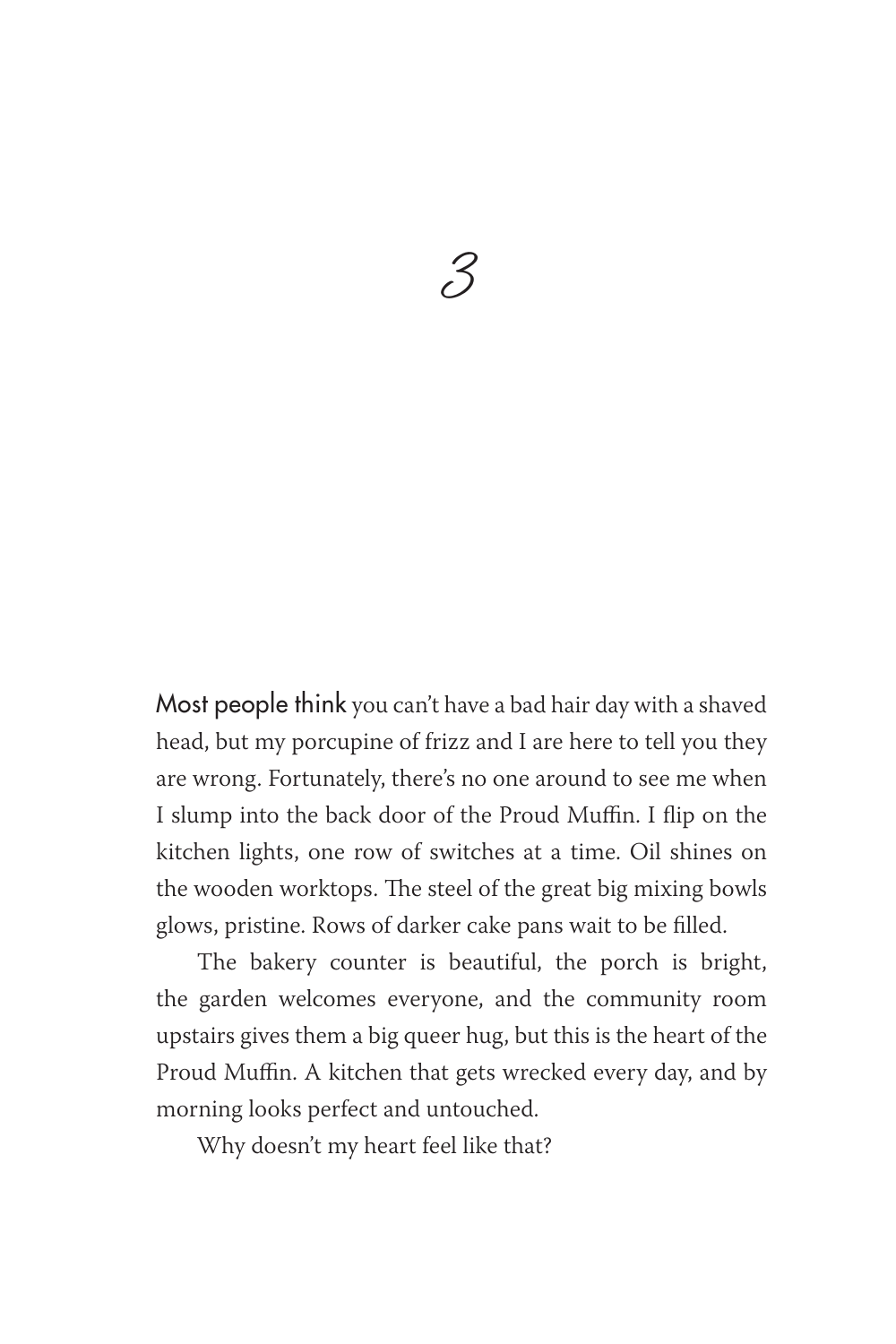# 3

Most people think you can't have a bad hair day with a shaved head, but my porcupine of frizz and I are here to tell you they are wrong. Fortunately, there's no one around to see me when I slump into the back door of the Proud Muffin. I flip on the kitchen lights, one row of switches at a time. Oil shines on the wooden worktops. The steel of the great big mixing bowls glows, pristine. Rows of darker cake pans wait to be filled.

The bakery counter is beautiful, the porch is bright, the garden welcomes everyone, and the community room upstairs gives them a big queer hug, but this is the heart of the Proud Muffin. A kitchen that gets wrecked every day, and by morning looks perfect and untouched.

Why doesn't my heart feel like that?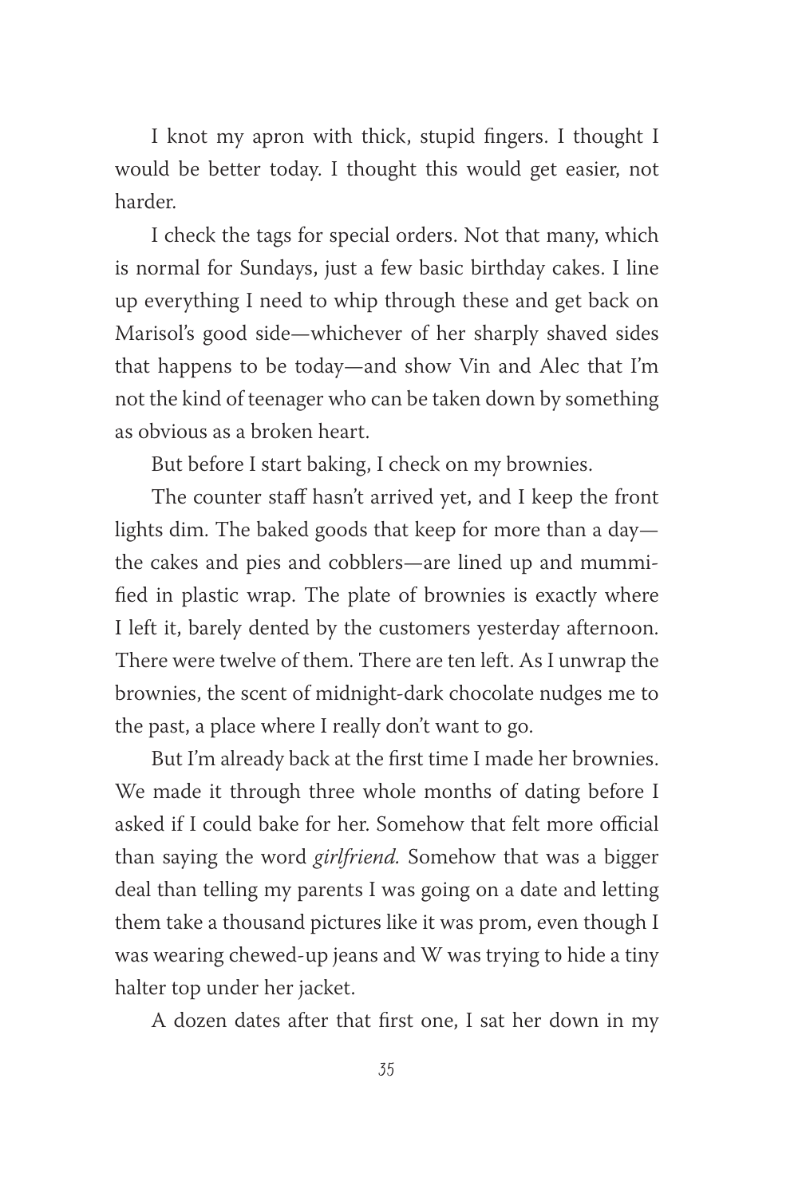I knot my apron with thick, stupid fingers. I thought I would be better today. I thought this would get easier, not harder.

I check the tags for special orders. Not that many, which is normal for Sundays, just a few basic birthday cakes. I line up everything I need to whip through these and get back on Marisol's good side—whichever of her sharply shaved sides that happens to be today—and show Vin and Alec that I'm not the kind of teenager who can be taken down by something as obvious as a broken heart.

But before I start baking, I check on my brownies.

The counter staff hasn't arrived yet, and I keep the front lights dim. The baked goods that keep for more than a day—the cakes and pies and cobblers—are lined up and mummified in plastic wrap. The plate of brownies is exactly where I left it, barely dented by the customers yesterday afternoon. There were twelve of them. There are ten left. As I unwrap the brownies, the scent of midnight-dark chocolate nudges me to the past, a place where I really don't want to go.

But I'm already back at the first time I made her brownies. We made it through three whole months of dating before I asked if I could bake for her. Somehow that felt more official than saying the word *girlfriend.* Somehow that was a bigger deal than telling my parents I was going on a date and letting them take a thousand pictures like it was prom, even though I was wearing chewed-up jeans and W was trying to hide a tiny halter top under her jacket.

A dozen dates after that first one, I sat her down in my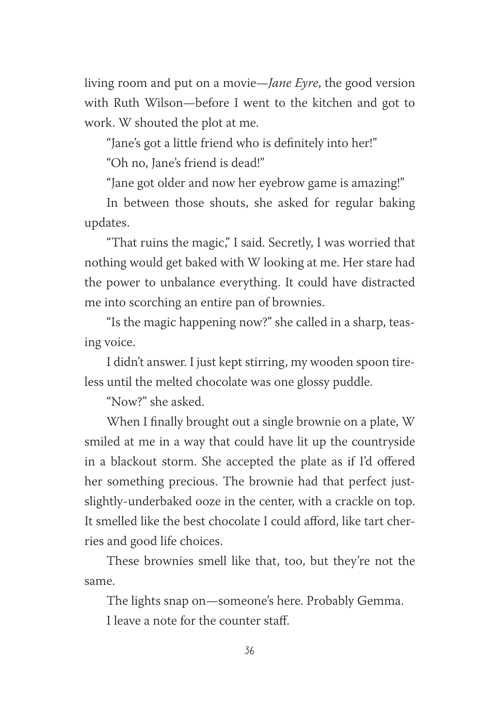living room and put on a movie—*Jane Eyre*, the good version with Ruth Wilson—before I went to the kitchen and got to work. W shouted the plot at me.

"Jane's got a little friend who is definitely into her!"

"Oh no, Jane's friend is dead!"

"Jane got older and now her eyebrow game is amazing!"

In between those shouts, she asked for regular baking updates.

"That ruins the magic," I said. Secretly, I was worried that nothing would get baked with W looking at me. Her stare had the power to unbalance everything. It could have distracted me into scorching an entire pan of brownies.

"Is the magic happening now?" she called in a sharp, teasing voice.

I didn't answer. I just kept stirring, my wooden spoon tireless until the melted chocolate was one glossy puddle.

"Now?" she asked.

When I finally brought out a single brownie on a plate, W smiled at me in a way that could have lit up the countryside in a blackout storm. She accepted the plate as if I'd offered her something precious. The brownie had that perfect just-slightly-underbaked ooze in the center, with a crackle on top. It smelled like the best chocolate I could afford, like tart cherries and good life choices.

These brownies smell like that, too, but they're not the same.

The lights snap on—someone's here. Probably Gemma.

I leave a note for the counter staff.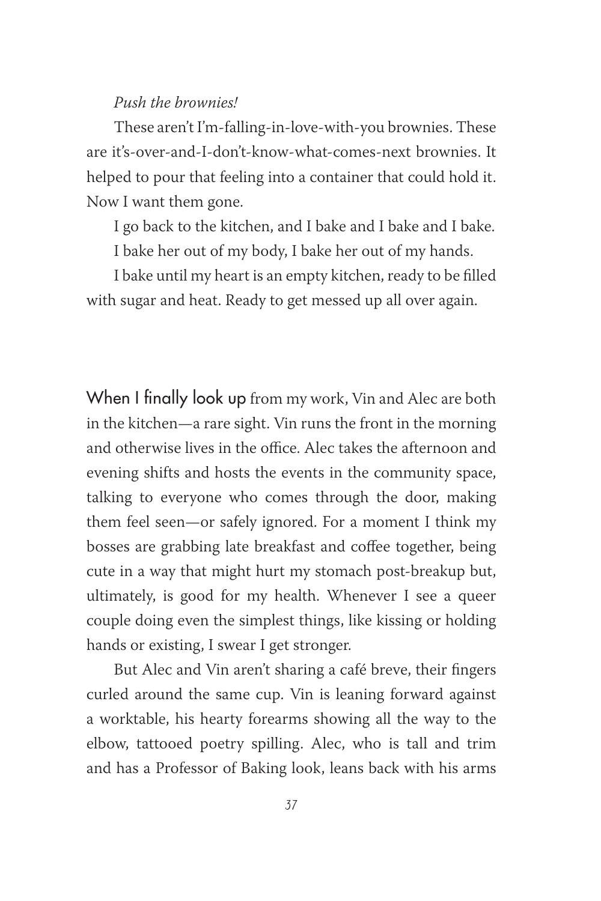*Push the brownies!*

These aren't I'm-falling-in-love-with-you brownies. These are it's-over-and-I-don't-know-what-comes-next brownies. It helped to pour that feeling into a container that could hold it. Now I want them gone.

I go back to the kitchen, and I bake and I bake and I bake.

I bake her out of my body, I bake her out of my hands.

I bake until my heart is an empty kitchen, ready to be filled with sugar and heat. Ready to get messed up all over again.

When I finally look up from my work, Vin and Alec are both in the kitchen—a rare sight. Vin runs the front in the morning and otherwise lives in the office. Alec takes the afternoon and evening shifts and hosts the events in the community space, talking to everyone who comes through the door, making them feel seen—or safely ignored. For a moment I think my bosses are grabbing late breakfast and coffee together, being cute in a way that might hurt my stomach post-breakup but, ultimately, is good for my health. Whenever I see a queer couple doing even the simplest things, like kissing or holding hands or existing, I swear I get stronger.

But Alec and Vin aren't sharing a café breve, their fingers curled around the same cup. Vin is leaning forward against a worktable, his hearty forearms showing all the way to the elbow, tattooed poetry spilling. Alec, who is tall and trim and has a Professor of Baking look, leans back with his arms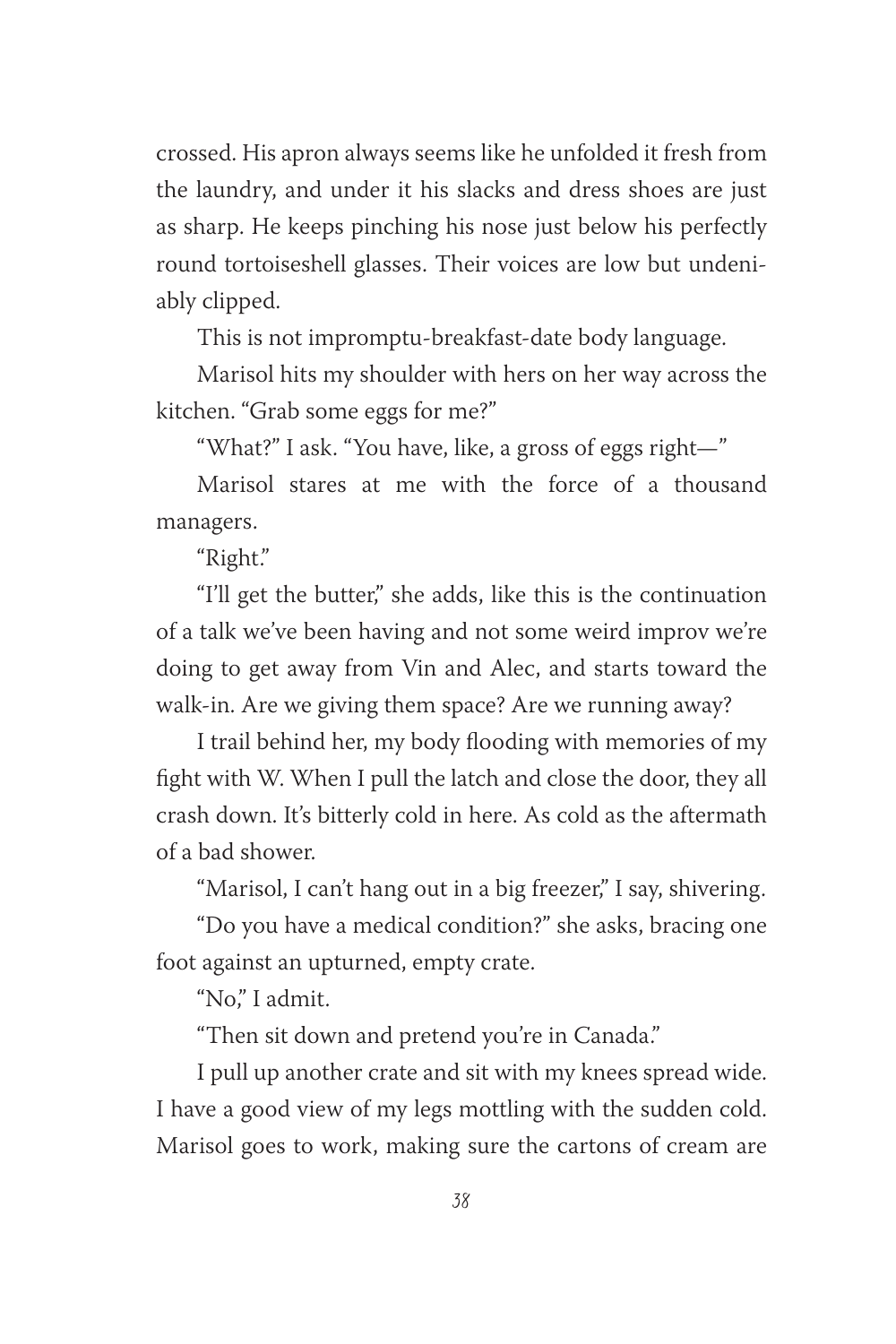crossed. His apron always seems like he unfolded it fresh from the laundry, and under it his slacks and dress shoes are just as sharp. He keeps pinching his nose just below his perfectly round tortoiseshell glasses. Their voices are low but undeniably clipped.

This is not impromptu-breakfast-date body language.

Marisol hits my shoulder with hers on her way across the kitchen. "Grab some eggs for me?"

"What?" I ask. "You have, like, a gross of eggs right—"

Marisol stares at me with the force of a thousand managers.

"Right."

"I'll get the butter," she adds, like this is the continuation of a talk we've been having and not some weird improv we're doing to get away from Vin and Alec, and starts toward the walk-in. Are we giving them space? Are we running away?

I trail behind her, my body flooding with memories of my fight with W. When I pull the latch and close the door, they all crash down. It's bitterly cold in here. As cold as the aftermath of a bad shower.

"Marisol, I can't hang out in a big freezer," I say, shivering.

"Do you have a medical condition?" she asks, bracing one foot against an upturned, empty crate.

"No," I admit.

"Then sit down and pretend you're in Canada."

I pull up another crate and sit with my knees spread wide. I have a good view of my legs mottling with the sudden cold. Marisol goes to work, making sure the cartons of cream are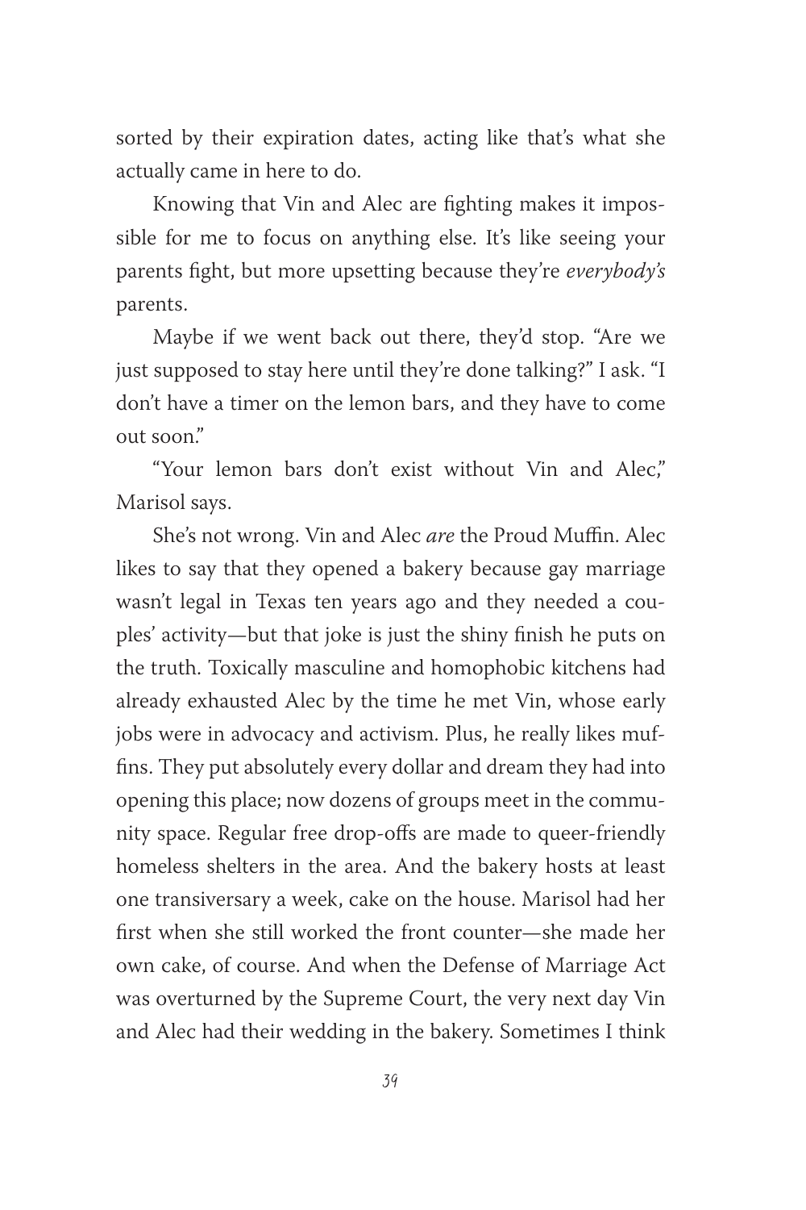sorted by their expiration dates, acting like that's what she actually came in here to do.

Knowing that Vin and Alec are fighting makes it impossible for me to focus on anything else. It's like seeing your parents fight, but more upsetting because they're *everybody's* parents.

Maybe if we went back out there, they'd stop. "Are we just supposed to stay here until they're done talking?" I ask. "I don't have a timer on the lemon bars, and they have to come out soon."

"Your lemon bars don't exist without Vin and Alec," Marisol says.

She's not wrong. Vin and Alec *are* the Proud Muffin. Alec likes to say that they opened a bakery because gay marriage wasn't legal in Texas ten years ago and they needed a couples' activity—but that joke is just the shiny finish he puts on the truth. Toxically masculine and homophobic kitchens had already exhausted Alec by the time he met Vin, whose early jobs were in advocacy and activism. Plus, he really likes muffins. They put absolutely every dollar and dream they had into opening this place; now dozens of groups meet in the community space. Regular free drop-offs are made to queer-friendly homeless shelters in the area. And the bakery hosts at least one transiversary a week, cake on the house. Marisol had her first when she still worked the front counter—she made her own cake, of course. And when the Defense of Marriage Act was overturned by the Supreme Court, the very next day Vin and Alec had their wedding in the bakery. Sometimes I think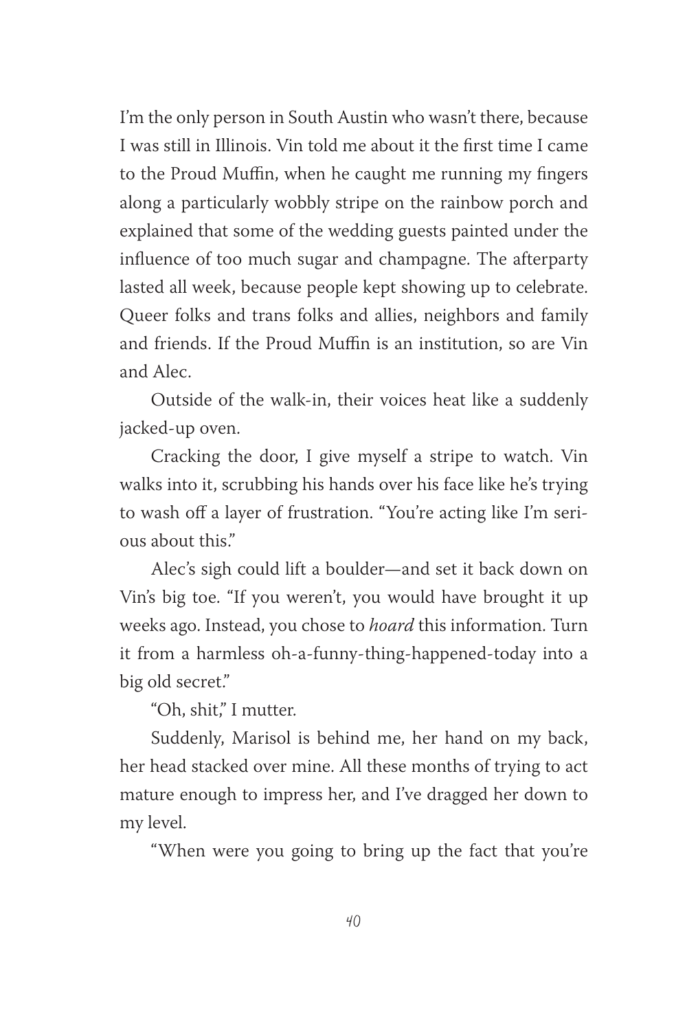I'm the only person in South Austin who wasn't there, because I was still in Illinois. Vin told me about it the first time I came to the Proud Muffin, when he caught me running my fingers along a particularly wobbly stripe on the rainbow porch and explained that some of the wedding guests painted under the influence of too much sugar and champagne. The afterparty lasted all week, because people kept showing up to celebrate. Queer folks and trans folks and allies, neighbors and family and friends. If the Proud Muffin is an institution, so are Vin and Alec.

Outside of the walk-in, their voices heat like a suddenly jacked-up oven.

Cracking the door, I give myself a stripe to watch. Vin walks into it, scrubbing his hands over his face like he's trying to wash off a layer of frustration. "You're acting like I'm serious about this."

Alec's sigh could lift a boulder—and set it back down on Vin's big toe. "If you weren't, you would have brought it up weeks ago. Instead, you chose to *hoard* this information. Turn it from a harmless oh-a-funny-thing-happened-today into a big old secret."

"Oh, shit," I mutter.

Suddenly, Marisol is behind me, her hand on my back, her head stacked over mine. All these months of trying to act mature enough to impress her, and I've dragged her down to my level.

"When were you going to bring up the fact that you're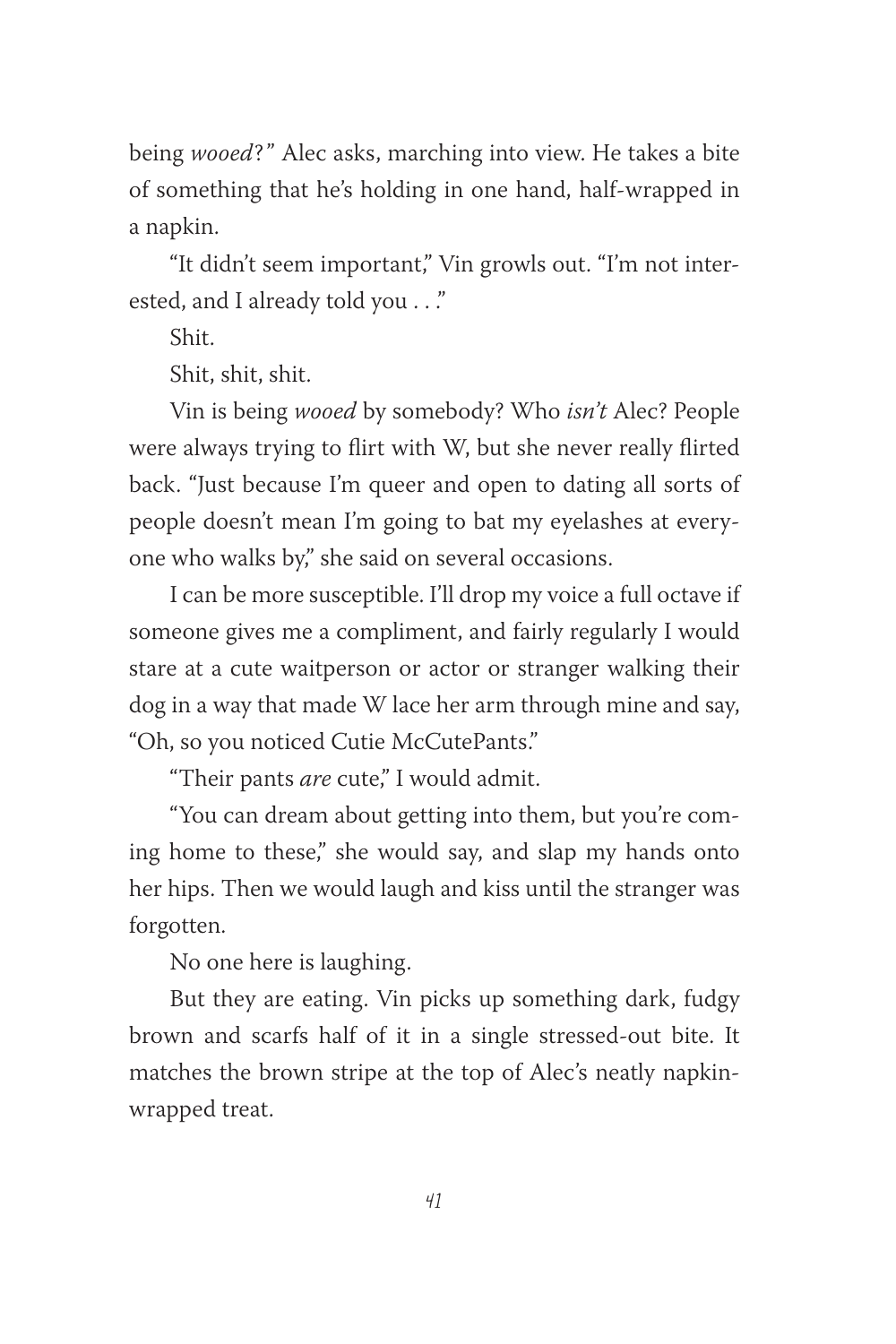being *wooed*?" Alec asks, marching into view. He takes a bite of something that he's holding in one hand, half-wrapped in a napkin.

"It didn't seem important," Vin growls out. "I'm not interested, and I already told you . . ."

Shit.

Shit, shit, shit.

Vin is being *wooed* by somebody? Who *isn't* Alec? People were always trying to flirt with W, but she never really flirted back. "Just because I'm queer and open to dating all sorts of people doesn't mean I'm going to bat my eyelashes at everyone who walks by," she said on several occasions.

I can be more susceptible. I'll drop my voice a full octave if someone gives me a compliment, and fairly regularly I would stare at a cute waitperson or actor or stranger walking their dog in a way that made W lace her arm through mine and say, "Oh, so you noticed Cutie McCutePants."

"Their pants *are* cute," I would admit.

"You can dream about getting into them, but you're coming home to these," she would say, and slap my hands onto her hips. Then we would laugh and kiss until the stranger was forgotten.

No one here is laughing.

But they are eating. Vin picks up something dark, fudgy brown and scarfs half of it in a single stressed-out bite. It matches the brown stripe at the top of Alec's neatly napkin-wrapped treat.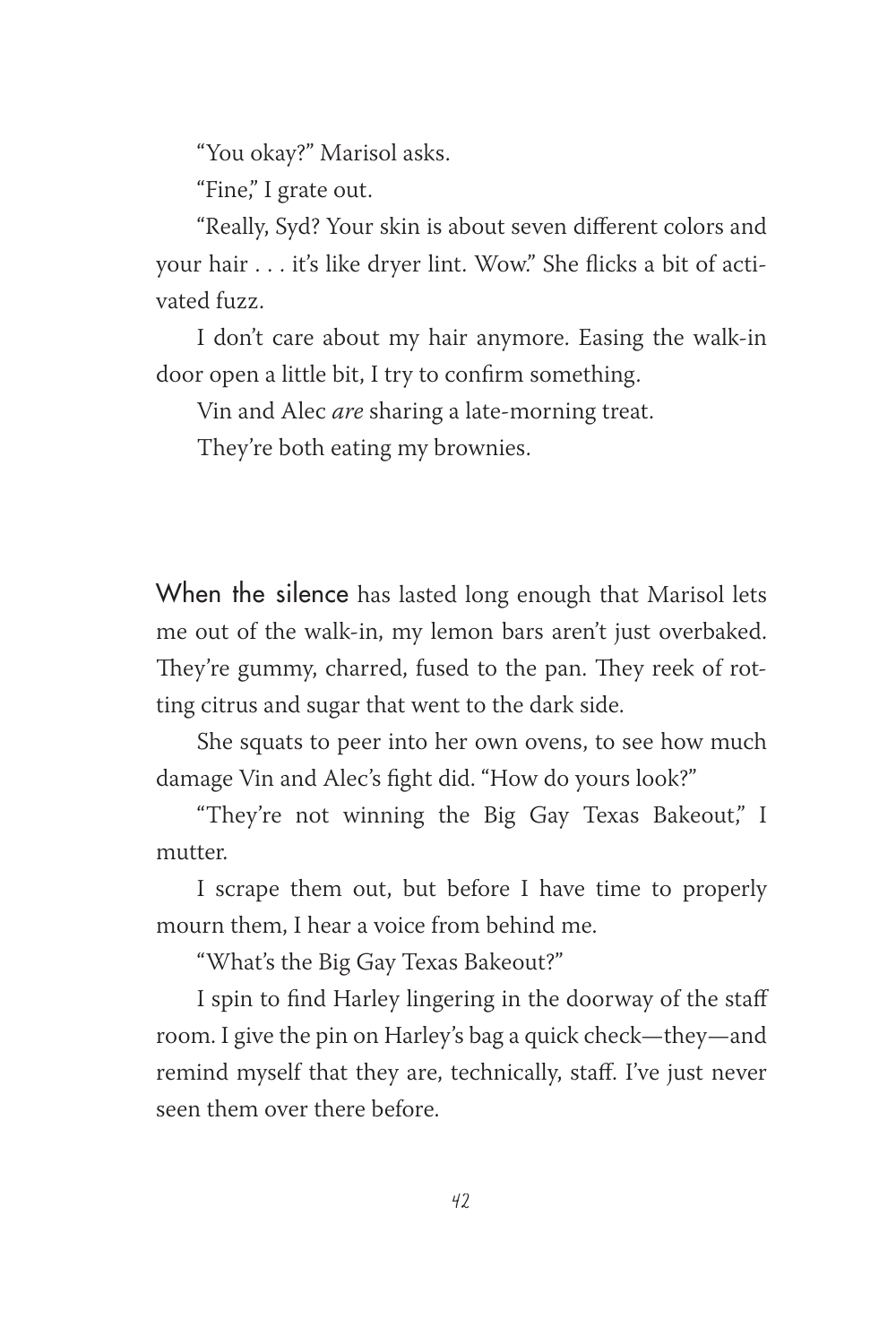"You okay?" Marisol asks.

"Fine," I grate out.

"Really, Syd? Your skin is about seven different colors and your hair . . . it's like dryer lint. Wow." She flicks a bit of activated fuzz.

I don't care about my hair anymore. Easing the walk-in door open a little bit, I try to confirm something.

Vin and Alec *are* sharing a late-morning treat.

They're both eating my brownies.

When the silence has lasted long enough that Marisol lets me out of the walk-in, my lemon bars aren't just overbaked. They're gummy, charred, fused to the pan. They reek of rotting citrus and sugar that went to the dark side.

She squats to peer into her own ovens, to see how much damage Vin and Alec's fight did. "How do yours look?"

"They're not winning the Big Gay Texas Bakeout," I mutter.

I scrape them out, but before I have time to properly mourn them, I hear a voice from behind me.

"What's the Big Gay Texas Bakeout?"

I spin to find Harley lingering in the doorway of the staff room. I give the pin on Harley's bag a quick check—they—and remind myself that they are, technically, staff. I've just never seen them over there before.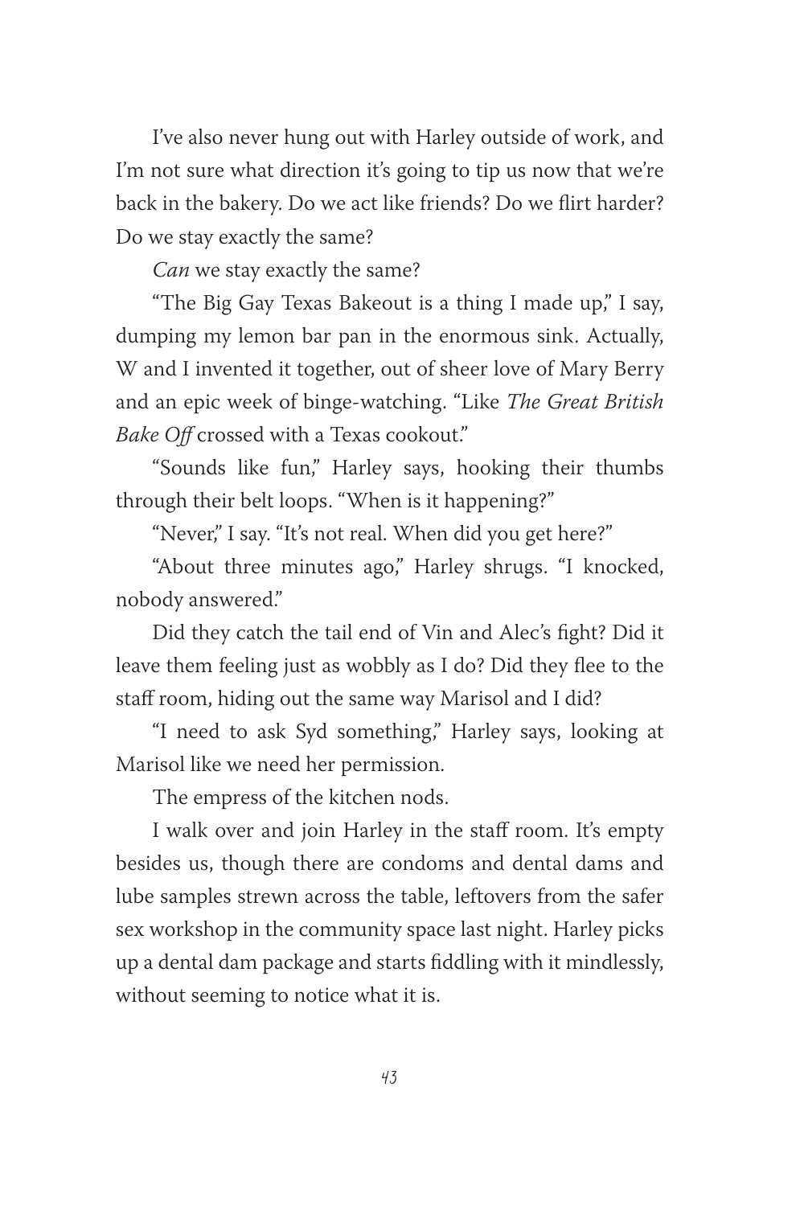I've also never hung out with Harley outside of work, and I'm not sure what direction it's going to tip us now that we're back in the bakery. Do we act like friends? Do we flirt harder? Do we stay exactly the same?

*Can* we stay exactly the same?

"The Big Gay Texas Bakeout is a thing I made up," I say, dumping my lemon bar pan in the enormous sink. Actually, W and I invented it together, out of sheer love of Mary Berry and an epic week of binge-watching. "Like *The Great British Bake Off* crossed with a Texas cookout."

"Sounds like fun," Harley says, hooking their thumbs through their belt loops. "When is it happening?"

"Never," I say. "It's not real. When did you get here?"

"About three minutes ago," Harley shrugs. "I knocked, nobody answered."

Did they catch the tail end of Vin and Alec's fight? Did it leave them feeling just as wobbly as I do? Did they flee to the staff room, hiding out the same way Marisol and I did?

"I need to ask Syd something," Harley says, looking at Marisol like we need her permission.

The empress of the kitchen nods.

I walk over and join Harley in the staff room. It's empty besides us, though there are condoms and dental dams and lube samples strewn across the table, leftovers from the safer sex workshop in the community space last night. Harley picks up a dental dam package and starts fiddling with it mindlessly, without seeming to notice what it is.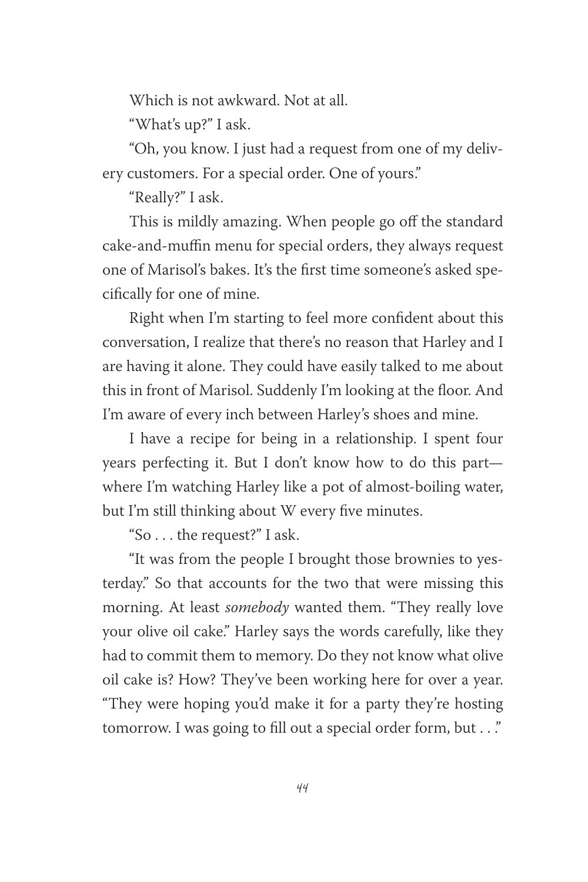Which is not awkward. Not at all.

"What's up?" I ask.

"Oh, you know. I just had a request from one of my delivery customers. For a special order. One of yours."

"Really?" I ask.

This is mildly amazing. When people go off the standard cake-and-muffin menu for special orders, they always request one of Marisol's bakes. It's the first time someone's asked specifically for one of mine.

Right when I'm starting to feel more confident about this conversation, I realize that there's no reason that Harley and I are having it alone. They could have easily talked to me about this in front of Marisol. Suddenly I'm looking at the floor. And I'm aware of every inch between Harley's shoes and mine.

I have a recipe for being in a relationship. I spent four years perfecting it. But I don't know how to do this part—where I'm watching Harley like a pot of almost-boiling water, but I'm still thinking about W every five minutes.

"So . . . the request?" I ask.

"It was from the people I brought those brownies to yesterday." So that accounts for the two that were missing this morning. At least *somebody* wanted them. "They really love your olive oil cake." Harley says the words carefully, like they had to commit them to memory. Do they not know what olive oil cake is? How? They've been working here for over a year. "They were hoping you'd make it for a party they're hosting tomorrow. I was going to fill out a special order form, but . . ."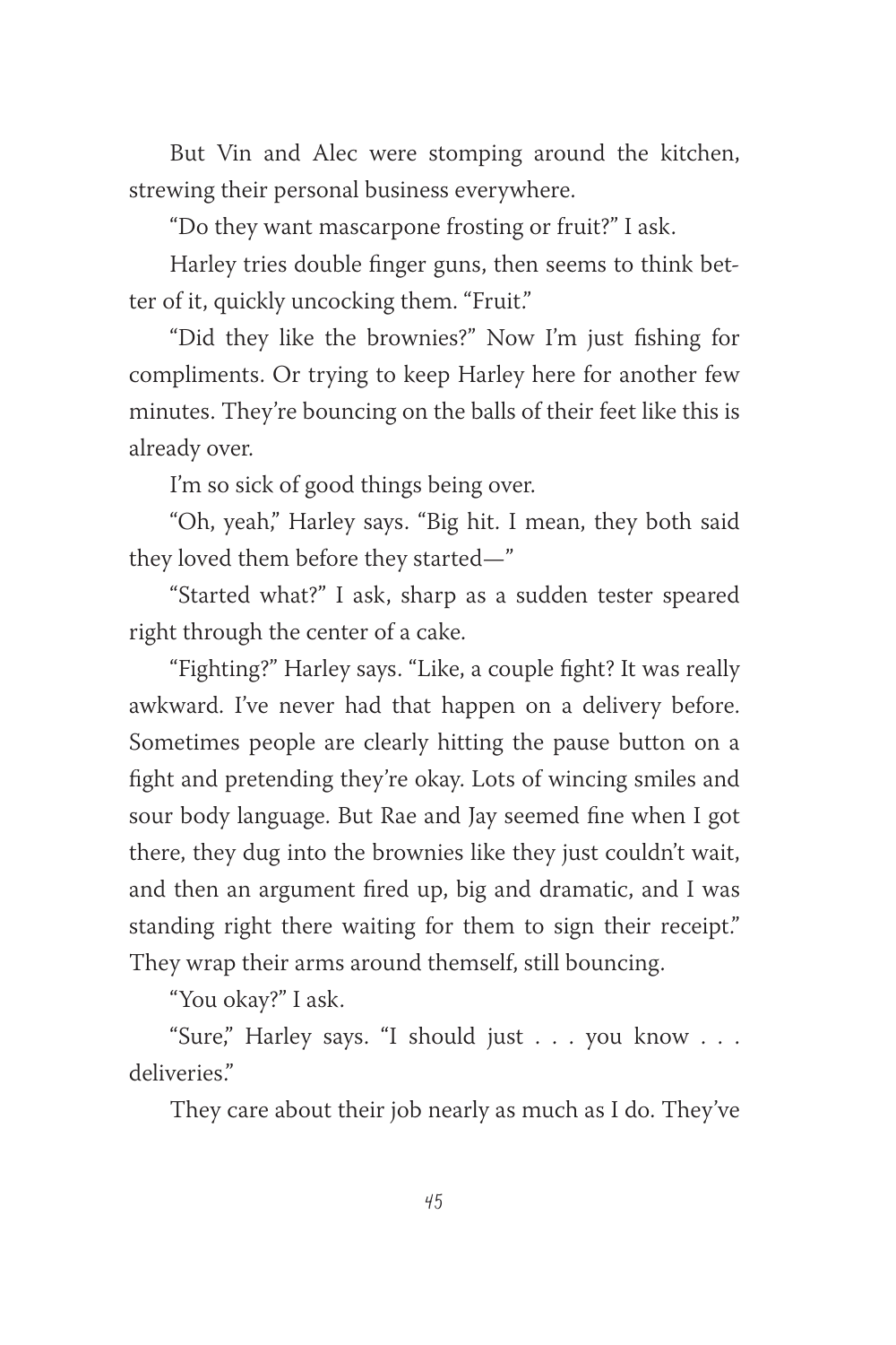But Vin and Alec were stomping around the kitchen, strewing their personal business everywhere.

"Do they want mascarpone frosting or fruit?" I ask.

Harley tries double finger guns, then seems to think better of it, quickly uncocking them. "Fruit."

"Did they like the brownies?" Now I'm just fishing for compliments. Or trying to keep Harley here for another few minutes. They're bouncing on the balls of their feet like this is already over.

I'm so sick of good things being over.

"Oh, yeah," Harley says. "Big hit. I mean, they both said they loved them before they started—"

"Started what?" I ask, sharp as a sudden tester speared right through the center of a cake.

"Fighting?" Harley says. "Like, a couple fight? It was really awkward. I've never had that happen on a delivery before. Sometimes people are clearly hitting the pause button on a fight and pretending they're okay. Lots of wincing smiles and sour body language. But Rae and Jay seemed fine when I got there, they dug into the brownies like they just couldn't wait, and then an argument fired up, big and dramatic, and I was standing right there waiting for them to sign their receipt." They wrap their arms around themself, still bouncing.

"You okay?" I ask.

"Sure," Harley says. "I should just . . . you know . . . deliveries."

They care about their job nearly as much as I do. They've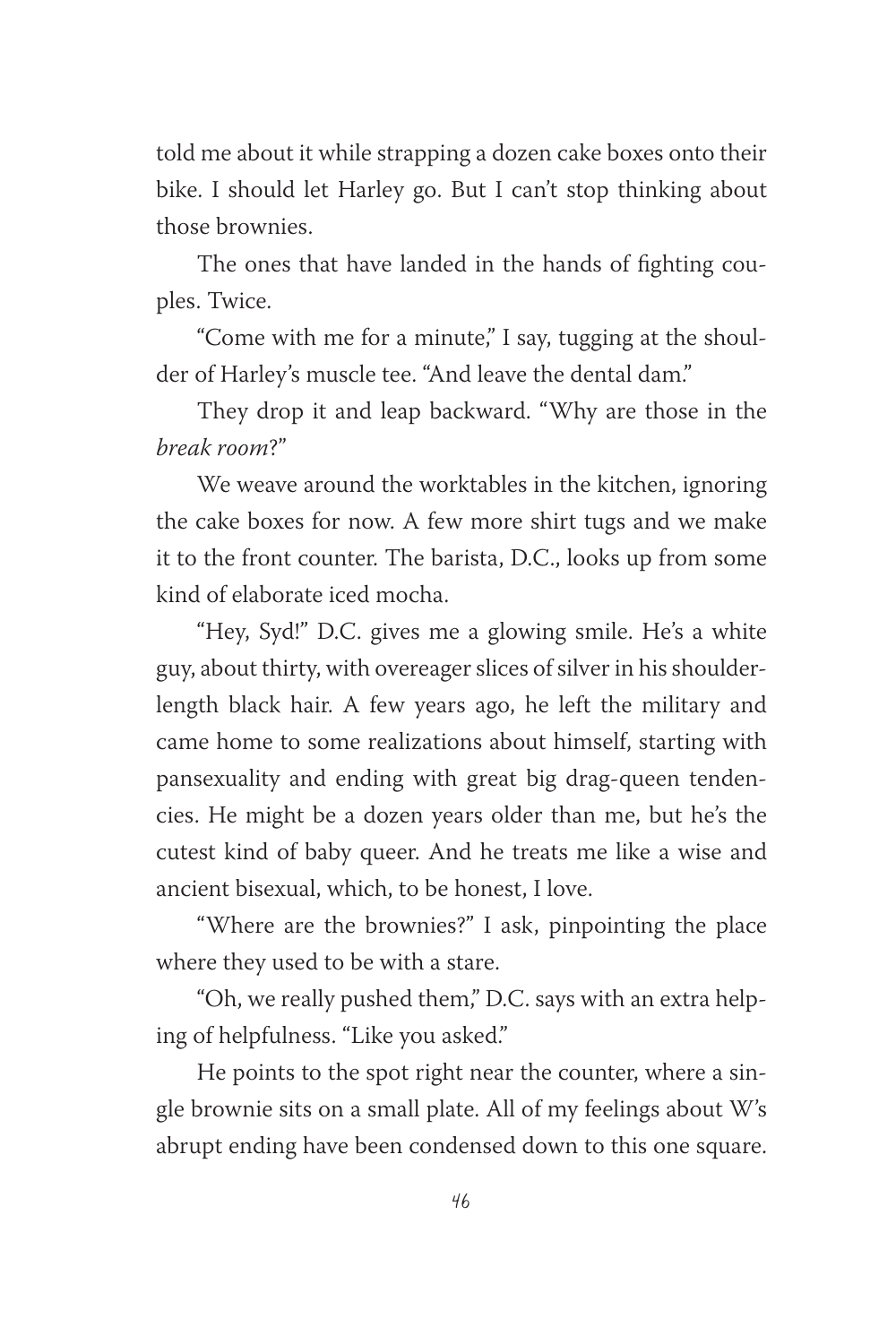told me about it while strapping a dozen cake boxes onto their bike. I should let Harley go. But I can't stop thinking about those brownies.

The ones that have landed in the hands of fighting couples. Twice.

"Come with me for a minute," I say, tugging at the shoulder of Harley's muscle tee. "And leave the dental dam."

They drop it and leap backward. "Why are those in the *break room*?"

We weave around the worktables in the kitchen, ignoring the cake boxes for now. A few more shirt tugs and we make it to the front counter. The barista, D.C., looks up from some kind of elaborate iced mocha.

"Hey, Syd!" D.C. gives me a glowing smile. He's a white guy, about thirty, with overeager slices of silver in his shoulder-length black hair. A few years ago, he left the military and came home to some realizations about himself, starting with pansexuality and ending with great big drag-queen tendencies. He might be a dozen years older than me, but he's the cutest kind of baby queer. And he treats me like a wise and ancient bisexual, which, to be honest, I love.

"Where are the brownies?" I ask, pinpointing the place where they used to be with a stare.

"Oh, we really pushed them," D.C. says with an extra helping of helpfulness. "Like you asked."

He points to the spot right near the counter, where a single brownie sits on a small plate. All of my feelings about W's abrupt ending have been condensed down to this one square.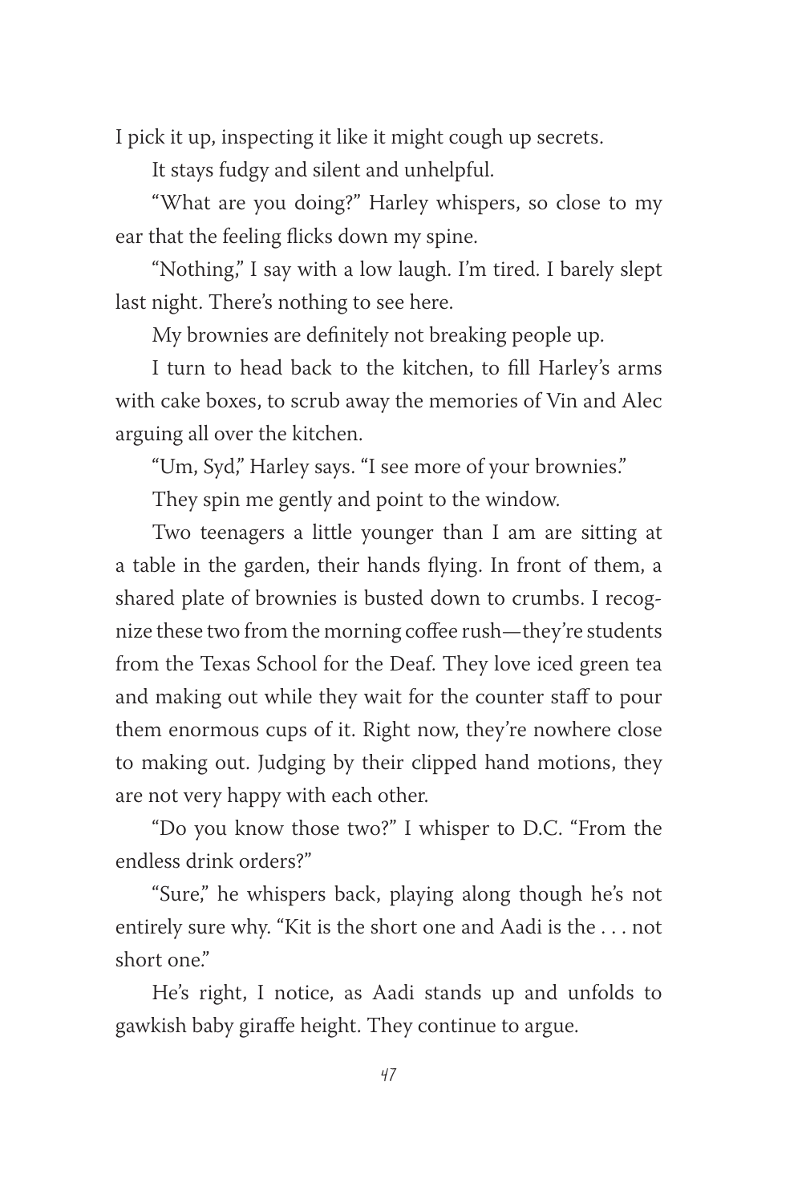I pick it up, inspecting it like it might cough up secrets.

It stays fudgy and silent and unhelpful.

"What are you doing?" Harley whispers, so close to my ear that the feeling flicks down my spine.

"Nothing," I say with a low laugh. I'm tired. I barely slept last night. There's nothing to see here.

My brownies are definitely not breaking people up.

I turn to head back to the kitchen, to fill Harley's arms with cake boxes, to scrub away the memories of Vin and Alec arguing all over the kitchen.

"Um, Syd," Harley says. "I see more of your brownies."

They spin me gently and point to the window.

Two teenagers a little younger than I am are sitting at a table in the garden, their hands flying. In front of them, a shared plate of brownies is busted down to crumbs. I recognize these two from the morning coffee rush—they're students from the Texas School for the Deaf. They love iced green tea and making out while they wait for the counter staff to pour them enormous cups of it. Right now, they're nowhere close to making out. Judging by their clipped hand motions, they are not very happy with each other.

"Do you know those two?" I whisper to D.C. "From the endless drink orders?"

"Sure," he whispers back, playing along though he's not entirely sure why. "Kit is the short one and Aadi is the . . . not short one."

He's right, I notice, as Aadi stands up and unfolds to gawkish baby giraffe height. They continue to argue.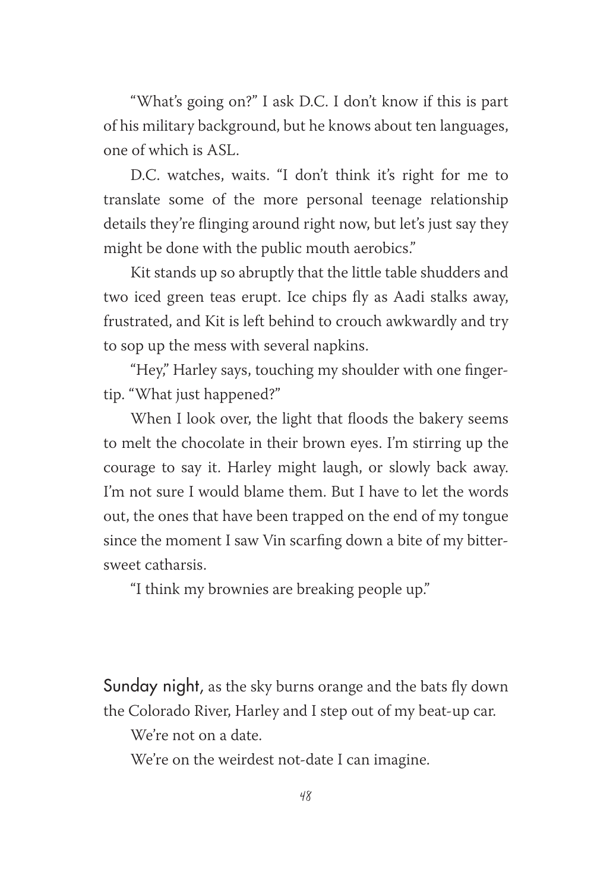"What's going on?" I ask D.C. I don't know if this is part of his military background, but he knows about ten languages, one of which is ASL.

D.C. watches, waits. "I don't think it's right for me to translate some of the more personal teenage relationship details they're flinging around right now, but let's just say they might be done with the public mouth aerobics."

Kit stands up so abruptly that the little table shudders and two iced green teas erupt. Ice chips fly as Aadi stalks away, frustrated, and Kit is left behind to crouch awkwardly and try to sop up the mess with several napkins.

"Hey," Harley says, touching my shoulder with one fingertip. "What just happened?"

When I look over, the light that floods the bakery seems to melt the chocolate in their brown eyes. I'm stirring up the courage to say it. Harley might laugh, or slowly back away. I'm not sure I would blame them. But I have to let the words out, the ones that have been trapped on the end of my tongue since the moment I saw Vin scarfing down a bite of my bittersweet catharsis.

"I think my brownies are breaking people up."

Sunday night, as the sky burns orange and the bats fly down the Colorado River, Harley and I step out of my beat-up car.

We're not on a date.

We're on the weirdest not-date I can imagine.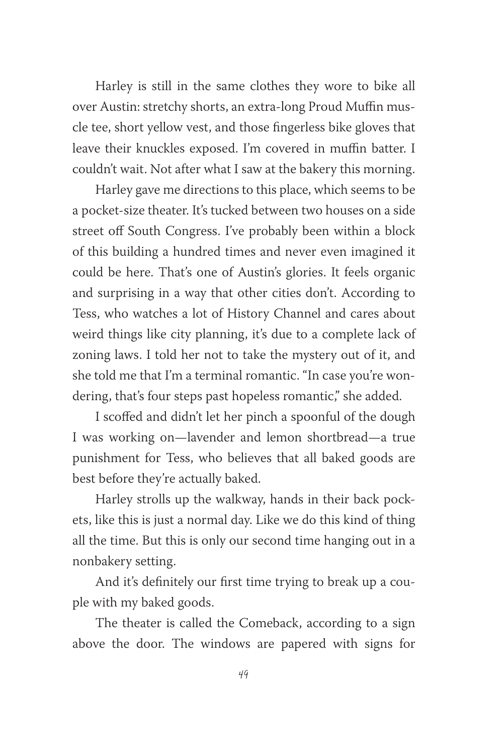Harley is still in the same clothes they wore to bike all over Austin: stretchy shorts, an extra-long Proud Muffin muscle tee, short yellow vest, and those fingerless bike gloves that leave their knuckles exposed. I'm covered in muffin batter. I couldn't wait. Not after what I saw at the bakery this morning.

Harley gave me directions to this place, which seems to be a pocket-size theater. It's tucked between two houses on a side street off South Congress. I've probably been within a block of this building a hundred times and never even imagined it could be here. That's one of Austin's glories. It feels organic and surprising in a way that other cities don't. According to Tess, who watches a lot of History Channel and cares about weird things like city planning, it's due to a complete lack of zoning laws. I told her not to take the mystery out of it, and she told me that I'm a terminal romantic. "In case you're wondering, that's four steps past hopeless romantic," she added.

I scoffed and didn't let her pinch a spoonful of the dough I was working on—lavender and lemon shortbread—a true punishment for Tess, who believes that all baked goods are best before they're actually baked.

Harley strolls up the walkway, hands in their back pockets, like this is just a normal day. Like we do this kind of thing all the time. But this is only our second time hanging out in a nonbakery setting.

And it's definitely our first time trying to break up a couple with my baked goods.

The theater is called the Comeback, according to a sign above the door. The windows are papered with signs for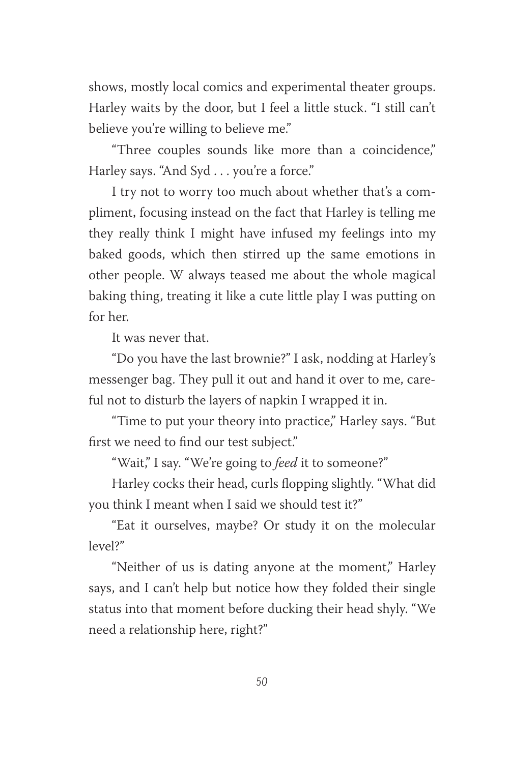shows, mostly local comics and experimental theater groups. Harley waits by the door, but I feel a little stuck. "I still can't believe you're willing to believe me."

"Three couples sounds like more than a coincidence," Harley says. "And Syd . . . you're a force."

I try not to worry too much about whether that's a compliment, focusing instead on the fact that Harley is telling me they really think I might have infused my feelings into my baked goods, which then stirred up the same emotions in other people. W always teased me about the whole magical baking thing, treating it like a cute little play I was putting on for her.

It was never that.

"Do you have the last brownie?" I ask, nodding at Harley's messenger bag. They pull it out and hand it over to me, careful not to disturb the layers of napkin I wrapped it in.

"Time to put your theory into practice," Harley says. "But first we need to find our test subject."

"Wait," I say. "We're going to *feed* it to someone?"

Harley cocks their head, curls flopping slightly. "What did you think I meant when I said we should test it?"

"Eat it ourselves, maybe? Or study it on the molecular level?"

"Neither of us is dating anyone at the moment," Harley says, and I can't help but notice how they folded their single status into that moment before ducking their head shyly. "We need a relationship here, right?"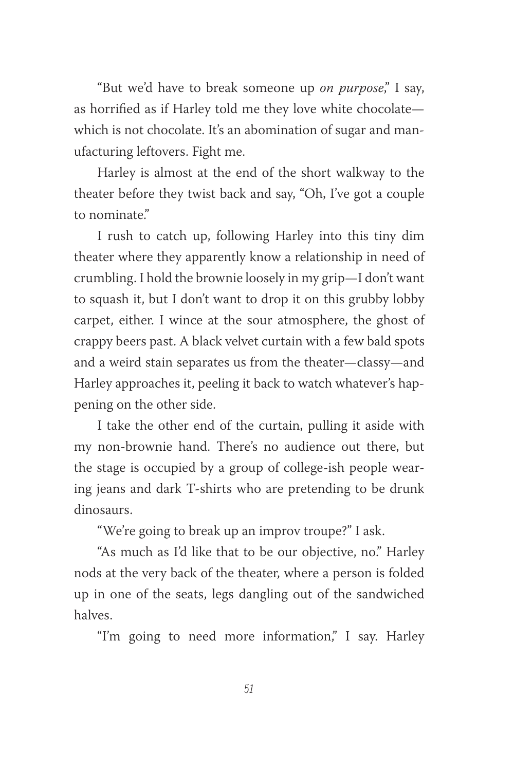"But we'd have to break someone up *on purpose*," I say, as horrified as if Harley told me they love white chocolate—which is not chocolate. It's an abomination of sugar and manufacturing leftovers. Fight me.

Harley is almost at the end of the short walkway to the theater before they twist back and say, "Oh, I've got a couple to nominate."

I rush to catch up, following Harley into this tiny dim theater where they apparently know a relationship in need of crumbling. I hold the brownie loosely in my grip—I don't want to squash it, but I don't want to drop it on this grubby lobby carpet, either. I wince at the sour atmosphere, the ghost of crappy beers past. A black velvet curtain with a few bald spots and a weird stain separates us from the theater—classy—and Harley approaches it, peeling it back to watch whatever's happening on the other side.

I take the other end of the curtain, pulling it aside with my non-brownie hand. There's no audience out there, but the stage is occupied by a group of college-ish people wearing jeans and dark T-shirts who are pretending to be drunk dinosaurs.

"We're going to break up an improv troupe?" I ask.

"As much as I'd like that to be our objective, no." Harley nods at the very back of the theater, where a person is folded up in one of the seats, legs dangling out of the sandwiched halves.

"I'm going to need more information," I say. Harley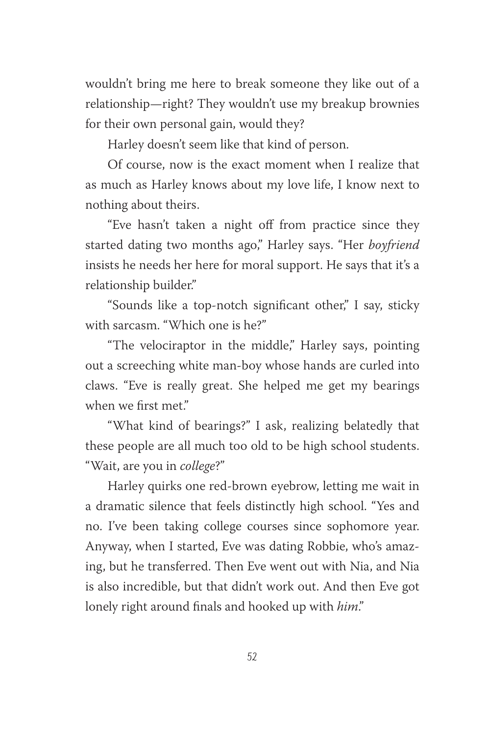wouldn't bring me here to break someone they like out of a relationship—right? They wouldn't use my breakup brownies for their own personal gain, would they?

Harley doesn't seem like that kind of person.

Of course, now is the exact moment when I realize that as much as Harley knows about my love life, I know next to nothing about theirs.

"Eve hasn't taken a night off from practice since they started dating two months ago," Harley says. "Her *boyfriend* insists he needs her here for moral support. He says that it's a relationship builder."

"Sounds like a top-notch significant other," I say, sticky with sarcasm. "Which one is he?"

"The velociraptor in the middle," Harley says, pointing out a screeching white man-boy whose hands are curled into claws. "Eve is really great. She helped me get my bearings when we first met."

"What kind of bearings?" I ask, realizing belatedly that these people are all much too old to be high school students. "Wait, are you in *college*?"

Harley quirks one red-brown eyebrow, letting me wait in a dramatic silence that feels distinctly high school. "Yes and no. I've been taking college courses since sophomore year. Anyway, when I started, Eve was dating Robbie, who's amazing, but he transferred. Then Eve went out with Nia, and Nia is also incredible, but that didn't work out. And then Eve got lonely right around finals and hooked up with *him*."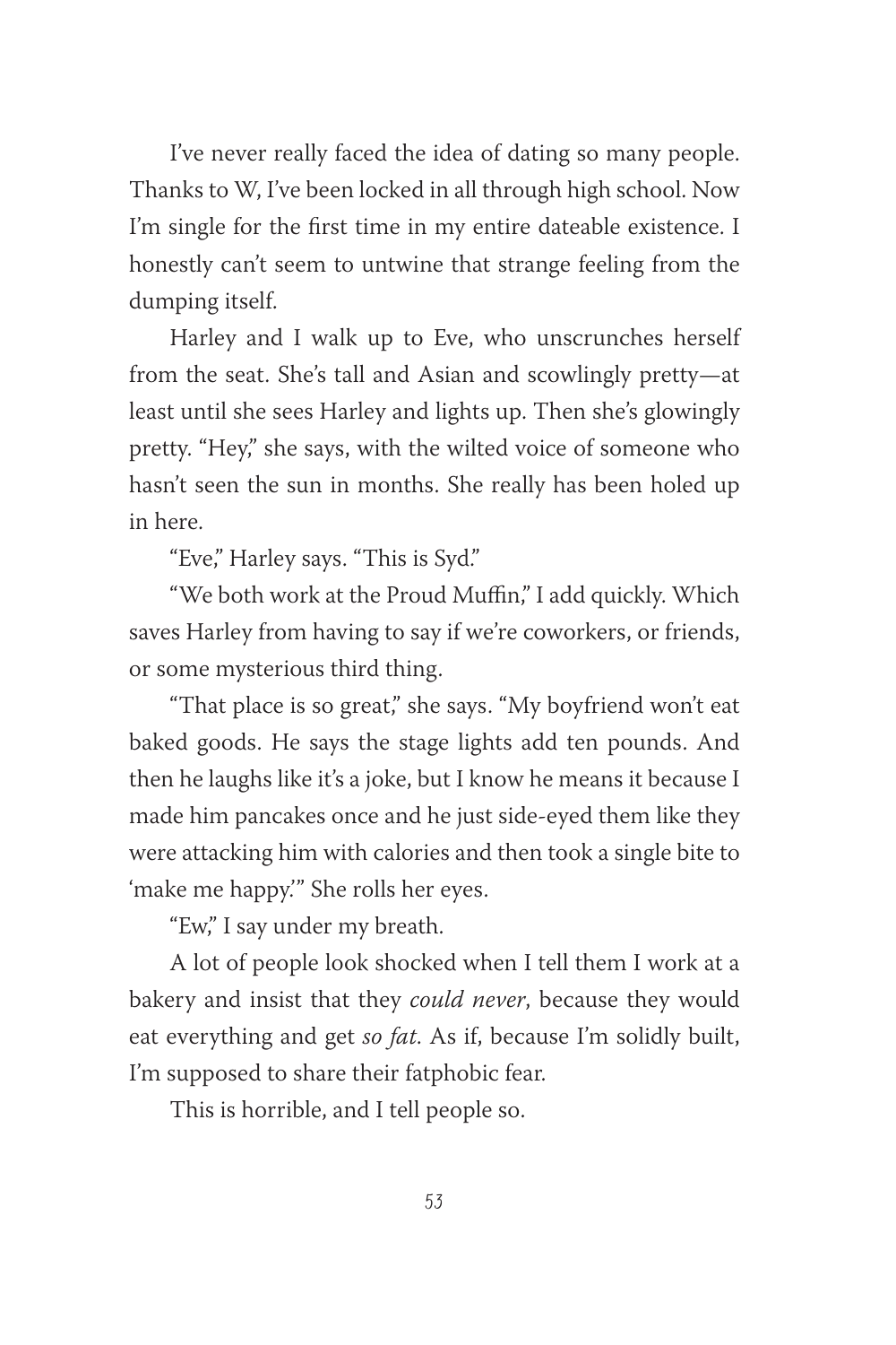I've never really faced the idea of dating so many people. Thanks to W, I've been locked in all through high school. Now I'm single for the first time in my entire dateable existence. I honestly can't seem to untwine that strange feeling from the dumping itself.

Harley and I walk up to Eve, who unscrunches herself from the seat. She's tall and Asian and scowlingly pretty—at least until she sees Harley and lights up. Then she's glowingly pretty. "Hey," she says, with the wilted voice of someone who hasn't seen the sun in months. She really has been holed up in here.

"Eve," Harley says. "This is Syd."

"We both work at the Proud Muffin," I add quickly. Which saves Harley from having to say if we're coworkers, or friends, or some mysterious third thing.

"That place is so great," she says. "My boyfriend won't eat baked goods. He says the stage lights add ten pounds. And then he laughs like it's a joke, but I know he means it because I made him pancakes once and he just side-eyed them like they were attacking him with calories and then took a single bite to 'make me happy.'" She rolls her eyes.

"Ew," I say under my breath.

A lot of people look shocked when I tell them I work at a bakery and insist that they *could never*, because they would eat everything and get *so fat.* As if, because I'm solidly built, I'm supposed to share their fatphobic fear.

This is horrible, and I tell people so.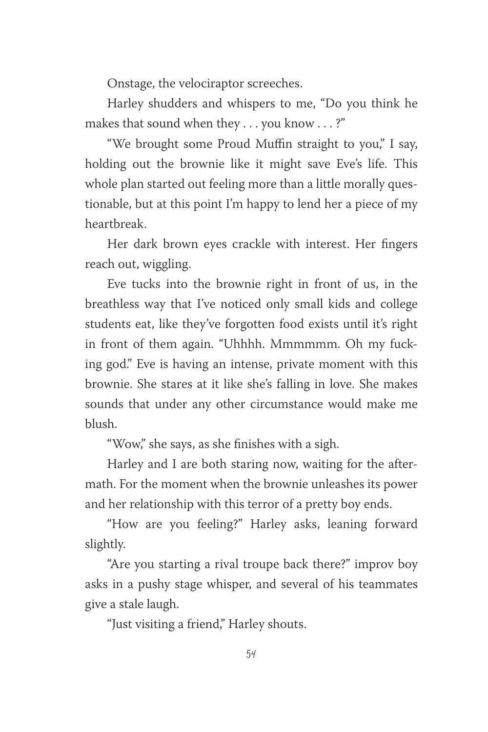Onstage, the velociraptor screeches.

Harley shudders and whispers to me, "Do you think he makes that sound when they . . . you know . . . ?"

"We brought some Proud Muffin straight to you," I say, holding out the brownie like it might save Eve's life. This whole plan started out feeling more than a little morally questionable, but at this point I'm happy to lend her a piece of my heartbreak.

Her dark brown eyes crackle with interest. Her fingers reach out, wiggling.

Eve tucks into the brownie right in front of us, in the breathless way that I've noticed only small kids and college students eat, like they've forgotten food exists until it's right in front of them again. "Uhhhh. Mmmmmm. Oh my fucking god." Eve is having an intense, private moment with this brownie. She stares at it like she's falling in love. She makes sounds that under any other circumstance would make me blush.

"Wow," she says, as she finishes with a sigh.

Harley and I are both staring now, waiting for the aftermath. For the moment when the brownie unleashes its power and her relationship with this terror of a pretty boy ends.

"How are you feeling?" Harley asks, leaning forward slightly.

"Are you starting a rival troupe back there?" improv boy asks in a pushy stage whisper, and several of his teammates give a stale laugh.

"Just visiting a friend," Harley shouts.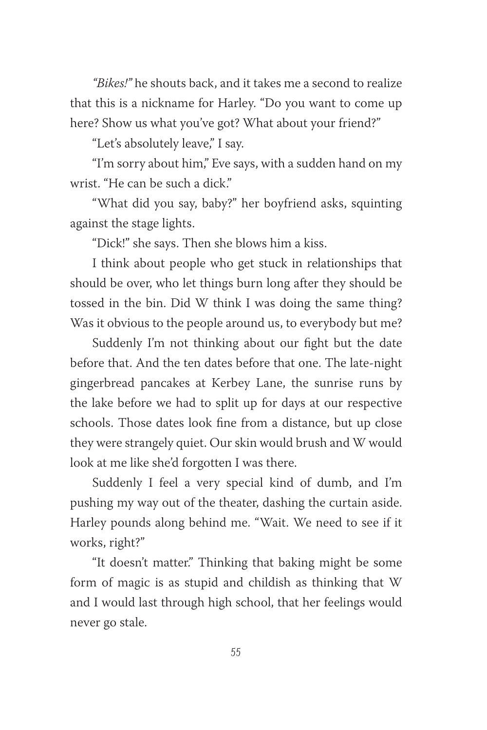*"Bikes!"* he shouts back, and it takes me a second to realize that this is a nickname for Harley. "Do you want to come up here? Show us what you've got? What about your friend?"

"Let's absolutely leave," I say.

"I'm sorry about him," Eve says, with a sudden hand on my wrist. "He can be such a dick."

"What did you say, baby?" her boyfriend asks, squinting against the stage lights.

"Dick!" she says. Then she blows him a kiss.

I think about people who get stuck in relationships that should be over, who let things burn long after they should be tossed in the bin. Did W think I was doing the same thing? Was it obvious to the people around us, to everybody but me?

Suddenly I'm not thinking about our fight but the date before that. And the ten dates before that one. The late-night gingerbread pancakes at Kerbey Lane, the sunrise runs by the lake before we had to split up for days at our respective schools. Those dates look fine from a distance, but up close they were strangely quiet. Our skin would brush and W would look at me like she'd forgotten I was there.

Suddenly I feel a very special kind of dumb, and I'm pushing my way out of the theater, dashing the curtain aside. Harley pounds along behind me. "Wait. We need to see if it works, right?"

"It doesn't matter." Thinking that baking might be some form of magic is as stupid and childish as thinking that W and I would last through high school, that her feelings would never go stale.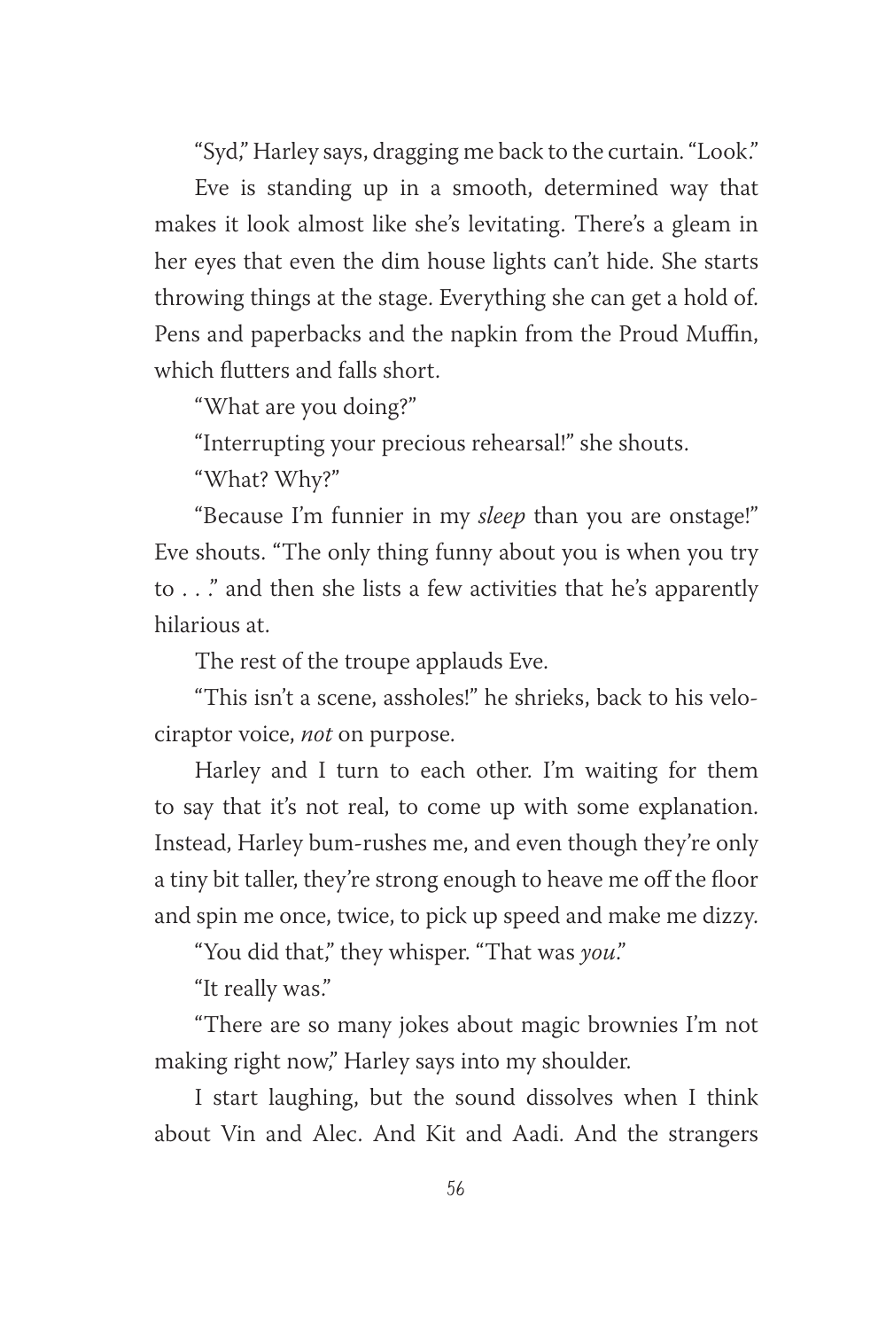"Syd," Harley says, dragging me back to the curtain. "Look."

Eve is standing up in a smooth, determined way that makes it look almost like she's levitating. There's a gleam in her eyes that even the dim house lights can't hide. She starts throwing things at the stage. Everything she can get a hold of. Pens and paperbacks and the napkin from the Proud Muffin, which flutters and falls short.

"What are you doing?"

"Interrupting your precious rehearsal!" she shouts.

"What? Why?"

"Because I'm funnier in my *sleep* than you are onstage!" Eve shouts. "The only thing funny about you is when you try to . . ." and then she lists a few activities that he's apparently hilarious at.

The rest of the troupe applauds Eve.

"This isn't a scene, assholes!" he shrieks, back to his velociraptor voice, *not* on purpose.

Harley and I turn to each other. I'm waiting for them to say that it's not real, to come up with some explanation. Instead, Harley bum-rushes me, and even though they're only a tiny bit taller, they're strong enough to heave me off the floor and spin me once, twice, to pick up speed and make me dizzy.

"You did that," they whisper. "That was *you*."

"It really was."

"There are so many jokes about magic brownies I'm not making right now," Harley says into my shoulder.

I start laughing, but the sound dissolves when I think about Vin and Alec. And Kit and Aadi. And the strangers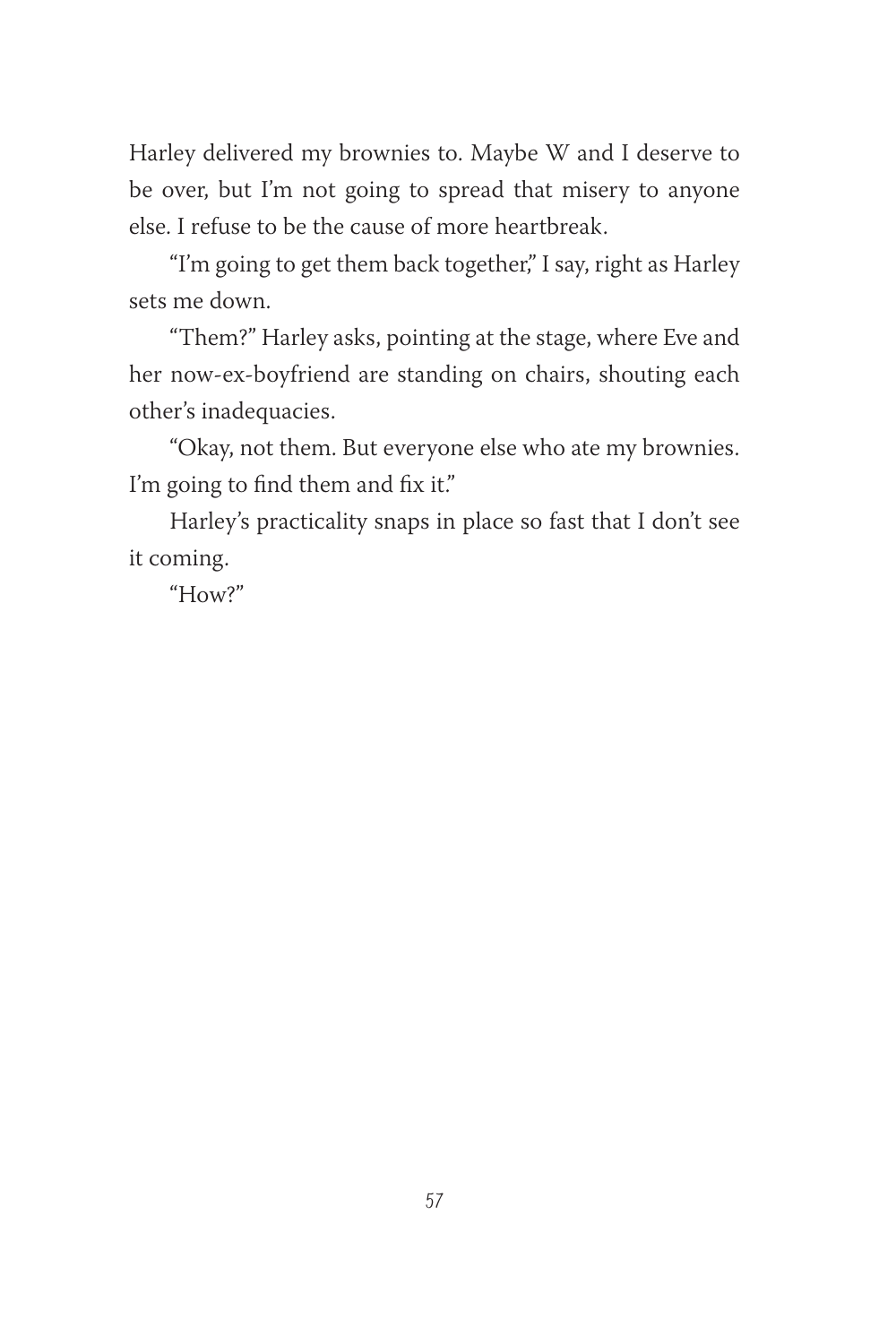Harley delivered my brownies to. Maybe W and I deserve to be over, but I'm not going to spread that misery to anyone else. I refuse to be the cause of more heartbreak.

"I'm going to get them back together," I say, right as Harley sets me down.

"Them?" Harley asks, pointing at the stage, where Eve and her now-ex-boyfriend are standing on chairs, shouting each other's inadequacies.

"Okay, not them. But everyone else who ate my brownies. I'm going to find them and fix it."

Harley's practicality snaps in place so fast that I don't see it coming.

"How?"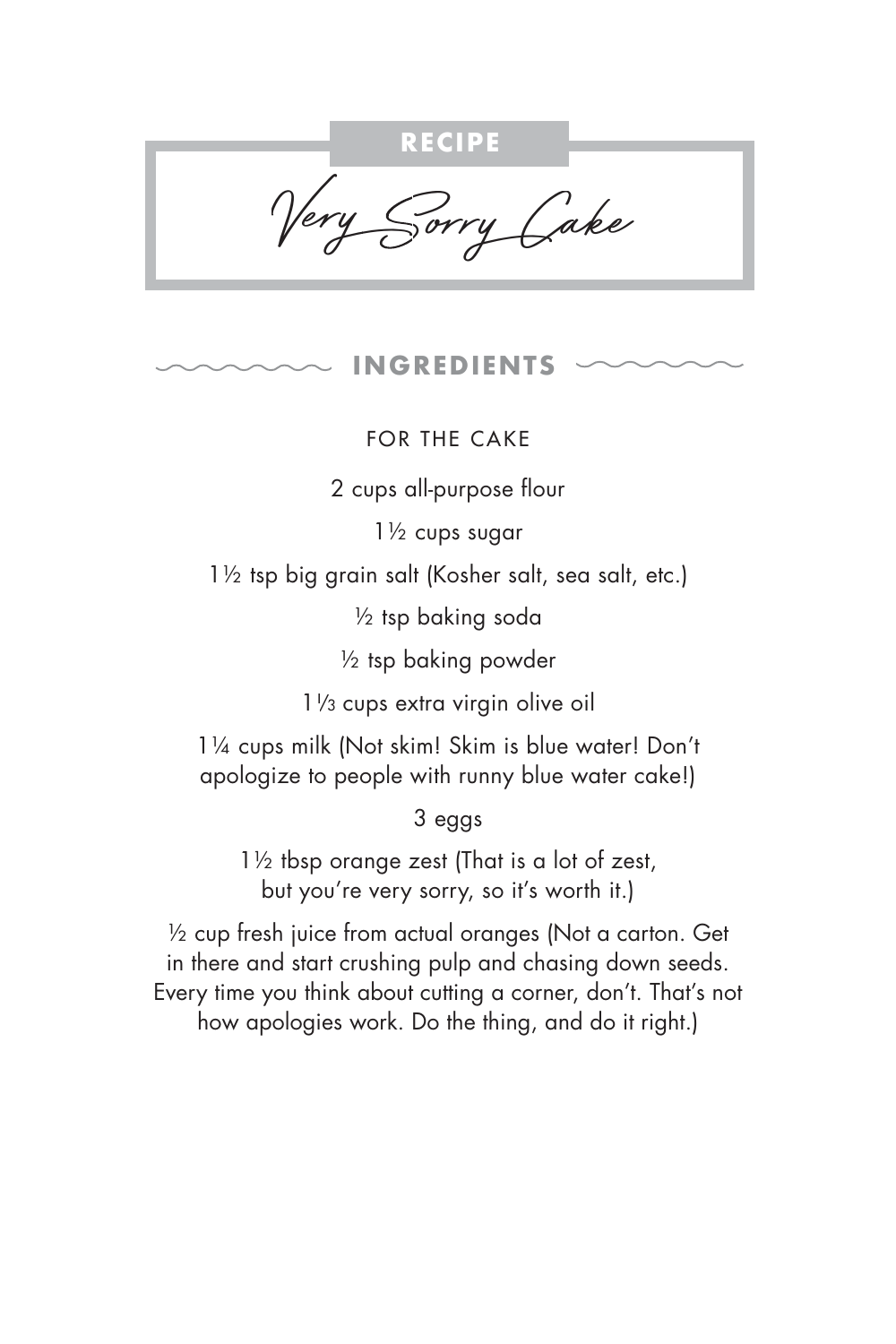RECIPE

# Very Sorry Cake

## INGREDIENTS

### FOR THE CAKE

2 cups all-purpose flour

1½ cups sugar

1½ tsp big grain salt (Kosher salt, sea salt, etc.)

½ tsp baking soda

½ tsp baking powder

1⅓ cups extra virgin olive oil

1¼ cups milk (Not skim! Skim is blue water! Don't apologize to people with runny blue water cake!)

3 eggs

1½ tbsp orange zest (That is a lot of zest, but you're very sorry, so it's worth it.)

½ cup fresh juice from actual oranges (Not a carton. Get in there and start crushing pulp and chasing down seeds. Every time you think about cutting a corner, don't. That's not how apologies work. Do the thing, and do it right.)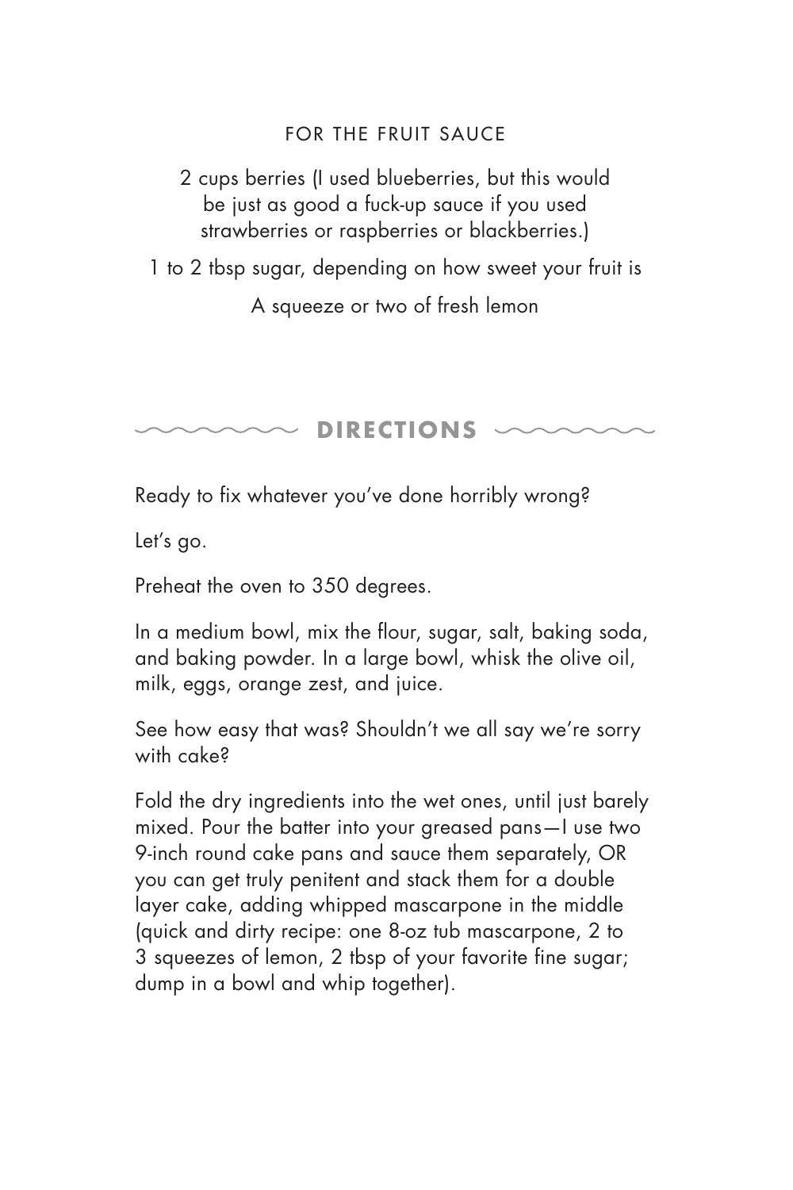### FOR THE FRUIT SAUCE

2 cups berries (I used blueberries, but this would be just as good a fuck-up sauce if you used strawberries or raspberries or blackberries.)

1 to 2 tbsp sugar, depending on how sweet your fruit is

A squeeze or two of fresh lemon

## DIRECTIONS

Ready to fix whatever you've done horribly wrong?

Let's go.

Preheat the oven to 350 degrees.

In a medium bowl, mix the flour, sugar, salt, baking soda, and baking powder. In a large bowl, whisk the olive oil, milk, eggs, orange zest, and juice.

See how easy that was? Shouldn't we all say we're sorry with cake?

Fold the dry ingredients into the wet ones, until just barely mixed. Pour the batter into your greased pans—I use two 9-inch round cake pans and sauce them separately, OR you can get truly penitent and stack them for a double layer cake, adding whipped mascarpone in the middle (quick and dirty recipe: one 8-oz tub mascarpone, 2 to 3 squeezes of lemon, 2 tbsp of your favorite fine sugar; dump in a bowl and whip together).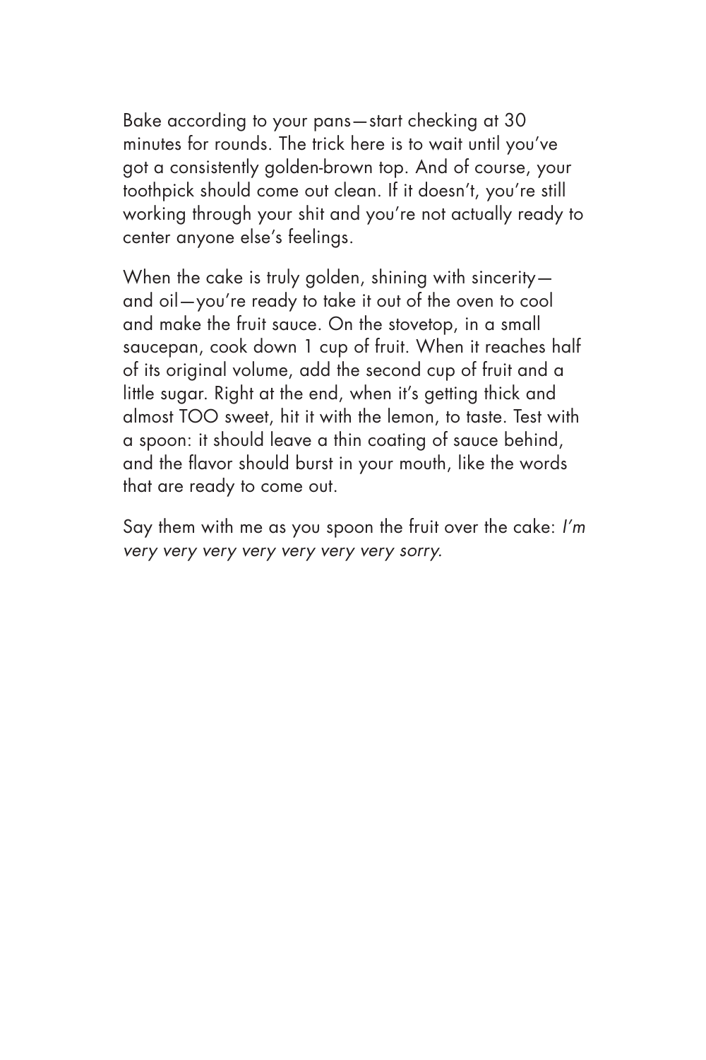Bake according to your pans—start checking at 30 minutes for rounds. The trick here is to wait until you've got a consistently golden-brown top. And of course, your toothpick should come out clean. If it doesn't, you're still working through your shit and you're not actually ready to center anyone else's feelings.

When the cake is truly golden, shining with sincerity—and oil—you're ready to take it out of the oven to cool and make the fruit sauce. On the stovetop, in a small saucepan, cook down 1 cup of fruit. When it reaches half of its original volume, add the second cup of fruit and a little sugar. Right at the end, when it's getting thick and almost TOO sweet, hit it with the lemon, to taste. Test with a spoon: it should leave a thin coating of sauce behind, and the flavor should burst in your mouth, like the words that are ready to come out.

Say them with me as you spoon the fruit over the cake: *I'm very very very very very very very sorry.*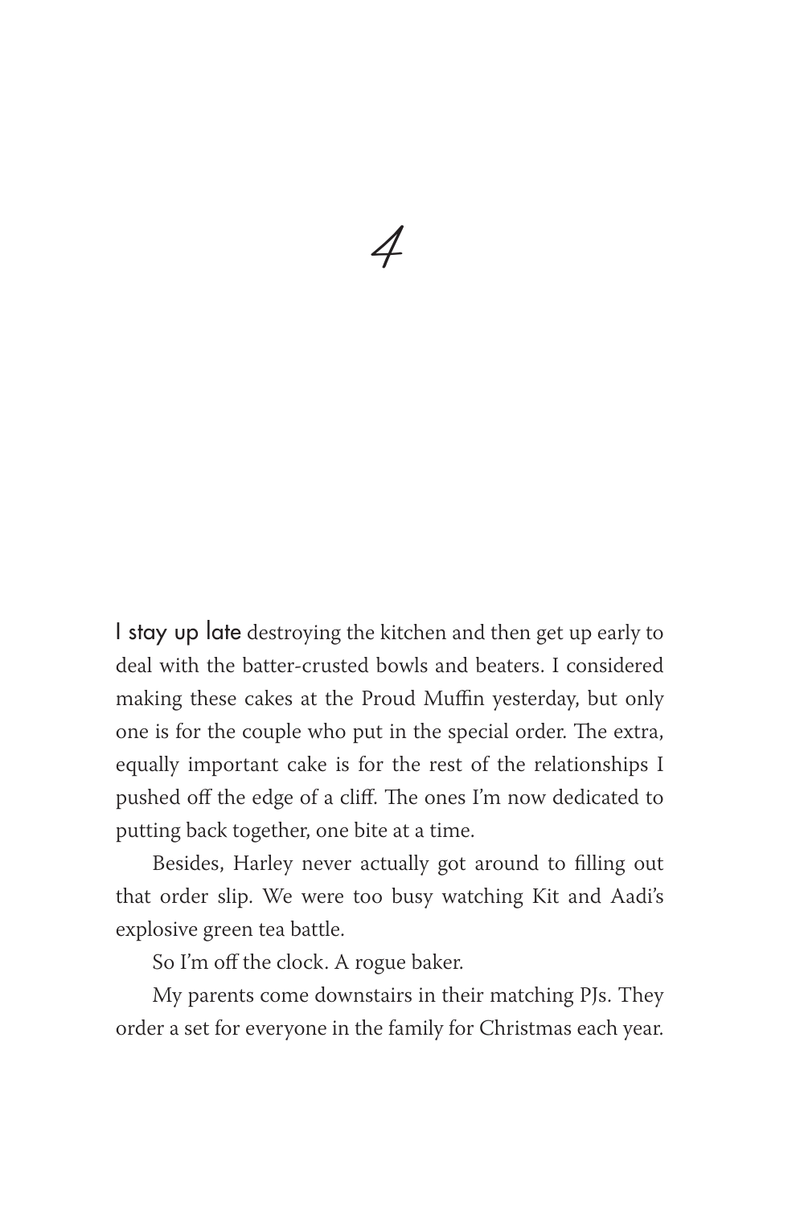# 4

I stay up late destroying the kitchen and then get up early to deal with the batter-crusted bowls and beaters. I considered making these cakes at the Proud Muffin yesterday, but only one is for the couple who put in the special order. The extra, equally important cake is for the rest of the relationships I pushed off the edge of a cliff. The ones I'm now dedicated to putting back together, one bite at a time.

Besides, Harley never actually got around to filling out that order slip. We were too busy watching Kit and Aadi's explosive green tea battle.

So I'm off the clock. A rogue baker.

My parents come downstairs in their matching PJs. They order a set for everyone in the family for Christmas each year.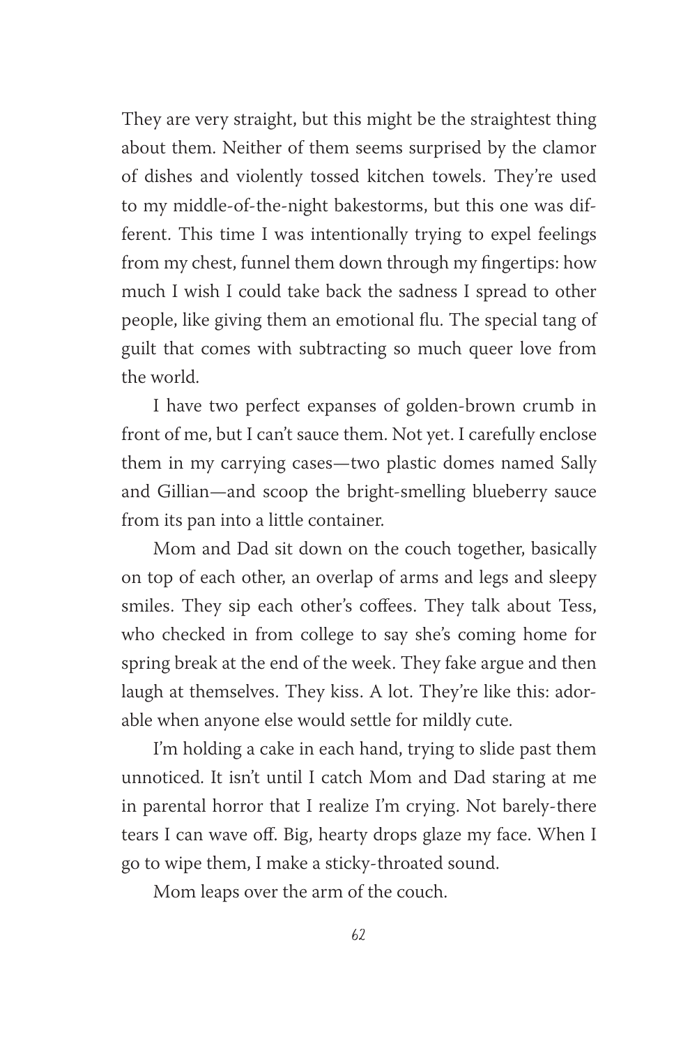They are very straight, but this might be the straightest thing about them. Neither of them seems surprised by the clamor of dishes and violently tossed kitchen towels. They're used to my middle-of-the-night bakestorms, but this one was different. This time I was intentionally trying to expel feelings from my chest, funnel them down through my fingertips: how much I wish I could take back the sadness I spread to other people, like giving them an emotional flu. The special tang of guilt that comes with subtracting so much queer love from the world.

I have two perfect expanses of golden-brown crumb in front of me, but I can't sauce them. Not yet. I carefully enclose them in my carrying cases—two plastic domes named Sally and Gillian—and scoop the bright-smelling blueberry sauce from its pan into a little container.

Mom and Dad sit down on the couch together, basically on top of each other, an overlap of arms and legs and sleepy smiles. They sip each other's coffees. They talk about Tess, who checked in from college to say she's coming home for spring break at the end of the week. They fake argue and then laugh at themselves. They kiss. A lot. They're like this: adorable when anyone else would settle for mildly cute.

I'm holding a cake in each hand, trying to slide past them unnoticed. It isn't until I catch Mom and Dad staring at me in parental horror that I realize I'm crying. Not barely-there tears I can wave off. Big, hearty drops glaze my face. When I go to wipe them, I make a sticky-throated sound.

Mom leaps over the arm of the couch.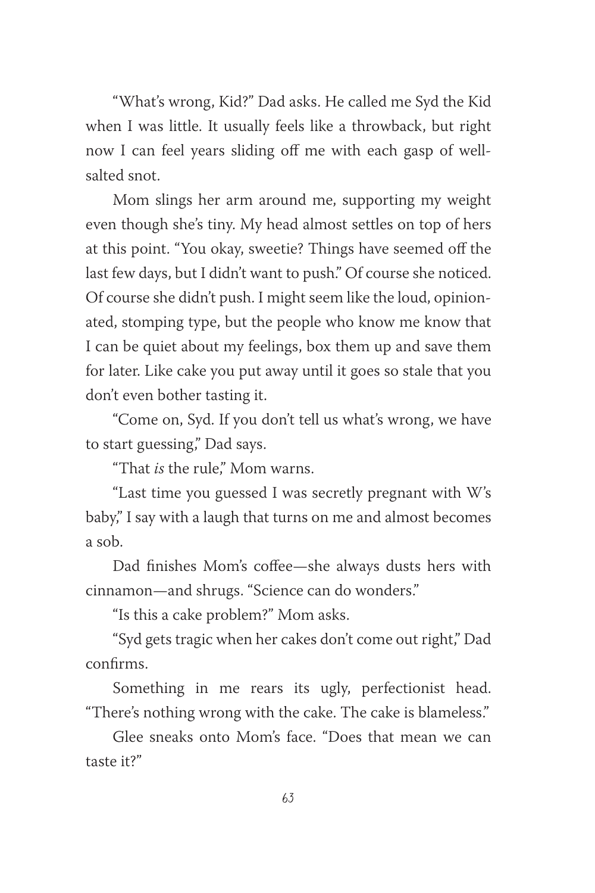"What's wrong, Kid?" Dad asks. He called me Syd the Kid when I was little. It usually feels like a throwback, but right now I can feel years sliding off me with each gasp of well-salted snot.

Mom slings her arm around me, supporting my weight even though she's tiny. My head almost settles on top of hers at this point. "You okay, sweetie? Things have seemed off the last few days, but I didn't want to push." Of course she noticed. Of course she didn't push. I might seem like the loud, opinionated, stomping type, but the people who know me know that I can be quiet about my feelings, box them up and save them for later. Like cake you put away until it goes so stale that you don't even bother tasting it.

"Come on, Syd. If you don't tell us what's wrong, we have to start guessing," Dad says.

"That *is* the rule," Mom warns.

"Last time you guessed I was secretly pregnant with W's baby," I say with a laugh that turns on me and almost becomes a sob.

Dad finishes Mom's coffee—she always dusts hers with cinnamon—and shrugs. "Science can do wonders."

"Is this a cake problem?" Mom asks.

"Syd gets tragic when her cakes don't come out right," Dad confirms.

Something in me rears its ugly, perfectionist head. "There's nothing wrong with the cake. The cake is blameless."

Glee sneaks onto Mom's face. "Does that mean we can taste it?"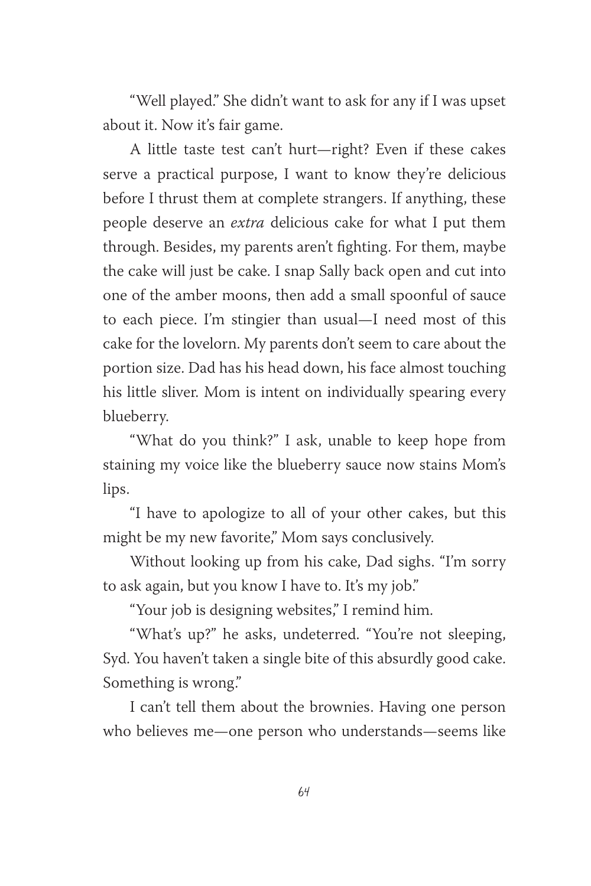"Well played." She didn't want to ask for any if I was upset about it. Now it's fair game.

A little taste test can't hurt—right? Even if these cakes serve a practical purpose, I want to know they're delicious before I thrust them at complete strangers. If anything, these people deserve an *extra* delicious cake for what I put them through. Besides, my parents aren't fighting. For them, maybe the cake will just be cake. I snap Sally back open and cut into one of the amber moons, then add a small spoonful of sauce to each piece. I'm stingier than usual—I need most of this cake for the lovelorn. My parents don't seem to care about the portion size. Dad has his head down, his face almost touching his little sliver. Mom is intent on individually spearing every blueberry.

"What do you think?" I ask, unable to keep hope from staining my voice like the blueberry sauce now stains Mom's lips.

"I have to apologize to all of your other cakes, but this might be my new favorite," Mom says conclusively.

Without looking up from his cake, Dad sighs. "I'm sorry to ask again, but you know I have to. It's my job."

"Your job is designing websites," I remind him.

"What's up?" he asks, undeterred. "You're not sleeping, Syd. You haven't taken a single bite of this absurdly good cake. Something is wrong."

I can't tell them about the brownies. Having one person who believes me—one person who understands—seems like